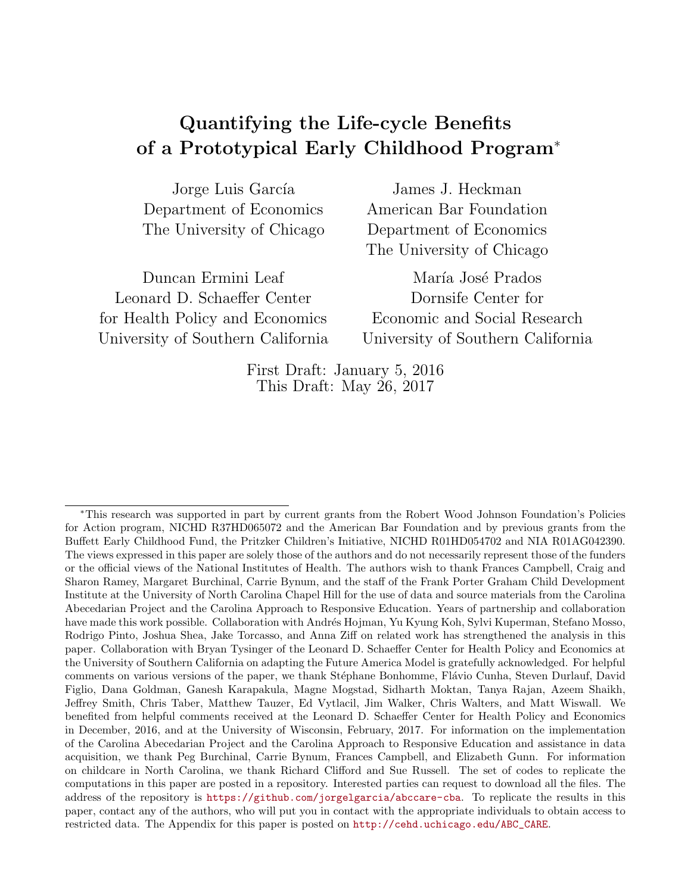# Quantifying the Life-cycle Benefits of a Prototypical Early Childhood Program*

Jorge Luis García
Department of Economics
The University of Chicago

James J. Heckman
American Bar Foundation
Department of Economics
The University of Chicago

Duncan Ermini Leaf
Leonard D. Schaeffer Center
for Health Policy and Economics
University of Southern California

María José Prados
Dornsife Center for
Economic and Social Research
University of Southern California

First Draft: January 5, 2016
This Draft: May 26, 2017

---

*This research was supported in part by current grants from the Robert Wood Johnson Foundation's Policies for Action program, NICHD R37HD065072 and the American Bar Foundation and by previous grants from the Buffett Early Childhood Fund, the Pritzker Children's Initiative, NICHD R01HD054702 and NIA R01AG042390. The views expressed in this paper are solely those of the authors and do not necessarily represent those of the funders or the official views of the National Institutes of Health. The authors wish to thank Frances Campbell, Craig and Sharon Ramey, Margaret Burchinal, Carrie Bynum, and the staff of the Frank Porter Graham Child Development Institute at the University of North Carolina Chapel Hill for the use of data and source materials from the Carolina Abecedarian Project and the Carolina Approach to Responsive Education. Years of partnership and collaboration have made this work possible. Collaboration with Andrés Hojman, Yu Kyung Koh, Sylvi Kuperman, Stefano Mosso, Rodrigo Pinto, Joshua Shea, Jake Torcasso, and Anna Ziff on related work has strengthened the analysis in this paper. Collaboration with Bryan Tysinger of the Leonard D. Schaeffer Center for Health Policy and Economics at the University of Southern California on adapting the Future America Model is gratefully acknowledged. For helpful comments on various versions of the paper, we thank Stéphane Bonhomme, Flávio Cunha, Steven Durlauf, David Figlio, Dana Goldman, Ganesh Karapakula, Magne Mogstad, Sidharth Moktan, Tanya Rajan, Azeem Shaikh, Jeffrey Smith, Chris Taber, Matthew Tauzer, Ed Vytlacil, Jim Walker, Chris Walters, and Matt Wiswall. We benefited from helpful comments received at the Leonard D. Schaeffer Center for Health Policy and Economics in December, 2016, and at the University of Wisconsin, February, 2017. For information on the implementation of the Carolina Abecedarian Project and the Carolina Approach to Responsive Education and assistance in data acquisition, we thank Peg Burchinal, Carrie Bynum, Frances Campbell, and Elizabeth Gunn. For information on childcare in North Carolina, we thank Richard Clifford and Sue Russell. The set of codes to replicate the computations in this paper are posted in a repository. Interested parties can request to download all the files. The address of the repository is https://github.com/jorgelgarcia/abccare-cba. To replicate the results in this paper, contact any of the authors, who will put you in contact with the appropriate individuals to obtain access to restricted data. The Appendix for this paper is posted on http://cehd.uchicago.edu/ABC_CARE.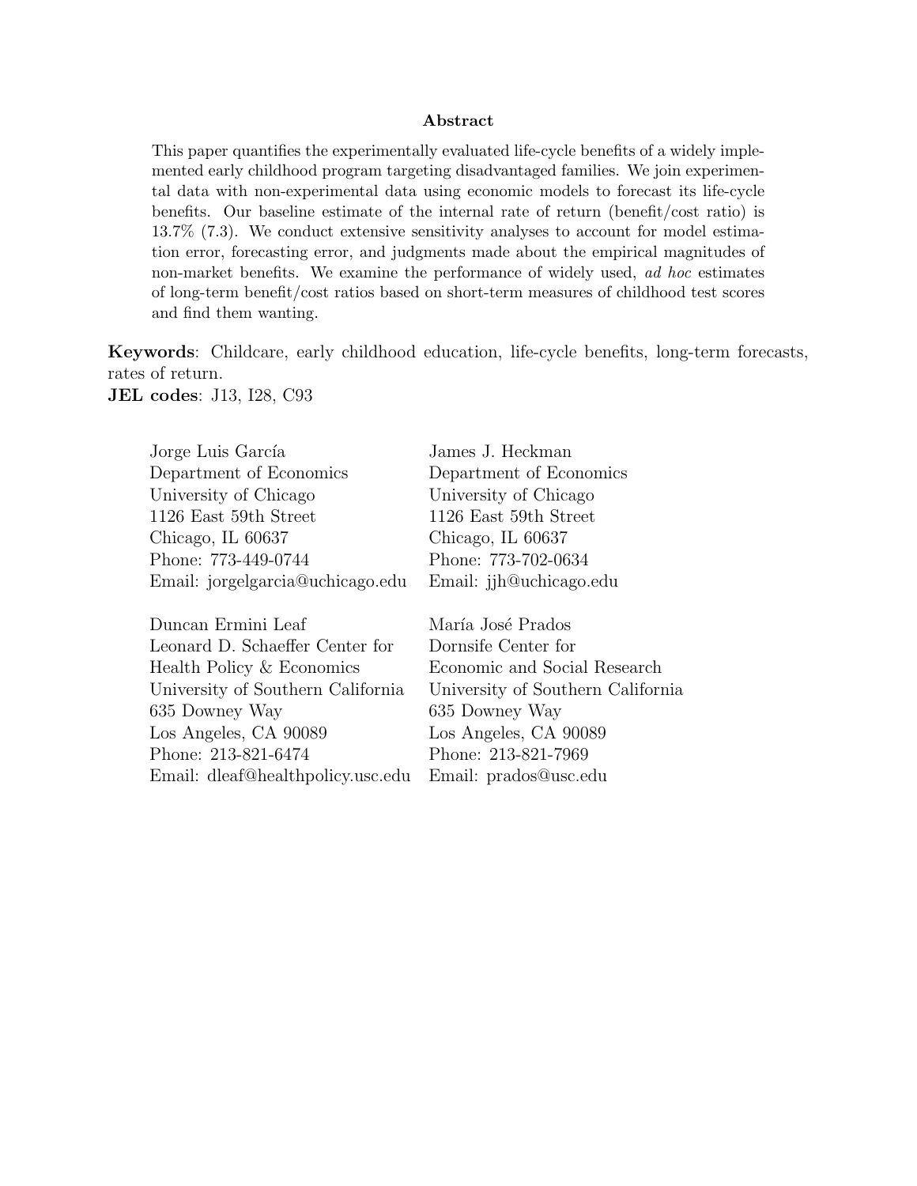## Abstract

This paper quantifies the experimentally evaluated life-cycle benefits of a widely implemented early childhood program targeting disadvantaged families. We join experimental data with non-experimental data using economic models to forecast its life-cycle benefits. Our baseline estimate of the internal rate of return (benefit/cost ratio) is 13.7% (7.3). We conduct extensive sensitivity analyses to account for model estimation error, forecasting error, and judgments made about the empirical magnitudes of non-market benefits. We examine the performance of widely used, *ad hoc* estimates of long-term benefit/cost ratios based on short-term measures of childhood test scores and find them wanting.

**Keywords**: Childcare, early childhood education, life-cycle benefits, long-term forecasts, rates of return.

**JEL codes**: J13, I28, C93

Jorge Luis García
Department of Economics
University of Chicago
1126 East 59th Street
Chicago, IL 60637
Phone: 773-449-0744
Email: jorgelgarcia@uchicago.edu

James J. Heckman
Department of Economics
University of Chicago
1126 East 59th Street
Chicago, IL 60637
Phone: 773-702-0634
Email: jjh@uchicago.edu

Duncan Ermini Leaf
Leonard D. Schaeffer Center for Health Policy & Economics
University of Southern California
635 Downey Way
Los Angeles, CA 90089
Phone: 213-821-6474
Email: dleaf@healthpolicy.usc.edu

María José Prados
Dornsife Center for Economic and Social Research
University of Southern California
635 Downey Way
Los Angeles, CA 90089
Phone: 213-821-7969
Email: prados@usc.edu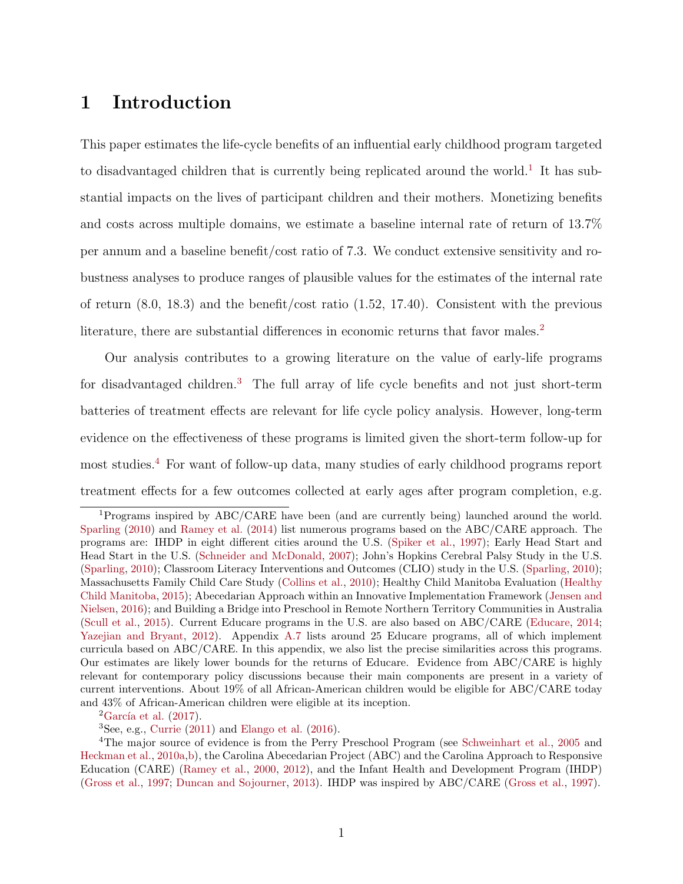# 1 Introduction

This paper estimates the life-cycle benefits of an influential early childhood program targeted to disadvantaged children that is currently being replicated around the world.[1] It has substantial impacts on the lives of participant children and their mothers. Monetizing benefits and costs across multiple domains, we estimate a baseline internal rate of return of 13.7% per annum and a baseline benefit/cost ratio of 7.3. We conduct extensive sensitivity and robustness analyses to produce ranges of plausible values for the estimates of the internal rate of return (8.0, 18.3) and the benefit/cost ratio (1.52, 17.40). Consistent with the previous literature, there are substantial differences in economic returns that favor males.[2]

Our analysis contributes to a growing literature on the value of early-life programs for disadvantaged children.[3] The full array of life cycle benefits and not just short-term batteries of treatment effects are relevant for life cycle policy analysis. However, long-term evidence on the effectiveness of these programs is limited given the short-term follow-up for most studies.[4] For want of follow-up data, many studies of early childhood programs report treatment effects for a few outcomes collected at early ages after program completion, e.g.

---

[1] Programs inspired by ABC/CARE have been (and are currently being) launched around the world. Sparling (2010) and Ramey et al. (2014) list numerous programs based on the ABC/CARE approach. The programs are: IHDP in eight different cities around the U.S. (Spiker et al., 1997); Early Head Start and Head Start in the U.S. (Schneider and McDonald, 2007); John's Hopkins Cerebral Palsy Study in the U.S. (Sparling, 2010); Classroom Literacy Interventions and Outcomes (CLIO) study in the U.S. (Sparling, 2010); Massachusetts Family Child Care Study (Collins et al., 2010); Healthy Child Manitoba Evaluation (Healthy Child Manitoba, 2015); Abecedarian Approach within an Innovative Implementation Framework (Jensen and Nielsen, 2016); and Building a Bridge into Preschool in Remote Northern Territory Communities in Australia (Scull et al., 2015). Current Educare programs in the U.S. are also based on ABC/CARE (Educare, 2014; Yazejian and Bryant, 2012). Appendix A.7 lists around 25 Educare programs, all of which implement curricula based on ABC/CARE. In this appendix, we also list the precise similarities across this programs. Our estimates are likely lower bounds for the returns of Educare. Evidence from ABC/CARE is highly relevant for contemporary policy discussions because their main components are present in a variety of current interventions. About 19% of all African-American children would be eligible for ABC/CARE today and 43% of African-American children were eligible at its inception.

[2] García et al. (2017).

[3] See, e.g., Currie (2011) and Elango et al. (2016).

[4] The major source of evidence is from the Perry Preschool Program (see Schweinhart et al., 2005 and Heckman et al., 2010a,b), the Carolina Abecedarian Project (ABC) and the Carolina Approach to Responsive Education (CARE) (Ramey et al., 2000, 2012), and the Infant Health and Development Program (IHDP) (Gross et al., 1997; Duncan and Sojourner, 2013). IHDP was inspired by ABC/CARE (Gross et al., 1997).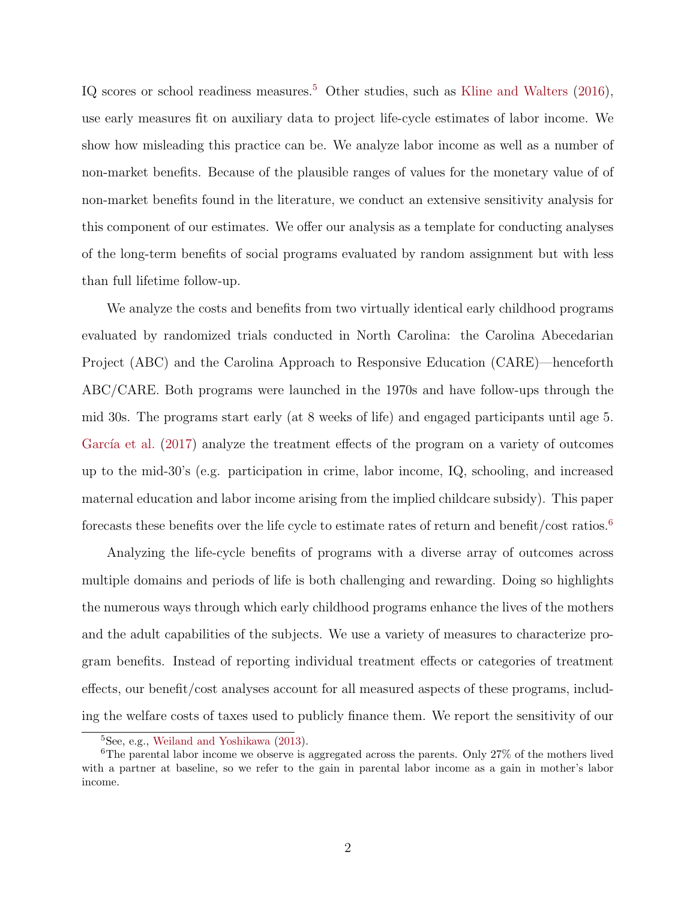IQ scores or school readiness measures.[5] Other studies, such as Kline and Walters (2016), use early measures fit on auxiliary data to project life-cycle estimates of labor income. We show how misleading this practice can be. We analyze labor income as well as a number of non-market benefits. Because of the plausible ranges of values for the monetary value of of non-market benefits found in the literature, we conduct an extensive sensitivity analysis for this component of our estimates. We offer our analysis as a template for conducting analyses of the long-term benefits of social programs evaluated by random assignment but with less than full lifetime follow-up.

We analyze the costs and benefits from two virtually identical early childhood programs evaluated by randomized trials conducted in North Carolina: the Carolina Abecedarian Project (ABC) and the Carolina Approach to Responsive Education (CARE)—henceforth ABC/CARE. Both programs were launched in the 1970s and have follow-ups through the mid 30s. The programs start early (at 8 weeks of life) and engaged participants until age 5. García et al. (2017) analyze the treatment effects of the program on a variety of outcomes up to the mid-30's (e.g. participation in crime, labor income, IQ, schooling, and increased maternal education and labor income arising from the implied childcare subsidy). This paper forecasts these benefits over the life cycle to estimate rates of return and benefit/cost ratios.[6]

Analyzing the life-cycle benefits of programs with a diverse array of outcomes across multiple domains and periods of life is both challenging and rewarding. Doing so highlights the numerous ways through which early childhood programs enhance the lives of the mothers and the adult capabilities of the subjects. We use a variety of measures to characterize program benefits. Instead of reporting individual treatment effects or categories of treatment effects, our benefit/cost analyses account for all measured aspects of these programs, including the welfare costs of taxes used to publicly finance them. We report the sensitivity of our

[5] See, e.g., Weiland and Yoshikawa (2013).

[6] The parental labor income we observe is aggregated across the parents. Only 27% of the mothers lived with a partner at baseline, so we refer to the gain in parental labor income as a gain in mother's labor income.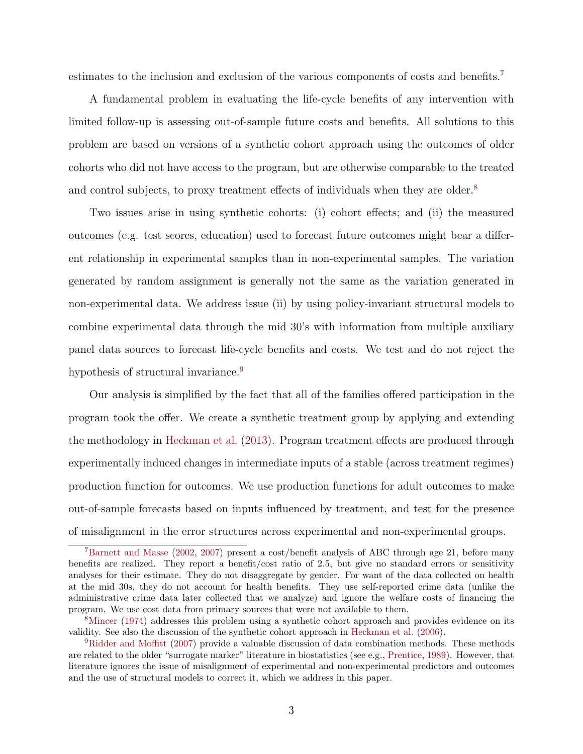estimates to the inclusion and exclusion of the various components of costs and benefits.[7]

A fundamental problem in evaluating the life-cycle benefits of any intervention with limited follow-up is assessing out-of-sample future costs and benefits. All solutions to this problem are based on versions of a synthetic cohort approach using the outcomes of older cohorts who did not have access to the program, but are otherwise comparable to the treated and control subjects, to proxy treatment effects of individuals when they are older.[8]

Two issues arise in using synthetic cohorts: (i) cohort effects; and (ii) the measured outcomes (e.g. test scores, education) used to forecast future outcomes might bear a different relationship in experimental samples than in non-experimental samples. The variation generated by random assignment is generally not the same as the variation generated in non-experimental data. We address issue (ii) by using policy-invariant structural models to combine experimental data through the mid 30's with information from multiple auxiliary panel data sources to forecast life-cycle benefits and costs. We test and do not reject the hypothesis of structural invariance.[9]

Our analysis is simplified by the fact that all of the families offered participation in the program took the offer. We create a synthetic treatment group by applying and extending the methodology in Heckman et al. (2013). Program treatment effects are produced through experimentally induced changes in intermediate inputs of a stable (across treatment regimes) production function for outcomes. We use production functions for adult outcomes to make out-of-sample forecasts based on inputs influenced by treatment, and test for the presence of misalignment in the error structures across experimental and non-experimental groups.

---

[7] Barnett and Masse (2002, 2007) present a cost/benefit analysis of ABC through age 21, before many benefits are realized. They report a benefit/cost ratio of 2.5, but give no standard errors or sensitivity analyses for their estimate. They do not disaggregate by gender. For want of the data collected on health at the mid 30s, they do not account for health benefits. They use self-reported crime data (unlike the administrative crime data later collected that we analyze) and ignore the welfare costs of financing the program. We use cost data from primary sources that were not available to them.

[8] Mincer (1974) addresses this problem using a synthetic cohort approach and provides evidence on its validity. See also the discussion of the synthetic cohort approach in Heckman et al. (2006).

[9] Ridder and Moffitt (2007) provide a valuable discussion of data combination methods. These methods are related to the older "surrogate marker" literature in biostatistics (see e.g., Prentice, 1989). However, that literature ignores the issue of misalignment of experimental and non-experimental predictors and outcomes and the use of structural models to correct it, which we address in this paper.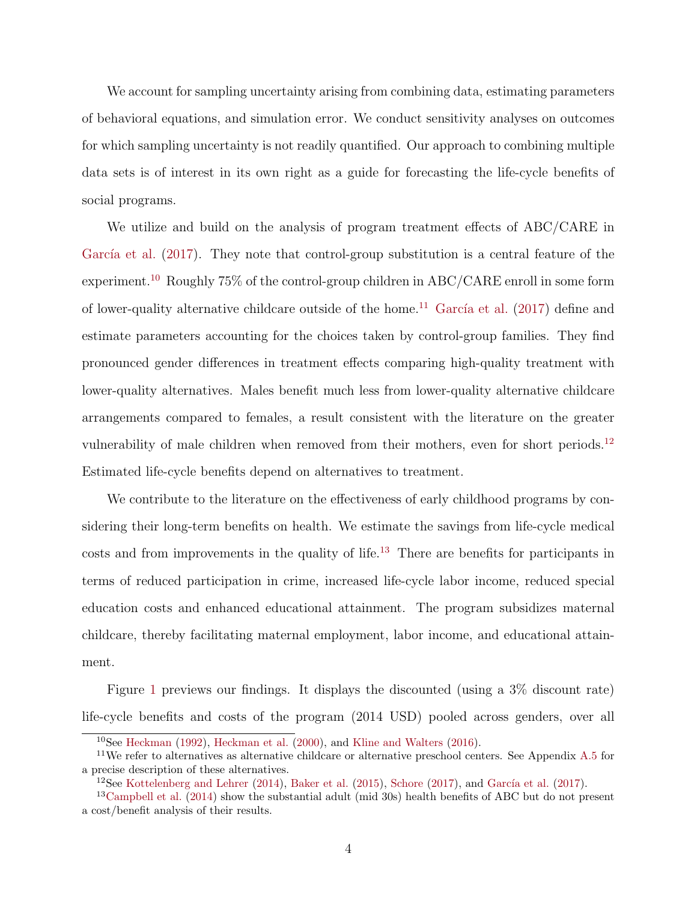We account for sampling uncertainty arising from combining data, estimating parameters of behavioral equations, and simulation error. We conduct sensitivity analyses on outcomes for which sampling uncertainty is not readily quantified. Our approach to combining multiple data sets is of interest in its own right as a guide for forecasting the life-cycle benefits of social programs.

We utilize and build on the analysis of program treatment effects of ABC/CARE in García et al. (2017). They note that control-group substitution is a central feature of the experiment.[10] Roughly 75% of the control-group children in ABC/CARE enroll in some form of lower-quality alternative childcare outside of the home.[11] García et al. (2017) define and estimate parameters accounting for the choices taken by control-group families. They find pronounced gender differences in treatment effects comparing high-quality treatment with lower-quality alternatives. Males benefit much less from lower-quality alternative childcare arrangements compared to females, a result consistent with the literature on the greater vulnerability of male children when removed from their mothers, even for short periods.[12] Estimated life-cycle benefits depend on alternatives to treatment.

We contribute to the literature on the effectiveness of early childhood programs by considering their long-term benefits on health. We estimate the savings from life-cycle medical costs and from improvements in the quality of life.[13] There are benefits for participants in terms of reduced participation in crime, increased life-cycle labor income, reduced special education costs and enhanced educational attainment. The program subsidizes maternal childcare, thereby facilitating maternal employment, labor income, and educational attainment.

Figure 1 previews our findings. It displays the discounted (using a 3% discount rate) life-cycle benefits and costs of the program (2014 USD) pooled across genders, over all

[10] See Heckman (1992), Heckman et al. (2000), and Kline and Walters (2016).

[11] We refer to alternatives as alternative childcare or alternative preschool centers. See Appendix A.5 for a precise description of these alternatives.

[12] See Kottelenberg and Lehrer (2014), Baker et al. (2015), Schore (2017), and García et al. (2017).

[13] Campbell et al. (2014) show the substantial adult (mid 30s) health benefits of ABC but do not present a cost/benefit analysis of their results.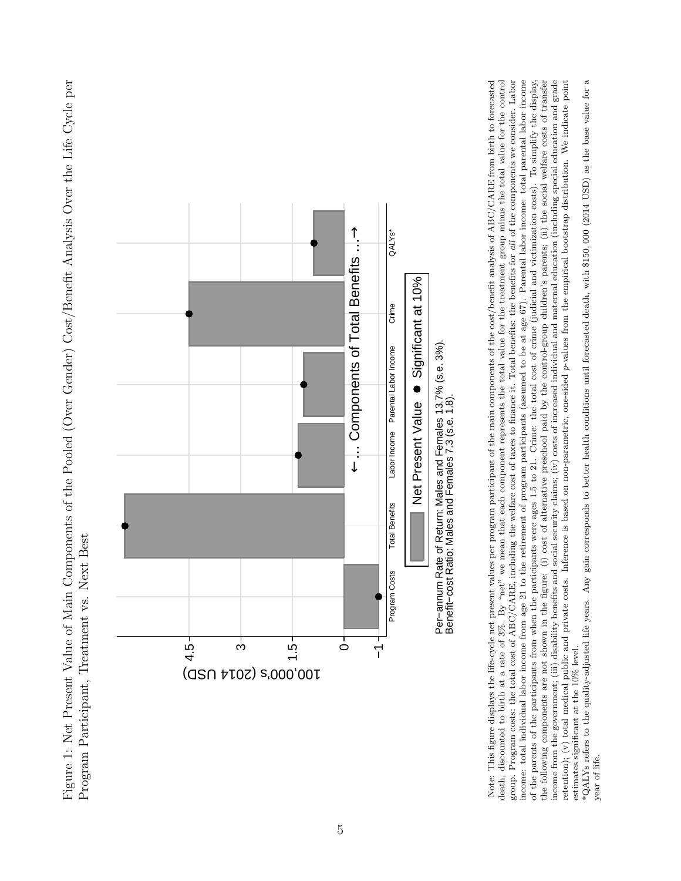Figure 1: Net Present Value of Main Components of the Pooled (Over Gender) Cost/Benefit Analysis Over the Life Cycle per Program Participant, Treatment vs. Next Best

Per−annum Rate of Return: Males and Females 13.7% (s.e. 3%).
Benefit−cost Ratio: Males and Females 7.3 (s.e. 1.8).

Note: This figure displays the life-cycle net present values per program participant of the main components of the cost/benefit analysis of ABC/CARE from birth to forecasted death, discounted to birth at a rate of 3%. By "net" we mean that each component represents the total value for the treatment group minus the total value for the control group. Program costs: the total cost of ABC/CARE, including the welfare cost of taxes to finance it. Total benefits: the benefits for *all* of the components we consider. Labor income: total individual labor income from age 21 to the retirement of program participants (assumed to be at age 67). Parental labor income: total parental labor income of the parents of the participants from when the participants were ages 1.5 to 21. Crime: the total cost of crime (judicial and victimization costs). To simplify the display, the following components are not shown in the figure: (i) cost of alternative preschool paid by the control-group children's parents; (ii) the social welfare costs of transfer income from the government; (iii) disability benefits and social security claims; (iv) costs of increased individual and maternal education (including special education and grade retention); (v) total medical public and private costs. Inference is based on non-parametric, one-sided $p$-values from the empirical bootstrap distribution. We indicate point estimates significant at the 10% level.

*QALYs refers to the quality-adjusted life years. Any gain corresponds to better health conditions until forecasted death, with $150,000 (2014 USD) as the base value for a year of life.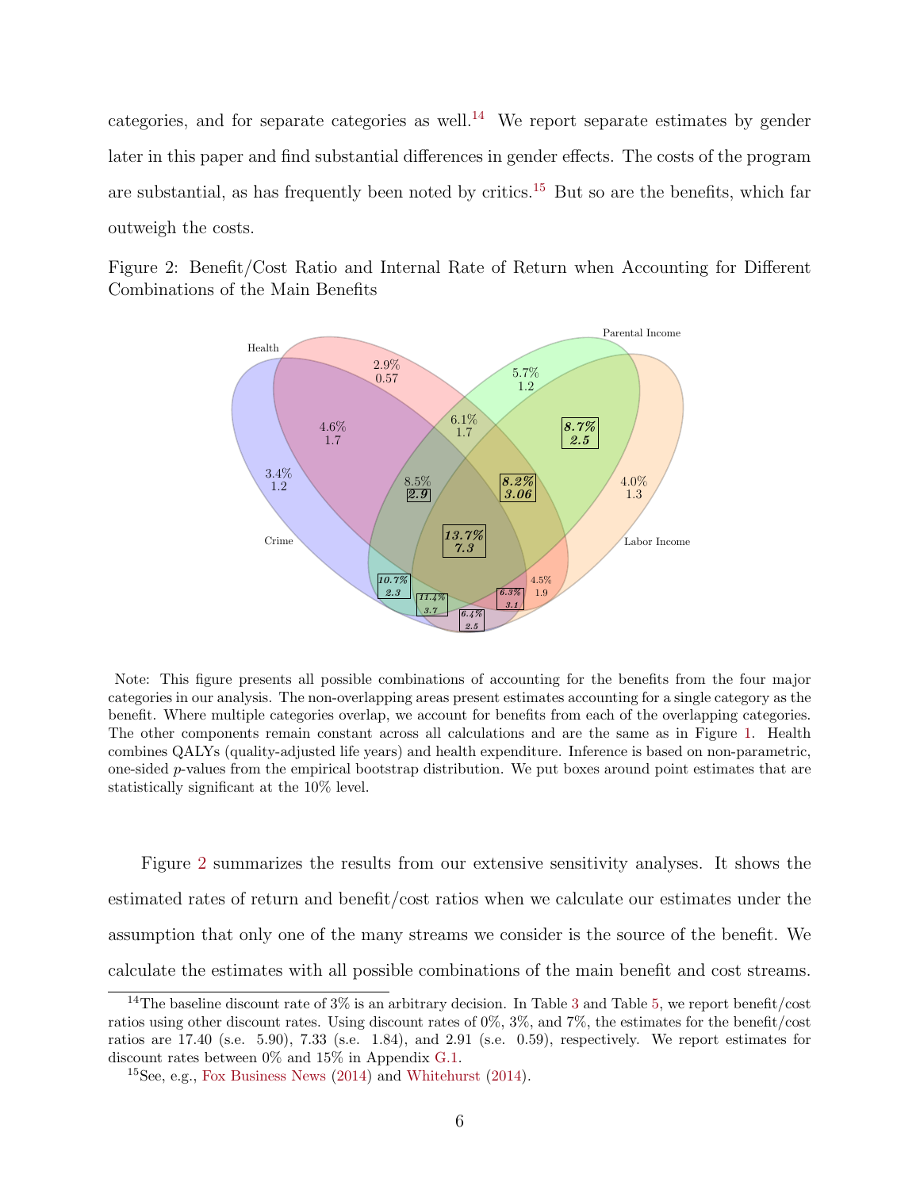categories, and for separate categories as well.[14] We report separate estimates by gender later in this paper and find substantial differences in gender effects. The costs of the program are substantial, as has frequently been noted by critics.[15] But so are the benefits, which far outweigh the costs.

Figure 2: Benefit/Cost Ratio and Internal Rate of Return when Accounting for Different Combinations of the Main Benefits

Note: This figure presents all possible combinations of accounting for the benefits from the four major categories in our analysis. The non-overlapping areas present estimates accounting for a single category as the benefit. Where multiple categories overlap, we account for benefits from each of the overlapping categories. The other components remain constant across all calculations and are the same as in Figure 1. Health combines QALYs (quality-adjusted life years) and health expenditure. Inference is based on non-parametric, one-sided $p$-values from the empirical bootstrap distribution. We put boxes around point estimates that are statistically significant at the 10% level.

Figure 2 summarizes the results from our extensive sensitivity analyses. It shows the estimated rates of return and benefit/cost ratios when we calculate our estimates under the assumption that only one of the many streams we consider is the source of the benefit. We calculate the estimates with all possible combinations of the main benefit and cost streams.

[14] The baseline discount rate of 3% is an arbitrary decision. In Table 3 and Table 5, we report benefit/cost ratios using other discount rates. Using discount rates of 0%, 3%, and 7%, the estimates for the benefit/cost ratios are 17.40 (s.e. 5.90), 7.33 (s.e. 1.84), and 2.91 (s.e. 0.59), respectively. We report estimates for discount rates between 0% and 15% in Appendix G.1.

[15] See, e.g., Fox Business News (2014) and Whitehurst (2014).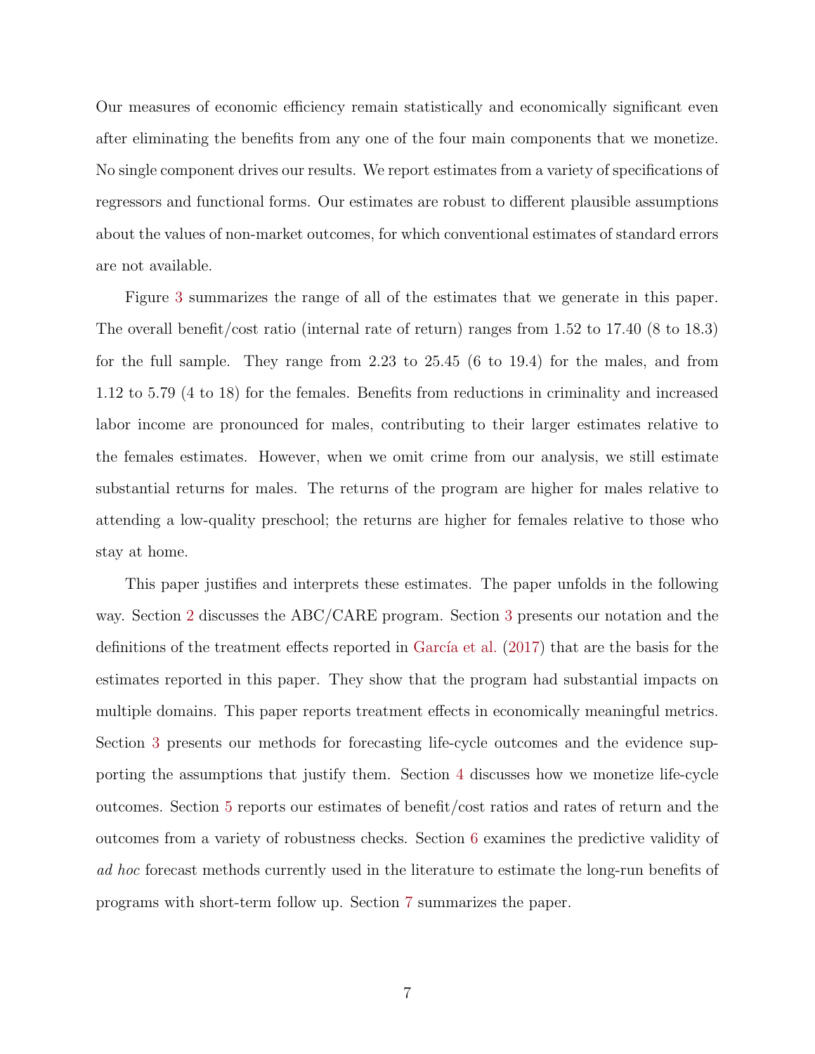Our measures of economic efficiency remain statistically and economically significant even after eliminating the benefits from any one of the four main components that we monetize. No single component drives our results. We report estimates from a variety of specifications of regressors and functional forms. Our estimates are robust to different plausible assumptions about the values of non-market outcomes, for which conventional estimates of standard errors are not available.

Figure 3 summarizes the range of all of the estimates that we generate in this paper. The overall benefit/cost ratio (internal rate of return) ranges from 1.52 to 17.40 (8 to 18.3) for the full sample. They range from 2.23 to 25.45 (6 to 19.4) for the males, and from 1.12 to 5.79 (4 to 18) for the females. Benefits from reductions in criminality and increased labor income are pronounced for males, contributing to their larger estimates relative to the females estimates. However, when we omit crime from our analysis, we still estimate substantial returns for males. The returns of the program are higher for males relative to attending a low-quality preschool; the returns are higher for females relative to those who stay at home.

This paper justifies and interprets these estimates. The paper unfolds in the following way. Section 2 discusses the ABC/CARE program. Section 3 presents our notation and the definitions of the treatment effects reported in García et al. (2017) that are the basis for the estimates reported in this paper. They show that the program had substantial impacts on multiple domains. This paper reports treatment effects in economically meaningful metrics. Section 3 presents our methods for forecasting life-cycle outcomes and the evidence supporting the assumptions that justify them. Section 4 discusses how we monetize life-cycle outcomes. Section 5 reports our estimates of benefit/cost ratios and rates of return and the outcomes from a variety of robustness checks. Section 6 examines the predictive validity of *ad hoc* forecast methods currently used in the literature to estimate the long-run benefits of programs with short-term follow up. Section 7 summarizes the paper.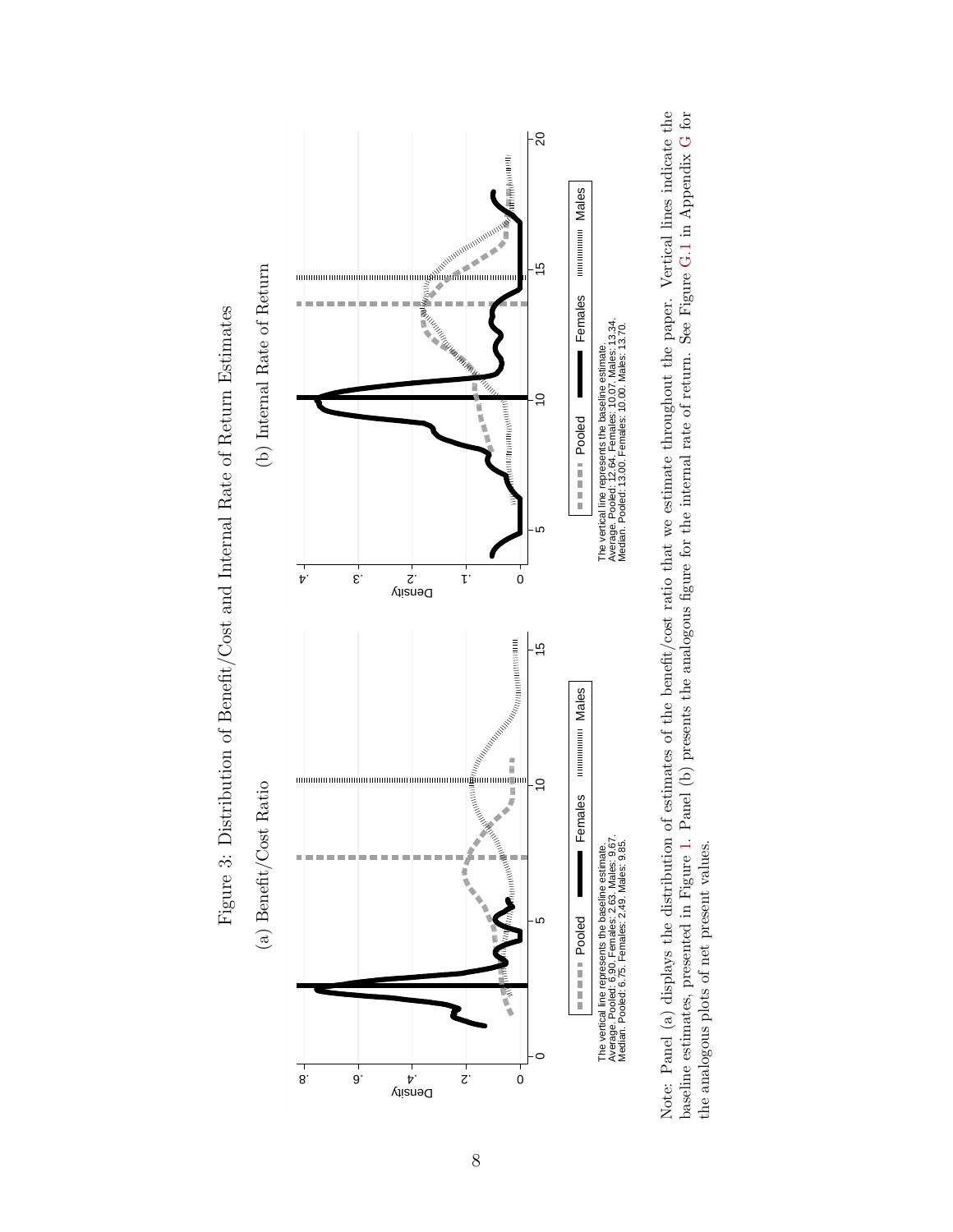Figure 3: Distribution of Benefit/Cost and Internal Rate of Return Estimates

(a) Benefit/Cost Ratio

The vertical line represents the baseline estimate.
Average. Pooled: 6.90. Females: 2.63. Males: 9.67.
Median. Pooled: 6.75. Females: 2.49. Males: 9.85.

(b) Internal Rate of Return

The vertical line represents the baseline estimate.
Average. Pooled: 12.64. Females: 10.07. Males: 13.34.
Median. Pooled: 13.00. Females: 10.00. Males: 13.70.

Note: Panel (a) displays the distribution of estimates of the benefit/cost ratio that we estimate throughout the paper. Vertical lines indicate the baseline estimates, presented in Figure 1. Panel (b) presents the analogous figure for the internal rate of return. See Figure G.1 in Appendix G for the analogous plots of net present values.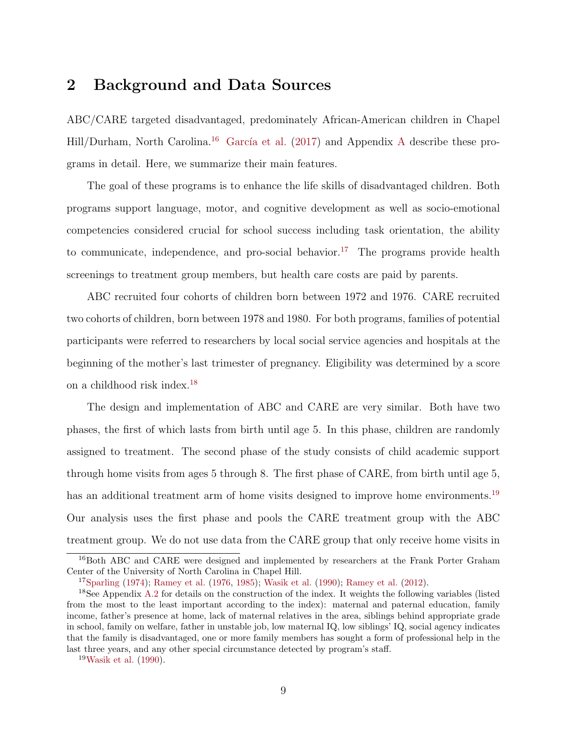## 2 Background and Data Sources

ABC/CARE targeted disadvantaged, predominately African-American children in Chapel Hill/Durham, North Carolina.[16] García et al. (2017) and Appendix A describe these programs in detail. Here, we summarize their main features.

The goal of these programs is to enhance the life skills of disadvantaged children. Both programs support language, motor, and cognitive development as well as socio-emotional competencies considered crucial for school success including task orientation, the ability to communicate, independence, and pro-social behavior.[17] The programs provide health screenings to treatment group members, but health care costs are paid by parents.

ABC recruited four cohorts of children born between 1972 and 1976. CARE recruited two cohorts of children, born between 1978 and 1980. For both programs, families of potential participants were referred to researchers by local social service agencies and hospitals at the beginning of the mother's last trimester of pregnancy. Eligibility was determined by a score on a childhood risk index.[18]

The design and implementation of ABC and CARE are very similar. Both have two phases, the first of which lasts from birth until age 5. In this phase, children are randomly assigned to treatment. The second phase of the study consists of child academic support through home visits from ages 5 through 8. The first phase of CARE, from birth until age 5, has an additional treatment arm of home visits designed to improve home environments.[19] Our analysis uses the first phase and pools the CARE treatment group with the ABC treatment group. We do not use data from the CARE group that only receive home visits in

---

[16] Both ABC and CARE were designed and implemented by researchers at the Frank Porter Graham Center of the University of North Carolina in Chapel Hill.

[17] Sparling (1974); Ramey et al. (1976, 1985); Wasik et al. (1990); Ramey et al. (2012).

[18] See Appendix A.2 for details on the construction of the index. It weights the following variables (listed from the most to the least important according to the index): maternal and paternal education, family income, father's presence at home, lack of maternal relatives in the area, siblings behind appropriate grade in school, family on welfare, father in unstable job, low maternal IQ, low siblings' IQ, social agency indicates that the family is disadvantaged, one or more family members has sought a form of professional help in the last three years, and any other special circumstance detected by program's staff.

[19] Wasik et al. (1990).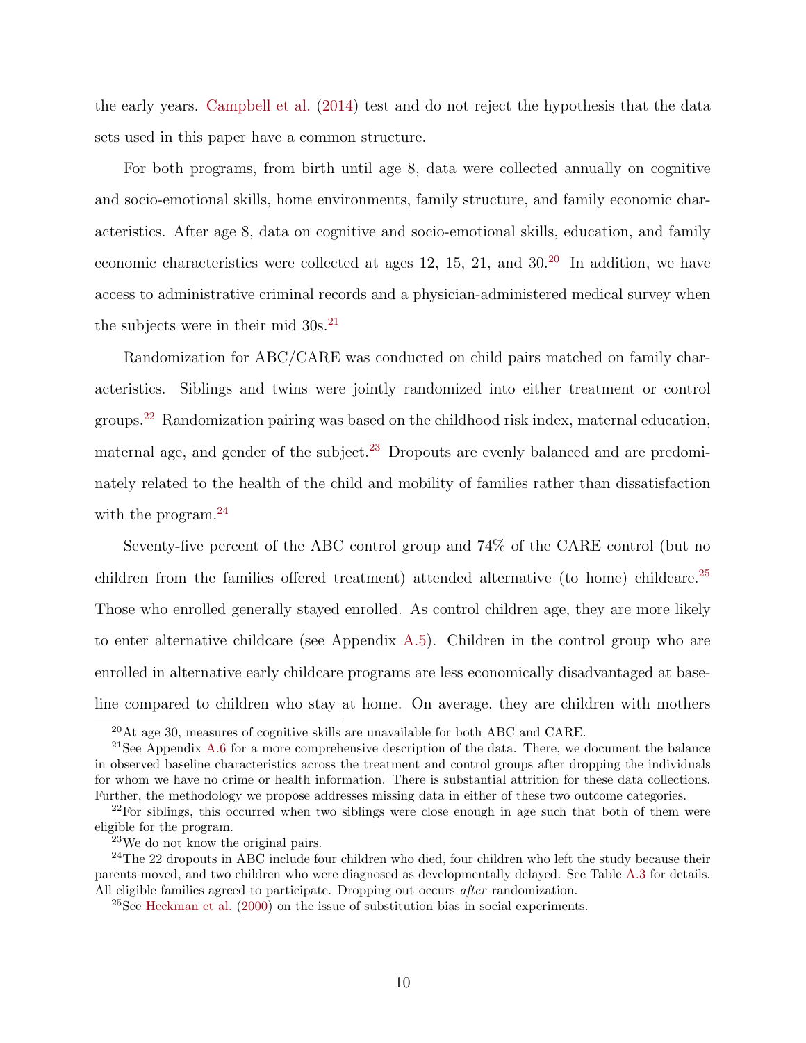the early years. Campbell et al. (2014) test and do not reject the hypothesis that the data sets used in this paper have a common structure.

For both programs, from birth until age 8, data were collected annually on cognitive and socio-emotional skills, home environments, family structure, and family economic characteristics. After age 8, data on cognitive and socio-emotional skills, education, and family economic characteristics were collected at ages 12, 15, 21, and 30.[20] In addition, we have access to administrative criminal records and a physician-administered medical survey when the subjects were in their mid 30s.[21]

Randomization for ABC/CARE was conducted on child pairs matched on family characteristics. Siblings and twins were jointly randomized into either treatment or control groups.[22] Randomization pairing was based on the childhood risk index, maternal education, maternal age, and gender of the subject.[23] Dropouts are evenly balanced and are predominately related to the health of the child and mobility of families rather than dissatisfaction with the program.[24]

Seventy-five percent of the ABC control group and 74% of the CARE control (but no children from the families offered treatment) attended alternative (to home) childcare.[25] Those who enrolled generally stayed enrolled. As control children age, they are more likely to enter alternative childcare (see Appendix A.5). Children in the control group who are enrolled in alternative early childcare programs are less economically disadvantaged at baseline compared to children who stay at home. On average, they are children with mothers

[20] At age 30, measures of cognitive skills are unavailable for both ABC and CARE.

[21] See Appendix A.6 for a more comprehensive description of the data. There, we document the balance in observed baseline characteristics across the treatment and control groups after dropping the individuals for whom we have no crime or health information. There is substantial attrition for these data collections. Further, the methodology we propose addresses missing data in either of these two outcome categories.

[22] For siblings, this occurred when two siblings were close enough in age such that both of them were eligible for the program.

[23] We do not know the original pairs.

[24] The 22 dropouts in ABC include four children who died, four children who left the study because their parents moved, and two children who were diagnosed as developmentally delayed. See Table A.3 for details. All eligible families agreed to participate. Dropping out occurs *after* randomization.

[25] See Heckman et al. (2000) on the issue of substitution bias in social experiments.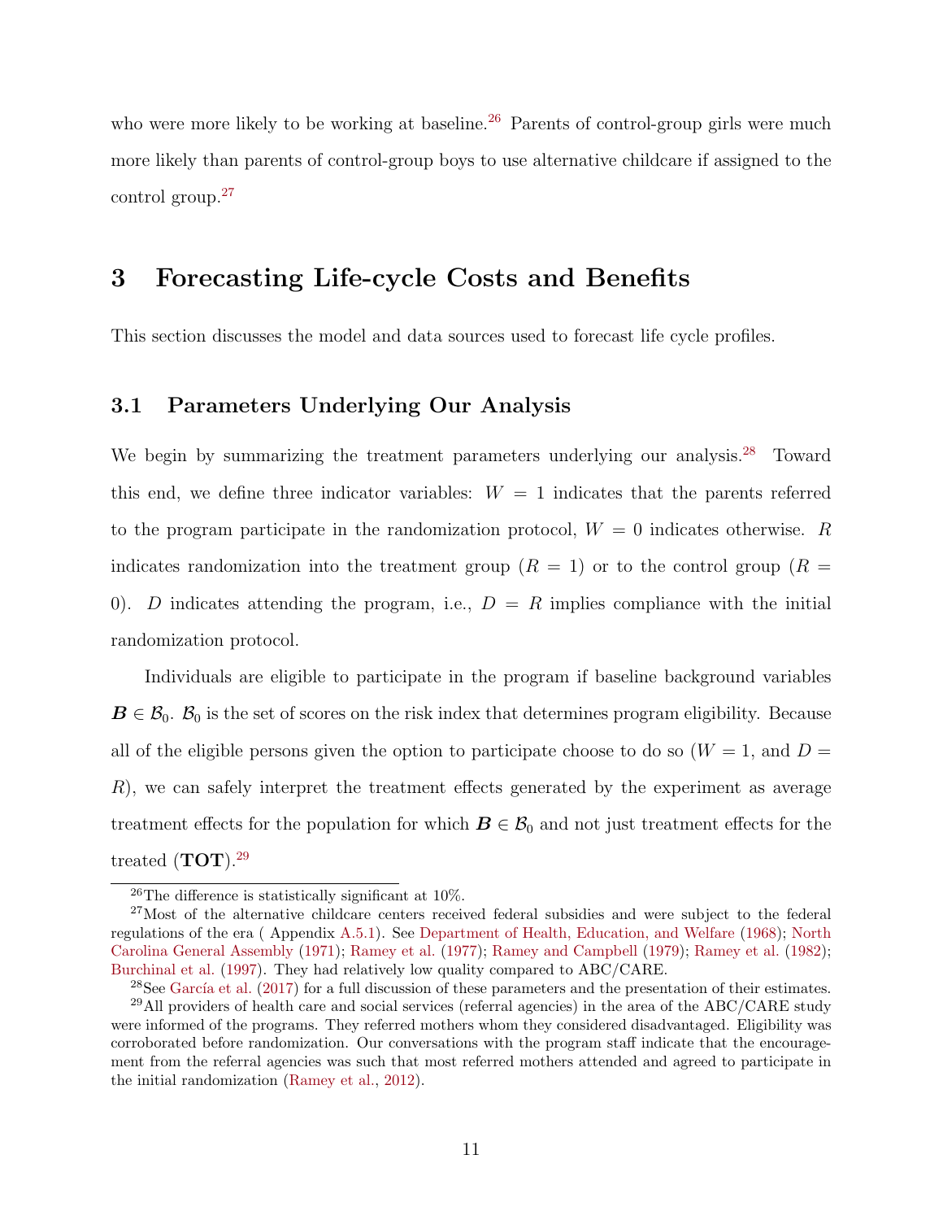who were more likely to be working at baseline.[26] Parents of control-group girls were much more likely than parents of control-group boys to use alternative childcare if assigned to the control group.[27]

# 3 Forecasting Life-cycle Costs and Benefits

This section discusses the model and data sources used to forecast life cycle profiles.

## 3.1 Parameters Underlying Our Analysis

We begin by summarizing the treatment parameters underlying our analysis.[28] Toward this end, we define three indicator variables: $W = 1$ indicates that the parents referred to the program participate in the randomization protocol, $W = 0$ indicates otherwise. $R$ indicates randomization into the treatment group ($R = 1$) or to the control group ($R = 0$). $D$ indicates attending the program, i.e., $D = R$ implies compliance with the initial randomization protocol.

Individuals are eligible to participate in the program if baseline background variables $\boldsymbol{B} \in \mathcal{B}_0$. $\mathcal{B}_0$ is the set of scores on the risk index that determines program eligibility. Because all of the eligible persons given the option to participate choose to do so ($W = 1$, and $D = R$), we can safely interpret the treatment effects generated by the experiment as average treatment effects for the population for which $\boldsymbol{B} \in \mathcal{B}_0$ and not just treatment effects for the treated (**TOT**).[29]

---

[26] The difference is statistically significant at 10%.

[27] Most of the alternative childcare centers received federal subsidies and were subject to the federal regulations of the era ( Appendix A.5.1). See Department of Health, Education, and Welfare (1968); North Carolina General Assembly (1971); Ramey et al. (1977); Ramey and Campbell (1979); Ramey et al. (1982); Burchinal et al. (1997). They had relatively low quality compared to ABC/CARE.

[28] See García et al. (2017) for a full discussion of these parameters and the presentation of their estimates.

[29] All providers of health care and social services (referral agencies) in the area of the ABC/CARE study were informed of the programs. They referred mothers whom they considered disadvantaged. Eligibility was corroborated before randomization. Our conversations with the program staff indicate that the encouragement from the referral agencies was such that most referred mothers attended and agreed to participate in the initial randomization (Ramey et al., 2012).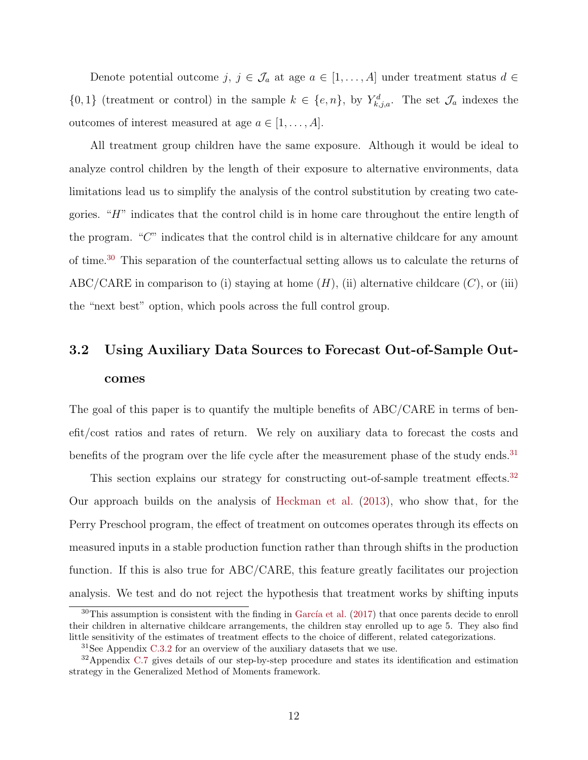Denote potential outcome $j$, $j \in \mathcal{J}_a$ at age $a \in [1, \ldots, A]$ under treatment status $d \in \{0, 1\}$ (treatment or control) in the sample $k \in \{e, n\}$, by $Y^d_{k,j,a}$. The set $\mathcal{J}_a$ indexes the outcomes of interest measured at age $a \in [1, \ldots, A]$.

All treatment group children have the same exposure. Although it would be ideal to analyze control children by the length of their exposure to alternative environments, data limitations lead us to simplify the analysis of the control substitution by creating two categories. "$H$" indicates that the control child is in home care throughout the entire length of the program. "$C$" indicates that the control child is in alternative childcare for any amount of time.[30] This separation of the counterfactual setting allows us to calculate the returns of ABC/CARE in comparison to (i) staying at home ($H$), (ii) alternative childcare ($C$), or (iii) the "next best" option, which pools across the full control group.

## 3.2 Using Auxiliary Data Sources to Forecast Out-of-Sample Outcomes

The goal of this paper is to quantify the multiple benefits of ABC/CARE in terms of benefit/cost ratios and rates of return. We rely on auxiliary data to forecast the costs and benefits of the program over the life cycle after the measurement phase of the study ends.[31]

This section explains our strategy for constructing out-of-sample treatment effects.[32] Our approach builds on the analysis of Heckman et al. (2013), who show that, for the Perry Preschool program, the effect of treatment on outcomes operates through its effects on measured inputs in a stable production function rather than through shifts in the production function. If this is also true for ABC/CARE, this feature greatly facilitates our projection analysis. We test and do not reject the hypothesis that treatment works by shifting inputs

[30] This assumption is consistent with the finding in García et al. (2017) that once parents decide to enroll their children in alternative childcare arrangements, the children stay enrolled up to age 5. They also find little sensitivity of the estimates of treatment effects to the choice of different, related categorizations.

[31] See Appendix C.3.2 for an overview of the auxiliary datasets that we use.

[32] Appendix C.7 gives details of our step-by-step procedure and states its identification and estimation strategy in the Generalized Method of Moments framework.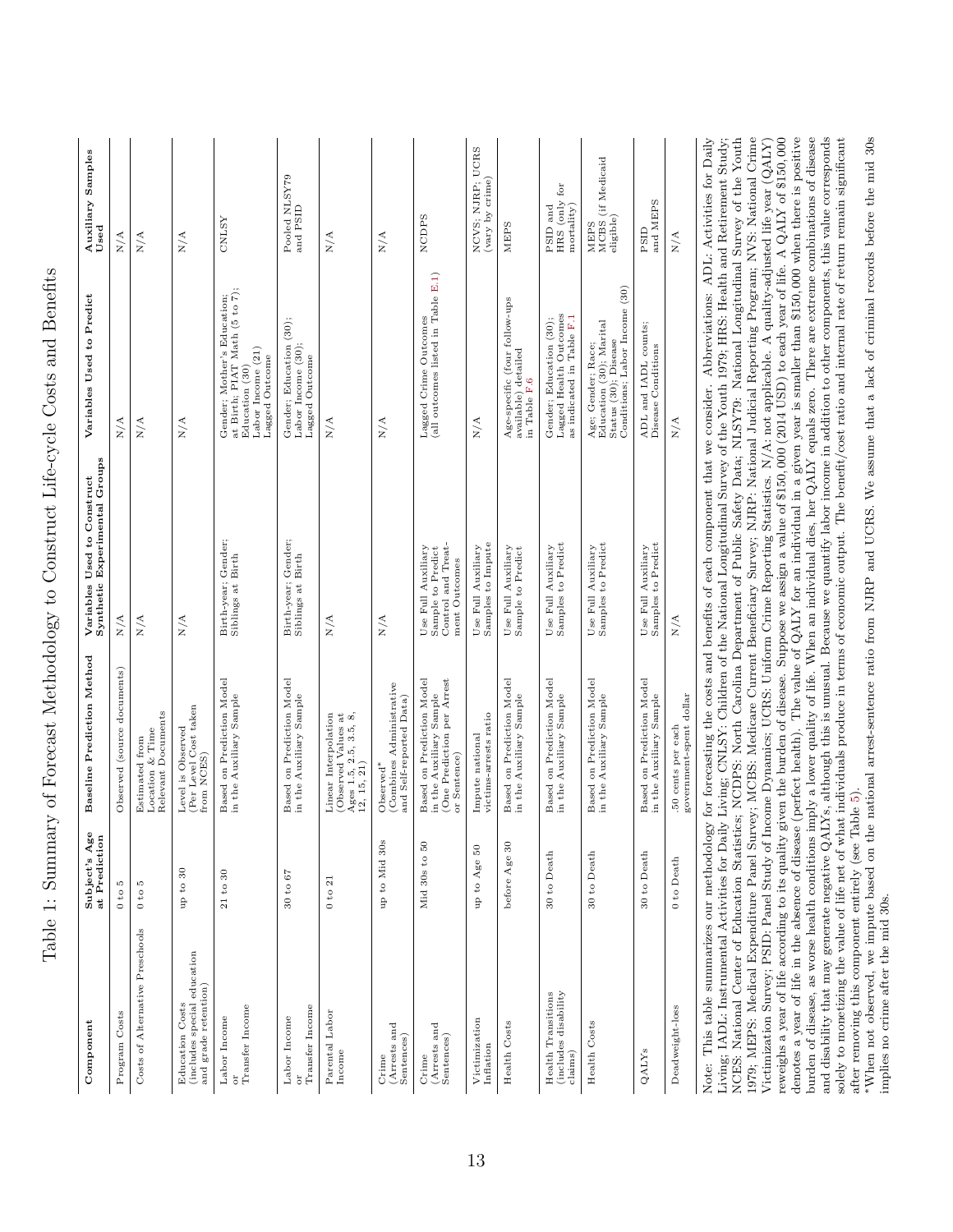# Table 1: Summary of Forecast Methodology to Construct Life-cycle Costs and Benefits

| Component | Subject's Age at Prediction | Baseline Prediction Method | Variables Used to Construct Synthetic Experimental Groups | Variables Used to Predict | Auxiliary Samples Used |
|---|---|---|---|---|---|
| Program Costs | 0 to 5 | Observed (source documents) | N/A | N/A | N/A |
| Costs of Alternative Preschools | 0 to 5 | Estimated from Location & Time Relevant Documents | N/A | N/A | N/A |
| Education Costs (includes special education and grade retention) | up to 30 | Level is Observed (Per Level Cost taken from NCES) | N/A | N/A | N/A |
| Labor Income or Transfer Income | 21 to 30 | Based on Prediction Model in the Auxiliary Sample | Birth-year; Gender; Siblings at Birth | Gender; Mother's Education; at Birth; PIAT Math (5 to 7); Education (30) Labor Income (21) Lagged Outcome | CNLSY |
| Labor Income or Transfer Income | 30 to 67 | Based on Prediction Model in the Auxiliary Sample | Birth-year; Gender; Siblings at Birth | Gender; Education (30); Labor Income (30); Lagged Outcome | Pooled NLSY79 and PSID |
| Parental Labor Income | 0 to 21 | Linear Interpolation (Observed Values at Ages 1.5, 2.5, 3.5, 8, 12, 15, 21) | N/A | N/A | N/A |
| Crime (Arrests and Sentences) | up to Mid 30s | Observed* (Combines Administrative and Self-reported Data) | N/A | N/A | N/A |
| Crime (Arrests and Sentences) | Mid 30s to 50 | Based on Prediction Model in the Auxiliary Sample (One Prediction per Arrest or Sentence) | Use Full Auxiliary Sample to Predict Control and Treatment Outcomes | Lagged Crime Outcomes (all outcomes listed in Table E.1) | NCDPS |
| Victimization Inflation | up to Age 50 | Impute national victims-arrests ratio | Use Full Auxiliary Samples to Impute | N/A | NCVS; NJRP; UCRS (vary by crime) |
| Health Costs | before Age 30 | Based on Prediction Model in the Auxiliary Sample | Use Full Auxiliary Sample to Predict | Age-specific (four follow-ups available) detailed in Table F.6 | MEPS |
| Health Transitions (includes disability claims) | 30 to Death | Based on Prediction Model in the Auxiliary Sample | Use Full Auxiliary Samples to Predict | Gender; Education (30); Lagged Health Outcomes as indicated in Table F.1 | PSID and HRS (only for mortality) |
| Health Costs | 30 to Death | Based on Prediction Model in the Auxiliary Sample | Use Full Auxiliary Samples to Predict | Age; Gender; Race; Education (30); Marital Status (30); Disease Conditions; Labor Income (30) | MEPS MCBS (if Medicaid eligible) |
| QALYs | 30 to Death | Based on Prediction Model in the Auxiliary Sample | Use Full Auxiliary Samples to Predict | ADL and IADL counts; Disease Conditions | PSID and MEPS |
| Deadweight-loss | 0 to Death | .50 cents per each government-spent dollar | N/A | N/A | N/A |

Note: This table summarizes our methodology for forecasting the costs and benefits of each component that we consider. Abbreviations: ADL: Activities for Daily Living; IADL: Instrumental Activities for Daily Living; CNLSY: Children of the National Longitudinal Survey of the Youth 1979; HRS: Health and Retirement Study; NCES: National Center of Education Statistics; NCDPS: North Carolina Department of Public Safety Data; NLSY79: National Longitudinal Survey of the Youth 1979; MEPS: Medical Expenditure Panel Survey; MCBS: Medicare Current Beneficiary Survey; NJRP: National Judicial Reporting Program; NVS: National Crime Victimization Survey; PSID: Panel Study of Income Dynamics; UCRS: Uniform Crime Reporting Statistics. N/A: not applicable. A quality-adjusted life year (QALY) reweighs a year of life according to its quality given the burden of disease. Suppose we assign a value of \$150,000 (2014 USD) to each year of life. A QALY of \$150,000 denotes a year of life in the absence of disease (perfect health). The value of QALY for an individual in a given year is smaller than \$150,000 when there is positive burden of disease, as worse health conditions imply a lower quality of life. When an individual dies, her QALY equals zero. There are extreme combinations of disease and disability that may generate negative QALYs, although this is unusual. Because we quantify labor income in addition to other components, this value corresponds solely to monetizing the value of life net of what individuals produce in terms of economic output. The benefit/cost ratio and internal rate of return remain significant after removing this component entirely (see Table 5).

*When not observed, we impute based on the national arrest-sentence ratio from NJRP and UCRS. We assume that a lack of criminal records before the mid 30s implies no crime after the mid 30s.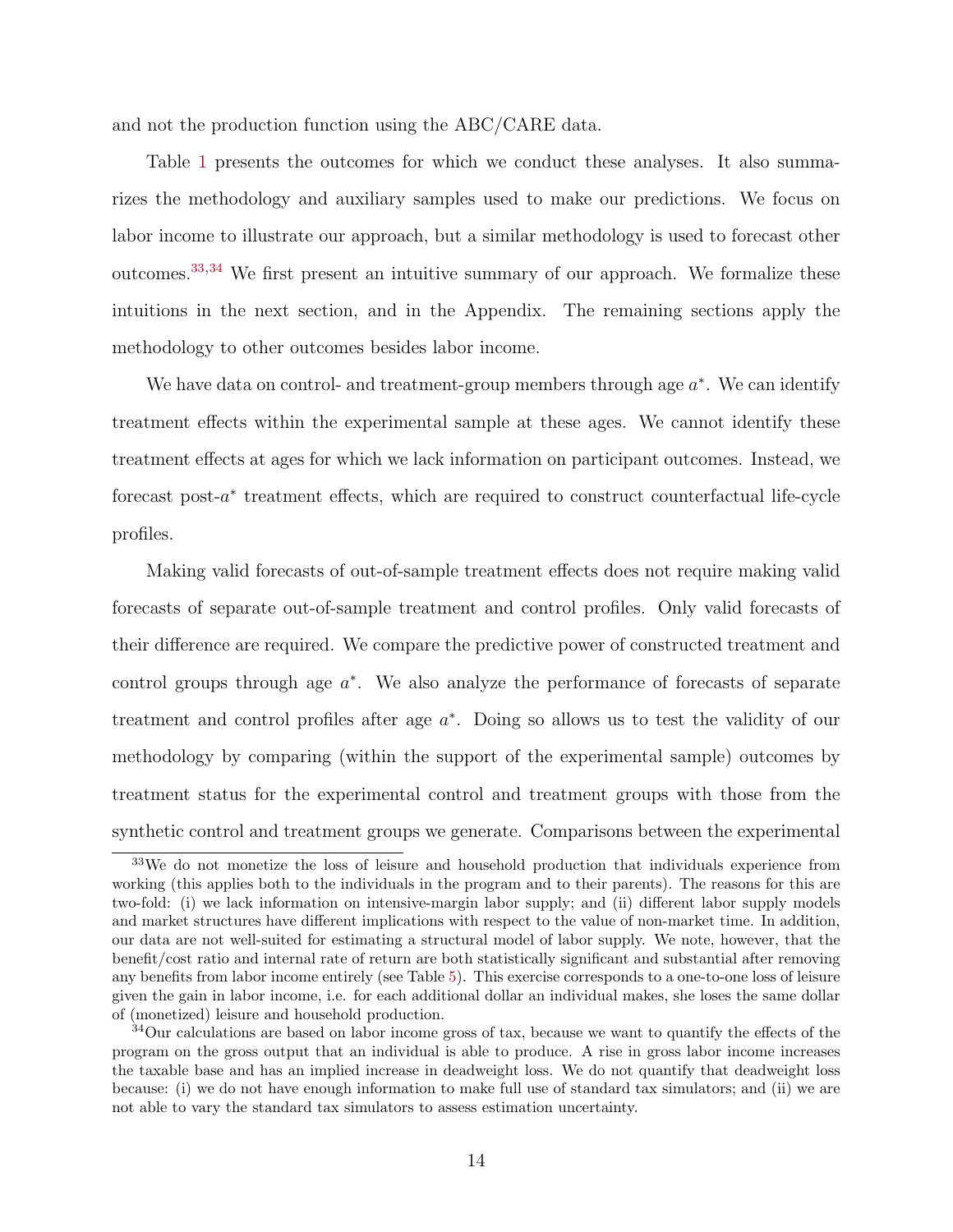and not the production function using the ABC/CARE data.

Table 1 presents the outcomes for which we conduct these analyses. It also summarizes the methodology and auxiliary samples used to make our predictions. We focus on labor income to illustrate our approach, but a similar methodology is used to forecast other outcomes.[33,34] We first present an intuitive summary of our approach. We formalize these intuitions in the next section, and in the Appendix. The remaining sections apply the methodology to other outcomes besides labor income.

We have data on control- and treatment-group members through age $a^*$. We can identify treatment effects within the experimental sample at these ages. We cannot identify these treatment effects at ages for which we lack information on participant outcomes. Instead, we forecast post-$a^*$ treatment effects, which are required to construct counterfactual life-cycle profiles.

Making valid forecasts of out-of-sample treatment effects does not require making valid forecasts of separate out-of-sample treatment and control profiles. Only valid forecasts of their difference are required. We compare the predictive power of constructed treatment and control groups through age $a^*$. We also analyze the performance of forecasts of separate treatment and control profiles after age $a^*$. Doing so allows us to test the validity of our methodology by comparing (within the support of the experimental sample) outcomes by treatment status for the experimental control and treatment groups with those from the synthetic control and treatment groups we generate. Comparisons between the experimental

[33] We do not monetize the loss of leisure and household production that individuals experience from working (this applies both to the individuals in the program and to their parents). The reasons for this are two-fold: (i) we lack information on intensive-margin labor supply; and (ii) different labor supply models and market structures have different implications with respect to the value of non-market time. In addition, our data are not well-suited for estimating a structural model of labor supply. We note, however, that the benefit/cost ratio and internal rate of return are both statistically significant and substantial after removing any benefits from labor income entirely (see Table 5). This exercise corresponds to a one-to-one loss of leisure given the gain in labor income, i.e. for each additional dollar an individual makes, she loses the same dollar of (monetized) leisure and household production.

[34] Our calculations are based on labor income gross of tax, because we want to quantify the effects of the program on the gross output that an individual is able to produce. A rise in gross labor income increases the taxable base and has an implied increase in deadweight loss. We do not quantify that deadweight loss because: (i) we do not have enough information to make full use of standard tax simulators; and (ii) we are not able to vary the standard tax simulators to assess estimation uncertainty.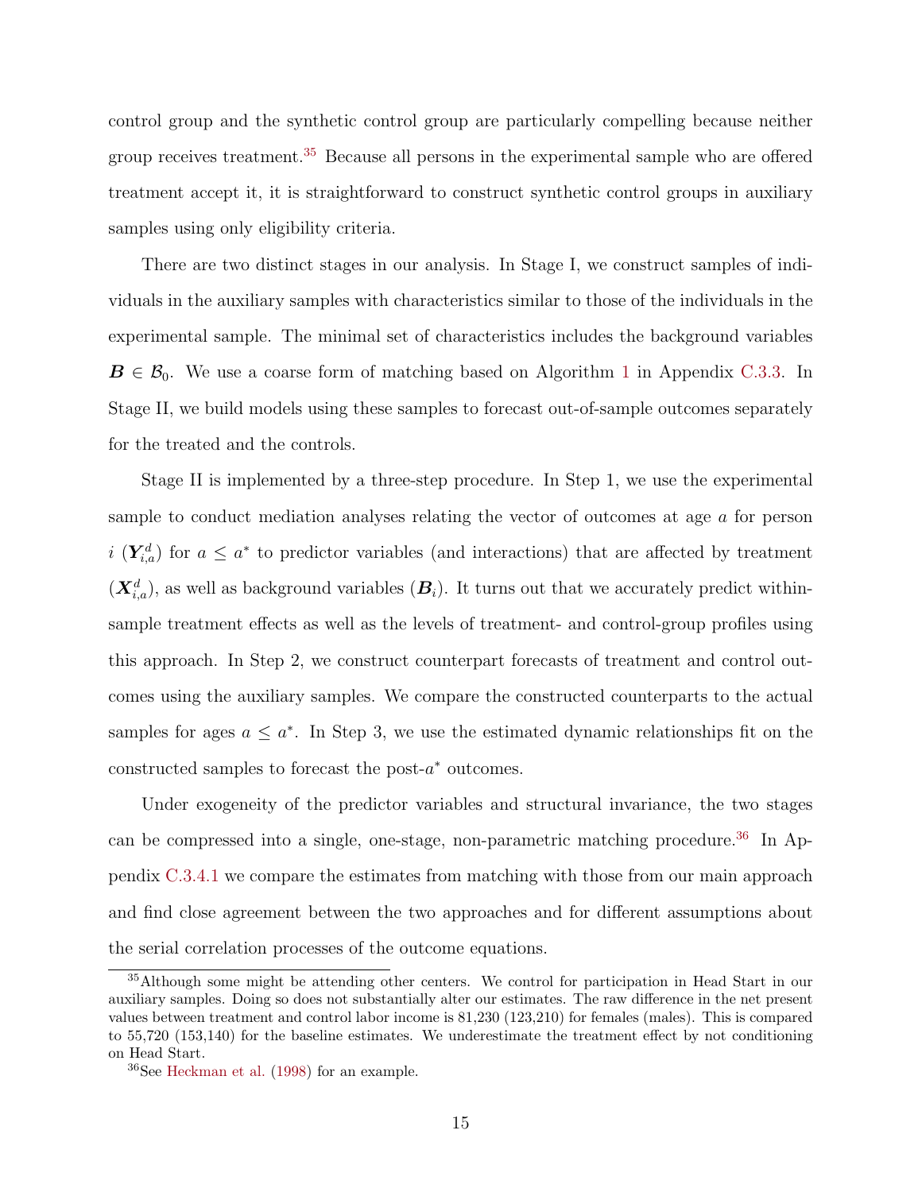control group and the synthetic control group are particularly compelling because neither group receives treatment.[35] Because all persons in the experimental sample who are offered treatment accept it, it is straightforward to construct synthetic control groups in auxiliary samples using only eligibility criteria.

There are two distinct stages in our analysis. In Stage I, we construct samples of individuals in the auxiliary samples with characteristics similar to those of the individuals in the experimental sample. The minimal set of characteristics includes the background variables $\boldsymbol{B} \in \mathcal{B}_0$. We use a coarse form of matching based on Algorithm 1 in Appendix C.3.3. In Stage II, we build models using these samples to forecast out-of-sample outcomes separately for the treated and the controls.

Stage II is implemented by a three-step procedure. In Step 1, we use the experimental sample to conduct mediation analyses relating the vector of outcomes at age $a$ for person $i$ ($\boldsymbol{Y}_{i,a}^{d}$) for $a \leq a^{*}$ to predictor variables (and interactions) that are affected by treatment ($\boldsymbol{X}_{i,a}^{d}$), as well as background variables ($\boldsymbol{B}_i$). It turns out that we accurately predict within-sample treatment effects as well as the levels of treatment- and control-group profiles using this approach. In Step 2, we construct counterpart forecasts of treatment and control outcomes using the auxiliary samples. We compare the constructed counterparts to the actual samples for ages $a \leq a^{*}$. In Step 3, we use the estimated dynamic relationships fit on the constructed samples to forecast the post-$a^{*}$ outcomes.

Under exogeneity of the predictor variables and structural invariance, the two stages can be compressed into a single, one-stage, non-parametric matching procedure.[36] In Appendix C.3.4.1 we compare the estimates from matching with those from our main approach and find close agreement between the two approaches and for different assumptions about the serial correlation processes of the outcome equations.

---

[35] Although some might be attending other centers. We control for participation in Head Start in our auxiliary samples. Doing so does not substantially alter our estimates. The raw difference in the net present values between treatment and control labor income is 81,230 (123,210) for females (males). This is compared to 55,720 (153,140) for the baseline estimates. We underestimate the treatment effect by not conditioning on Head Start.

[36] See Heckman et al. (1998) for an example.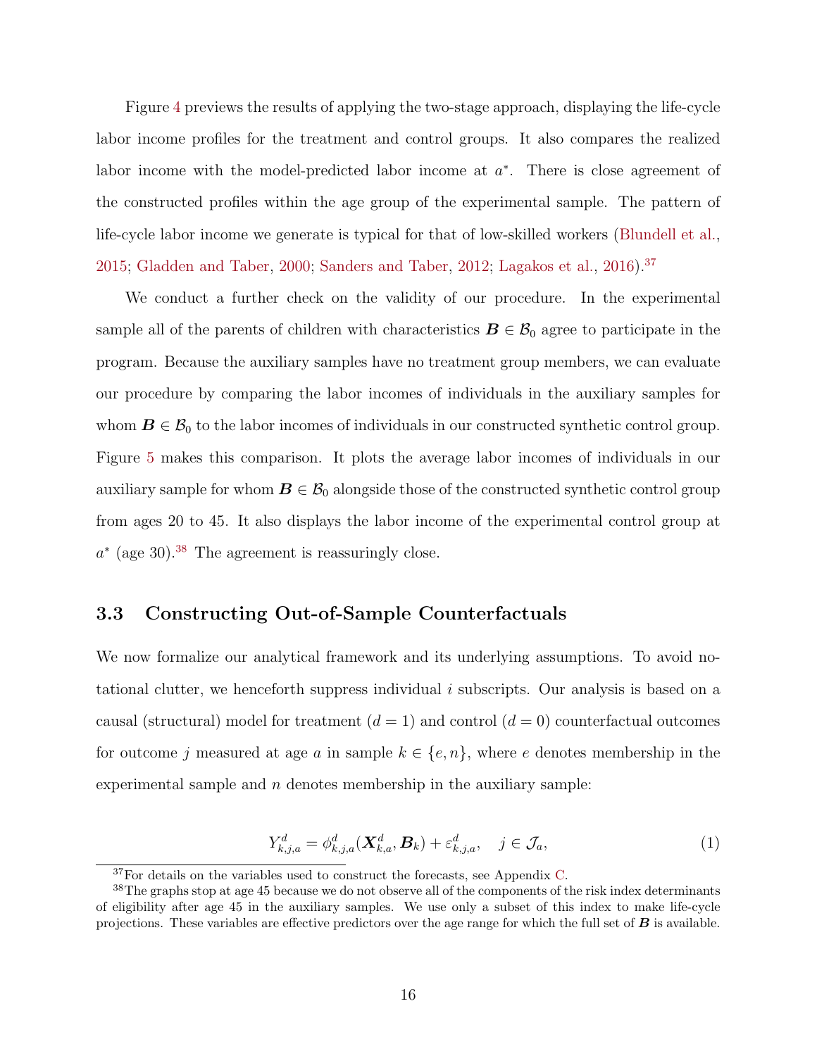Figure 4 previews the results of applying the two-stage approach, displaying the life-cycle labor income profiles for the treatment and control groups. It also compares the realized labor income with the model-predicted labor income at $a^*$. There is close agreement of the constructed profiles within the age group of the experimental sample. The pattern of life-cycle labor income we generate is typical for that of low-skilled workers (Blundell et al., 2015; Gladden and Taber, 2000; Sanders and Taber, 2012; Lagakos et al., 2016).[37]

We conduct a further check on the validity of our procedure. In the experimental sample all of the parents of children with characteristics $\boldsymbol{B} \in \mathcal{B}_0$ agree to participate in the program. Because the auxiliary samples have no treatment group members, we can evaluate our procedure by comparing the labor incomes of individuals in the auxiliary samples for whom $\boldsymbol{B} \in \mathcal{B}_0$ to the labor incomes of individuals in our constructed synthetic control group. Figure 5 makes this comparison. It plots the average labor incomes of individuals in our auxiliary sample for whom $\boldsymbol{B} \in \mathcal{B}_0$ alongside those of the constructed synthetic control group from ages 20 to 45. It also displays the labor income of the experimental control group at $a^*$ (age 30).[38] The agreement is reassuringly close.

### 3.3 Constructing Out-of-Sample Counterfactuals

We now formalize our analytical framework and its underlying assumptions. To avoid notational clutter, we henceforth suppress individual $i$ subscripts. Our analysis is based on a causal (structural) model for treatment ($d = 1$) and control ($d = 0$) counterfactual outcomes for outcome $j$ measured at age $a$ in sample $k \in \{e, n\}$, where $e$ denotes membership in the experimental sample and $n$ denotes membership in the auxiliary sample:

$$Y^d_{k,j,a} = \phi^d_{k,j,a}(\boldsymbol{X}^d_{k,a}, \boldsymbol{B}_k) + \varepsilon^d_{k,j,a}, \quad j \in \mathcal{J}_a, \tag{1}$$

[37] For details on the variables used to construct the forecasts, see Appendix C.

[38] The graphs stop at age 45 because we do not observe all of the components of the risk index determinants of eligibility after age 45 in the auxiliary samples. We use only a subset of this index to make life-cycle projections. These variables are effective predictors over the age range for which the full set of $\boldsymbol{B}$ is available.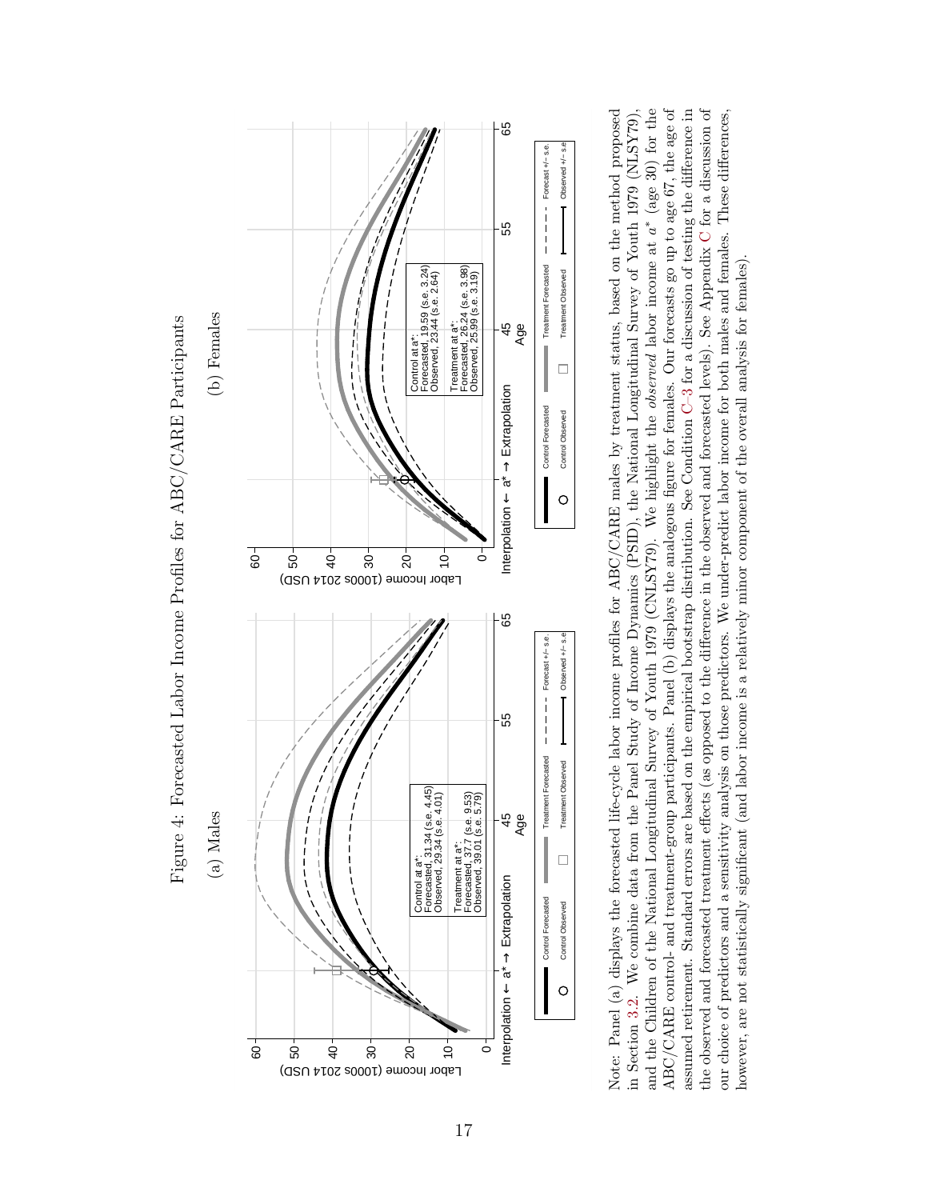Figure 4: Forecasted Labor Income Profiles for ABC/CARE Participants

(a) Males

Control at $a^*$:
Forecasted, 31.34 (s.e. 4.45)
Observed, 29.34 (s.e. 4.01)

Treatment at $a^*$:
Forecasted, 37.7 (s.e. 9.53)
Observed, 39.01 (s.e. 5.79)

(b) Females

Control at $a^*$:
Forecasted, 19.59 (s.e. 3.24)
Observed, 23.44 (s.e. 2.64)

Treatment at $a^*$:
Forecasted, 26.24 (s.e. 3.98)
Observed, 25.99 (s.e. 3.19)

Note: Panel (a) displays the forecasted life-cycle labor income profiles for ABC/CARE males by treatment status, based on the method proposed in Section 3.2. We combine data from the Panel Study of Income Dynamics (PSID), the National Longitudinal Survey of Youth 1979 (NLSY79), and the Children of the National Longitudinal Survey of Youth 1979 (CNLSY79). We highlight the *observed* labor income at $a^*$ (age 30) for the ABC/CARE control- and treatment-group participants. Panel (b) displays the analogous figure for females. Our forecasts go up to age 67, the age of assumed retirement. Standard errors are based on the empirical bootstrap distribution. See Condition C–3 for a discussion of testing the difference in the observed and forecasted treatment effects (as opposed to the difference in the observed and forecasted levels). See Appendix C for a discussion of our choice of predictors and a sensitivity analysis on those predictors. We under-predict labor income for both males and females. These differences, however, are not statistically significant (and labor income is a relatively minor component of the overall analysis for females).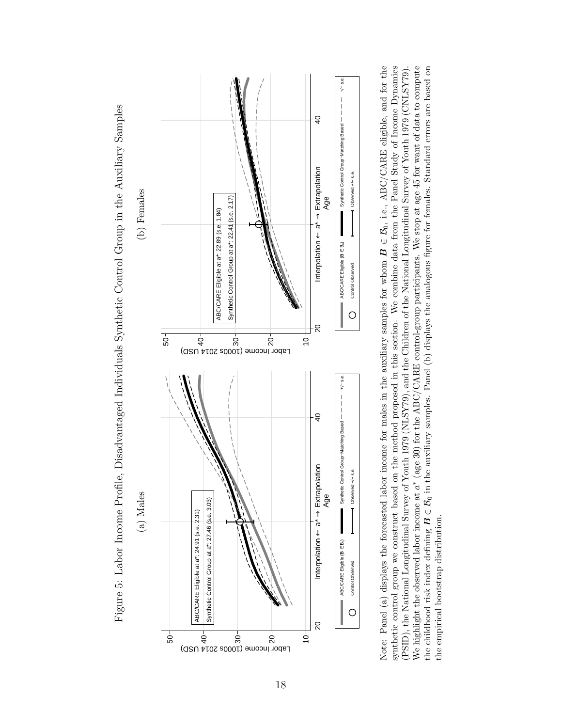Figure 5: Labor Income Profile, Disadvantaged Individuals Synthetic Control Group in the Auxiliary Samples

(a) Males

(b) Females

Note: Panel (a) displays the forecasted labor income for males in the auxiliary samples for whom $\boldsymbol{B} \in \mathcal{B}_0$, i.e., ABC/CARE eligible, and for the synthetic control group we construct based on the method proposed in this section. We combine data from the Panel Study of Income Dynamics (PSID), the National Longitudinal Survey of Youth 1979 (NLSY79), and the Children of the National Longitudinal Survey of Youth 1979 (CNLSY79). We highlight the observed labor income at $a^*$ (age 30) for the ABC/CARE control-group participants. We stop at age 45 for want of data to compute the childhood risk index defining $\boldsymbol{B} \in \mathcal{B}_0$ in the auxiliary samples. Panel (b) displays the analogous figure for females. Standard errors are based on the empirical bootstrap distribution.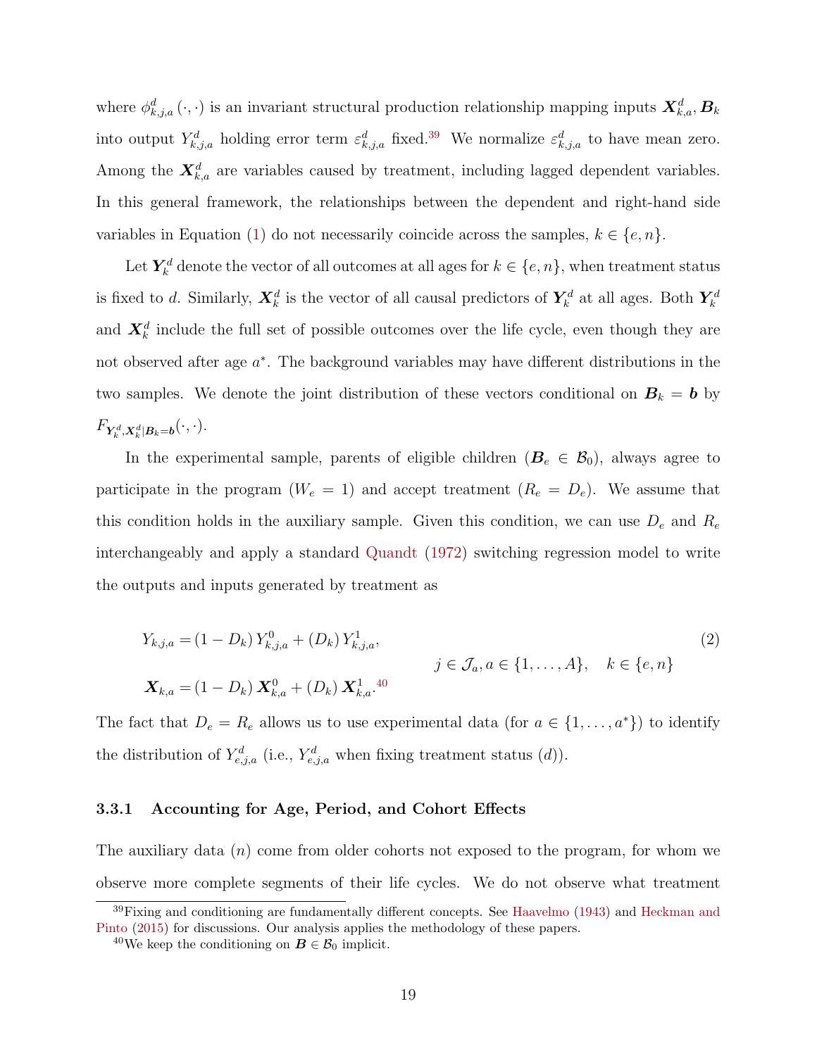where $\phi^d_{k,j,a}(\cdot,\cdot)$ is an invariant structural production relationship mapping inputs $\boldsymbol{X}^d_{k,a}, \boldsymbol{B}_k$ into output $Y^d_{k,j,a}$ holding error term $\varepsilon^d_{k,j,a}$ fixed.[39] We normalize $\varepsilon^d_{k,j,a}$ to have mean zero. Among the $\boldsymbol{X}^d_{k,a}$ are variables caused by treatment, including lagged dependent variables. In this general framework, the relationships between the dependent and right-hand side variables in Equation (1) do not necessarily coincide across the samples, $k \in \{e, n\}$.

Let $\boldsymbol{Y}^d_k$ denote the vector of all outcomes at all ages for $k \in \{e, n\}$, when treatment status is fixed to $d$. Similarly, $\boldsymbol{X}^d_k$ is the vector of all causal predictors of $\boldsymbol{Y}^d_k$ at all ages. Both $\boldsymbol{Y}^d_k$ and $\boldsymbol{X}^d_k$ include the full set of possible outcomes over the life cycle, even though they are not observed after age $a^*$. The background variables may have different distributions in the two samples. We denote the joint distribution of these vectors conditional on $\boldsymbol{B}_k = \boldsymbol{b}$ by $F_{\boldsymbol{Y}^d_k, \boldsymbol{X}^d_k | \boldsymbol{B}_k = \boldsymbol{b}}(\cdot,\cdot)$.

In the experimental sample, parents of eligible children ($\boldsymbol{B}_e \in \mathcal{B}_0$), always agree to participate in the program ($W_e = 1$) and accept treatment ($R_e = D_e$). We assume that this condition holds in the auxiliary sample. Given this condition, we can use $D_e$ and $R_e$ interchangeably and apply a standard Quandt (1972) switching regression model to write the outputs and inputs generated by treatment as

$$
\begin{aligned}
Y_{k,j,a} &= (1 - D_k)\, Y^0_{k,j,a} + (D_k)\, Y^1_{k,j,a}, \\
& \qquad\qquad\qquad\qquad\qquad j \in \mathcal{J}_a, a \in \{1, \ldots, A\}, \quad k \in \{e, n\} \\
\boldsymbol{X}_{k,a} &= (1 - D_k)\, \boldsymbol{X}^0_{k,a} + (D_k)\, \boldsymbol{X}^1_{k,a}.^{40}
\end{aligned}
\tag{2}
$$

The fact that $D_e = R_e$ allows us to use experimental data (for $a \in \{1, \ldots, a^*\}$) to identify the distribution of $Y^d_{e,j,a}$ (i.e., $Y^d_{e,j,a}$ when fixing treatment status ($d$)).

### 3.3.1 Accounting for Age, Period, and Cohort Effects

The auxiliary data ($n$) come from older cohorts not exposed to the program, for whom we observe more complete segments of their life cycles. We do not observe what treatment

[39] Fixing and conditioning are fundamentally different concepts. See Haavelmo (1943) and Heckman and Pinto (2015) for discussions. Our analysis applies the methodology of these papers.

[40] We keep the conditioning on $\boldsymbol{B} \in \mathcal{B}_0$ implicit.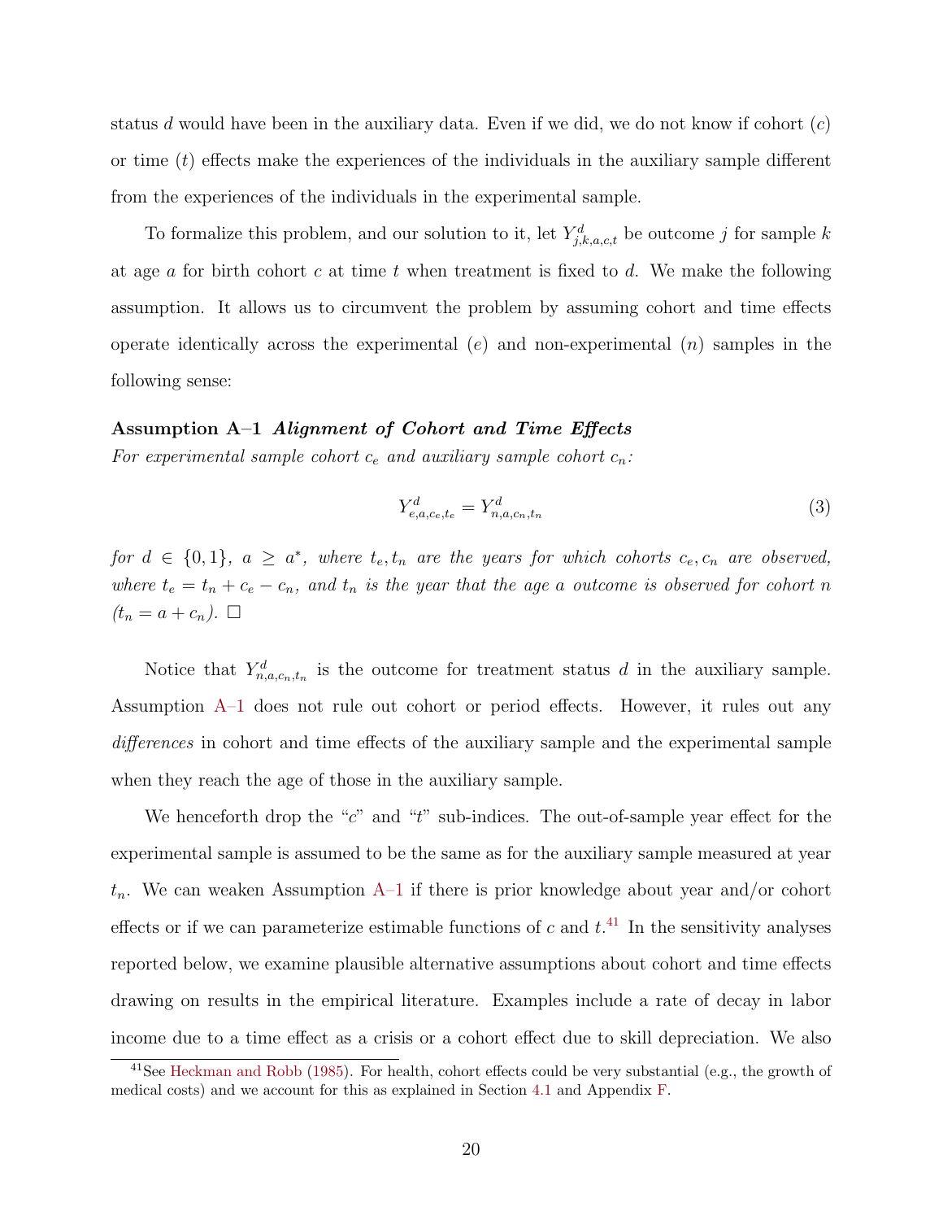status $d$ would have been in the auxiliary data. Even if we did, we do not know if cohort ($c$) or time ($t$) effects make the experiences of the individuals in the auxiliary sample different from the experiences of the individuals in the experimental sample.

To formalize this problem, and our solution to it, let $Y^d_{j,k,a,c,t}$ be outcome $j$ for sample $k$ at age $a$ for birth cohort $c$ at time $t$ when treatment is fixed to $d$. We make the following assumption. It allows us to circumvent the problem by assuming cohort and time effects operate identically across the experimental ($e$) and non-experimental ($n$) samples in the following sense:

**Assumption A–1** ***Alignment of Cohort and Time Effects***
*For experimental sample cohort $c_e$ and auxiliary sample cohort $c_n$:*

$$Y^d_{e,a,c_e,t_e} = Y^d_{n,a,c_n,t_n} \tag{3}$$

*for $d \in \{0, 1\}$, $a \geq a^*$, where $t_e, t_n$ are the years for which cohorts $c_e, c_n$ are observed, where $t_e = t_n + c_e - c_n$, and $t_n$ is the year that the age $a$ outcome is observed for cohort $n$ ($t_n = a + c_n$).* □

Notice that $Y^d_{n,a,c_n,t_n}$ is the outcome for treatment status $d$ in the auxiliary sample. Assumption A–1 does not rule out cohort or period effects. However, it rules out any *differences* in cohort and time effects of the auxiliary sample and the experimental sample when they reach the age of those in the auxiliary sample.

We henceforth drop the "$c$" and "$t$" sub-indices. The out-of-sample year effect for the experimental sample is assumed to be the same as for the auxiliary sample measured at year $t_n$. We can weaken Assumption A–1 if there is prior knowledge about year and/or cohort effects or if we can parameterize estimable functions of $c$ and $t$.[41] In the sensitivity analyses reported below, we examine plausible alternative assumptions about cohort and time effects drawing on results in the empirical literature. Examples include a rate of decay in labor income due to a time effect as a crisis or a cohort effect due to skill depreciation. We also

[41]See Heckman and Robb (1985). For health, cohort effects could be very substantial (e.g., the growth of medical costs) and we account for this as explained in Section 4.1 and Appendix F.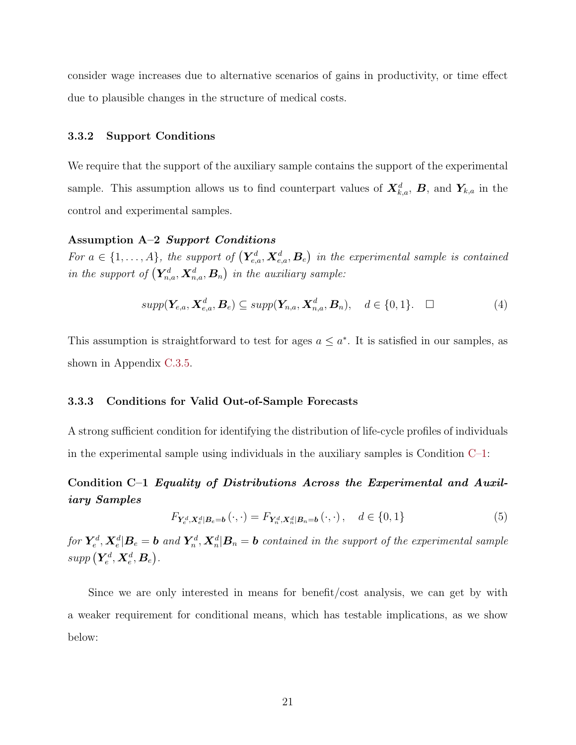consider wage increases due to alternative scenarios of gains in productivity, or time effect due to plausible changes in the structure of medical costs.

### 3.3.2 Support Conditions

We require that the support of the auxiliary sample contains the support of the experimental sample. This assumption allows us to find counterpart values of $\boldsymbol{X}_{k,a}^{d}$, $\boldsymbol{B}$, and $\boldsymbol{Y}_{k,a}$ in the control and experimental samples.

**Assumption A–2** ***Support Conditions***
*For $a \in \{1, \ldots, A\}$, the support of $\left(\boldsymbol{Y}_{e,a}^{d}, \boldsymbol{X}_{e,a}^{d}, \boldsymbol{B}_{e}\right)$ in the experimental sample is contained in the support of $\left(\boldsymbol{Y}_{n,a}^{d}, \boldsymbol{X}_{n,a}^{d}, \boldsymbol{B}_{n}\right)$ in the auxiliary sample:*

$$\mathit{supp}(\boldsymbol{Y}_{e,a}, \boldsymbol{X}_{e,a}^{d}, \boldsymbol{B}_{e}) \subseteq \mathit{supp}(\boldsymbol{Y}_{n,a}, \boldsymbol{X}_{n,a}^{d}, \boldsymbol{B}_{n}), \quad d \in \{0, 1\}. \quad \square \tag{4}$$

This assumption is straightforward to test for ages $a \leq a^{*}$. It is satisfied in our samples, as shown in Appendix C.3.5.

### 3.3.3 Conditions for Valid Out-of-Sample Forecasts

A strong sufficient condition for identifying the distribution of life-cycle profiles of individuals in the experimental sample using individuals in the auxiliary samples is Condition C–1:

**Condition C–1** ***Equality of Distributions Across the Experimental and Auxiliary Samples***

$$F_{\boldsymbol{Y}_{e}^{d}, \boldsymbol{X}_{e}^{d} | \boldsymbol{B}_{e} = \boldsymbol{b}}\left(\cdot, \cdot\right) = F_{\boldsymbol{Y}_{n}^{d}, \boldsymbol{X}_{n}^{d} | \boldsymbol{B}_{n} = \boldsymbol{b}}\left(\cdot, \cdot\right), \quad d \in \{0, 1\} \tag{5}$$

*for $\boldsymbol{Y}_{e}^{d}, \boldsymbol{X}_{e}^{d} | \boldsymbol{B}_{e} = \boldsymbol{b}$ and $\boldsymbol{Y}_{n}^{d}, \boldsymbol{X}_{n}^{d} | \boldsymbol{B}_{n} = \boldsymbol{b}$ contained in the support of the experimental sample $\mathit{supp}\left(\boldsymbol{Y}_{e}^{d}, \boldsymbol{X}_{e}^{d}, \boldsymbol{B}_{e}\right)$.*

Since we are only interested in means for benefit/cost analysis, we can get by with a weaker requirement for conditional means, which has testable implications, as we show below: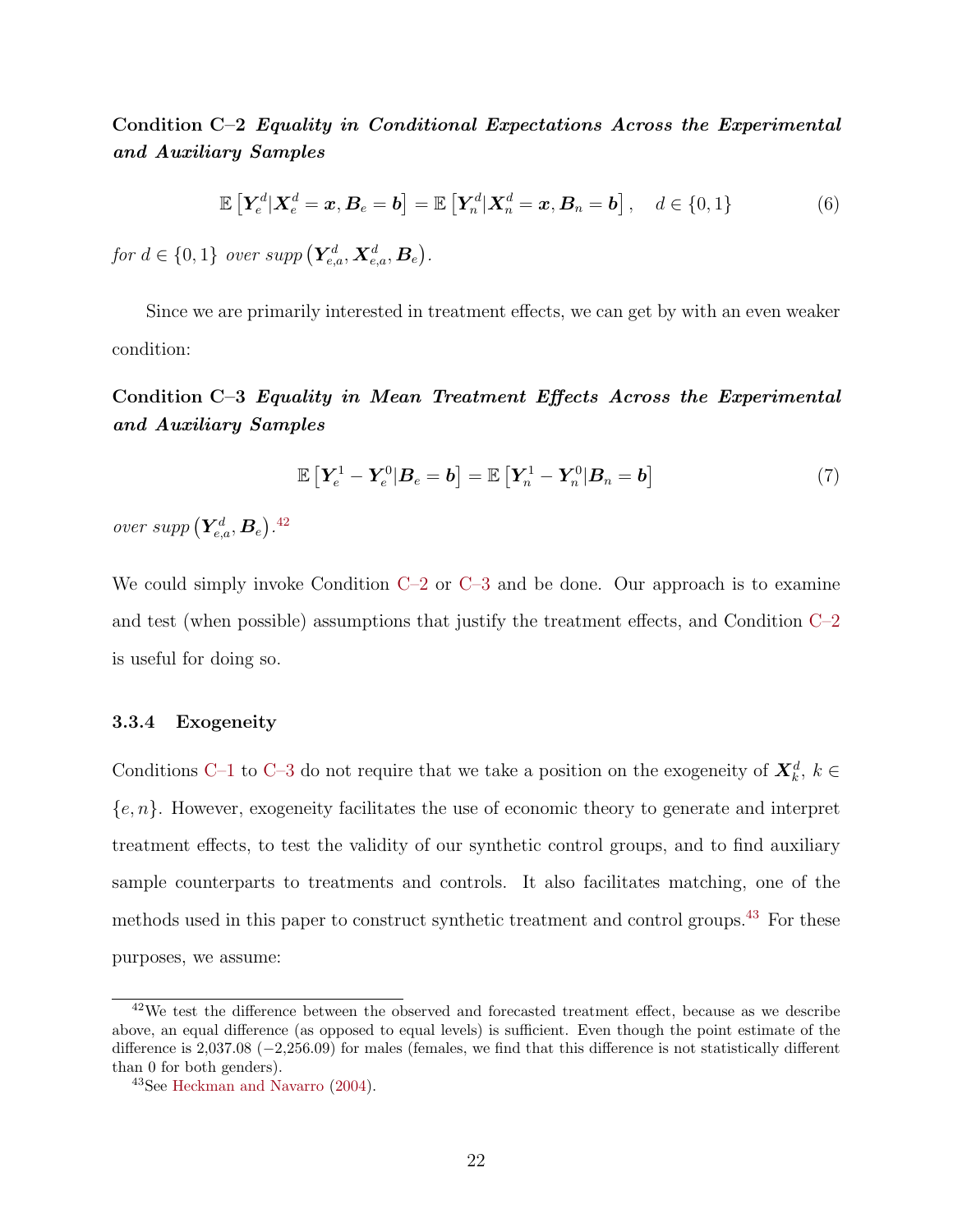**Condition C–2** ***Equality in Conditional Expectations Across the Experimental and Auxiliary Samples***

$$\mathbb{E}\left[\boldsymbol{Y}_e^d | \boldsymbol{X}_e^d = \boldsymbol{x}, \boldsymbol{B}_e = \boldsymbol{b}\right] = \mathbb{E}\left[\boldsymbol{Y}_n^d | \boldsymbol{X}_n^d = \boldsymbol{x}, \boldsymbol{B}_n = \boldsymbol{b}\right], \quad d \in \{0, 1\} \tag{6}$$

*for* $d \in \{0, 1\}$ *over supp* $\left(\boldsymbol{Y}_{e,a}^d, \boldsymbol{X}_{e,a}^d, \boldsymbol{B}_e\right)$.

Since we are primarily interested in treatment effects, we can get by with an even weaker condition:

**Condition C–3** ***Equality in Mean Treatment Effects Across the Experimental and Auxiliary Samples***

$$\mathbb{E}\left[\boldsymbol{Y}_e^1 - \boldsymbol{Y}_e^0 | \boldsymbol{B}_e = \boldsymbol{b}\right] = \mathbb{E}\left[\boldsymbol{Y}_n^1 - \boldsymbol{Y}_n^0 | \boldsymbol{B}_n = \boldsymbol{b}\right] \tag{7}$$

*over supp* $\left(\boldsymbol{Y}_{e,a}^d, \boldsymbol{B}_e\right)$.[42]

We could simply invoke Condition C–2 or C–3 and be done. Our approach is to examine and test (when possible) assumptions that justify the treatment effects, and Condition C–2 is useful for doing so.

### 3.3.4 Exogeneity

Conditions C–1 to C–3 do not require that we take a position on the exogeneity of $\boldsymbol{X}_k^d$, $k \in \{e, n\}$. However, exogeneity facilitates the use of economic theory to generate and interpret treatment effects, to test the validity of our synthetic control groups, and to find auxiliary sample counterparts to treatments and controls. It also facilitates matching, one of the methods used in this paper to construct synthetic treatment and control groups.[43] For these purposes, we assume:

---

[42] We test the difference between the observed and forecasted treatment effect, because as we describe above, an equal difference (as opposed to equal levels) is sufficient. Even though the point estimate of the difference is 2,037.08 (−2,256.09) for males (females, we find that this difference is not statistically different than 0 for both genders).

[43] See Heckman and Navarro (2004).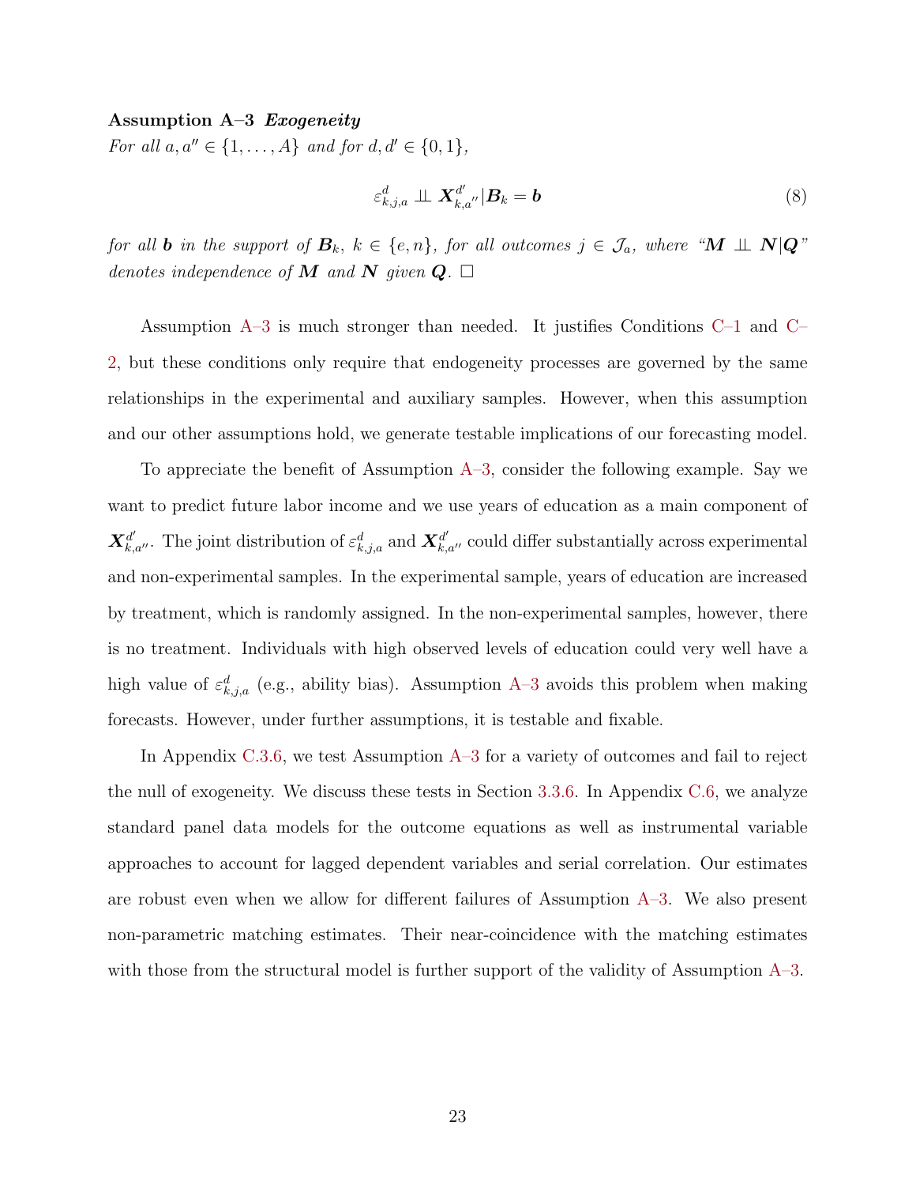**Assumption A–3** ***Exogeneity***
*For all $a, a'' \in \{1, \ldots, A\}$ and for $d, d' \in \{0, 1\}$,*

$$\varepsilon^{d}_{k,j,a} \perp\!\!\!\perp \boldsymbol{X}^{d'}_{k,a''} | \boldsymbol{B}_k = \boldsymbol{b} \tag{8}$$

*for all $\boldsymbol{b}$ in the support of $\boldsymbol{B}_k$, $k \in \{e, n\}$, for all outcomes $j \in \mathcal{J}_a$, where "$\boldsymbol{M} \perp\!\!\!\perp \boldsymbol{N}|\boldsymbol{Q}$" denotes independence of $\boldsymbol{M}$ and $\boldsymbol{N}$ given $\boldsymbol{Q}$.* □

Assumption A–3 is much stronger than needed. It justifies Conditions C–1 and C–2, but these conditions only require that endogeneity processes are governed by the same relationships in the experimental and auxiliary samples. However, when this assumption and our other assumptions hold, we generate testable implications of our forecasting model.

To appreciate the benefit of Assumption A–3, consider the following example. Say we want to predict future labor income and we use years of education as a main component of $\boldsymbol{X}^{d'}_{k,a''}$. The joint distribution of $\varepsilon^{d}_{k,j,a}$ and $\boldsymbol{X}^{d'}_{k,a''}$ could differ substantially across experimental and non-experimental samples. In the experimental sample, years of education are increased by treatment, which is randomly assigned. In the non-experimental samples, however, there is no treatment. Individuals with high observed levels of education could very well have a high value of $\varepsilon^{d}_{k,j,a}$ (e.g., ability bias). Assumption A–3 avoids this problem when making forecasts. However, under further assumptions, it is testable and fixable.

In Appendix C.3.6, we test Assumption A–3 for a variety of outcomes and fail to reject the null of exogeneity. We discuss these tests in Section 3.3.6. In Appendix C.6, we analyze standard panel data models for the outcome equations as well as instrumental variable approaches to account for lagged dependent variables and serial correlation. Our estimates are robust even when we allow for different failures of Assumption A–3. We also present non-parametric matching estimates. Their near-coincidence with the matching estimates with those from the structural model is further support of the validity of Assumption A–3.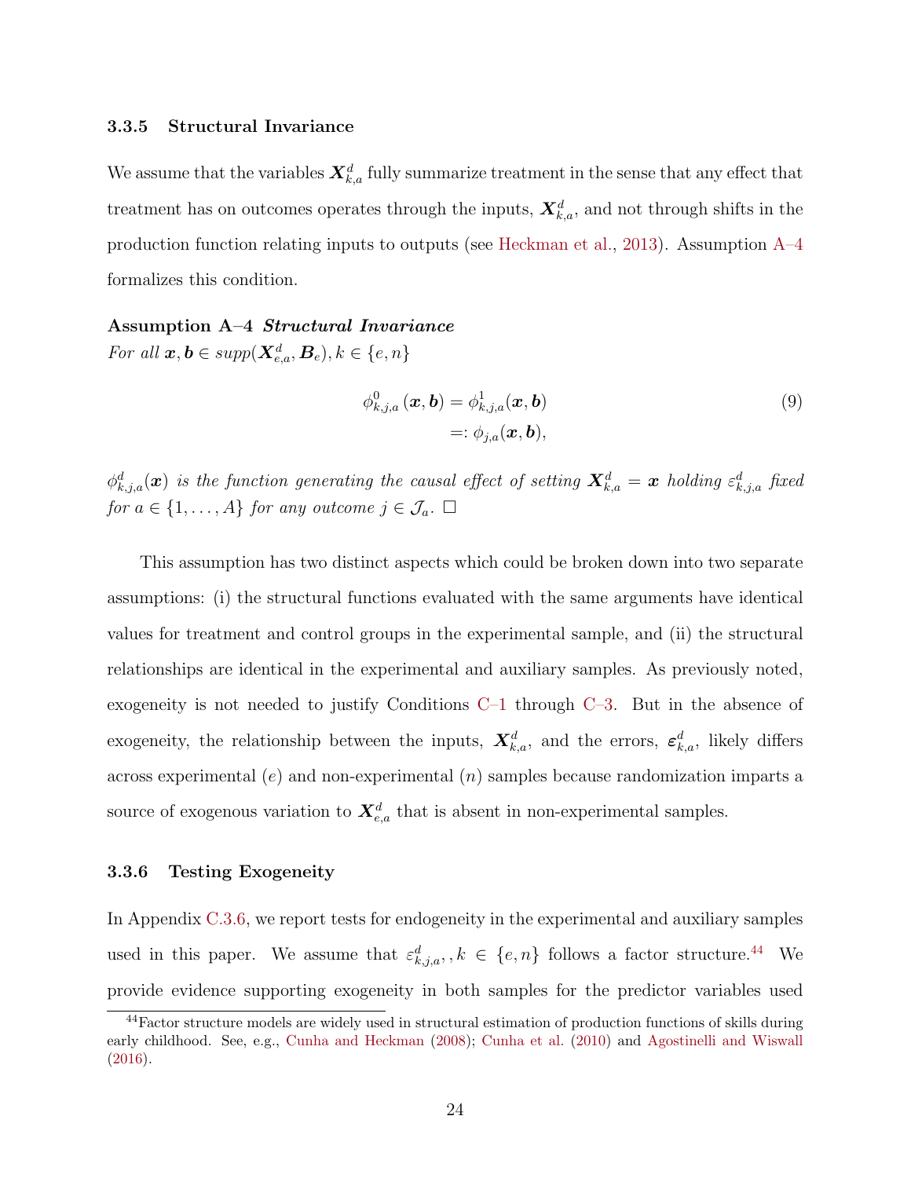### 3.3.5 Structural Invariance

We assume that the variables $\boldsymbol{X}_{k,a}^{d}$ fully summarize treatment in the sense that any effect that treatment has on outcomes operates through the inputs, $\boldsymbol{X}_{k,a}^{d}$, and not through shifts in the production function relating inputs to outputs (see Heckman et al., 2013). Assumption A–4 formalizes this condition.

**Assumption A–4** ***Structural Invariance***
*For all* $\boldsymbol{x}, \boldsymbol{b} \in supp(\boldsymbol{X}_{e,a}^{d}, \boldsymbol{B}_{e}), k \in \{e, n\}$

$$\begin{aligned} \phi_{k,j,a}^{0}(\boldsymbol{x}, \boldsymbol{b}) &= \phi_{k,j,a}^{1}(\boldsymbol{x}, \boldsymbol{b}) \\ &=: \phi_{j,a}(\boldsymbol{x}, \boldsymbol{b}), \end{aligned} \tag{9}$$

$\phi_{k,j,a}^{d}(\boldsymbol{x})$ *is the function generating the causal effect of setting* $\boldsymbol{X}_{k,a}^{d} = \boldsymbol{x}$ *holding* $\varepsilon_{k,j,a}^{d}$ *fixed for* $a \in \{1, \ldots, A\}$ *for any outcome* $j \in \mathcal{J}_{a}$. $\square$

This assumption has two distinct aspects which could be broken down into two separate assumptions: (i) the structural functions evaluated with the same arguments have identical values for treatment and control groups in the experimental sample, and (ii) the structural relationships are identical in the experimental and auxiliary samples. As previously noted, exogeneity is not needed to justify Conditions C–1 through C–3. But in the absence of exogeneity, the relationship between the inputs, $\boldsymbol{X}_{k,a}^{d}$, and the errors, $\boldsymbol{\varepsilon}_{k,a}^{d}$, likely differs across experimental ($e$) and non-experimental ($n$) samples because randomization imparts a source of exogenous variation to $\boldsymbol{X}_{e,a}^{d}$ that is absent in non-experimental samples.

### 3.3.6 Testing Exogeneity

In Appendix C.3.6, we report tests for endogeneity in the experimental and auxiliary samples used in this paper. We assume that $\varepsilon_{k,j,a}^{d}, , k \in \{e, n\}$ follows a factor structure.[44] We provide evidence supporting exogeneity in both samples for the predictor variables used

[44] Factor structure models are widely used in structural estimation of production functions of skills during early childhood. See, e.g., Cunha and Heckman (2008); Cunha et al. (2010) and Agostinelli and Wiswall (2016).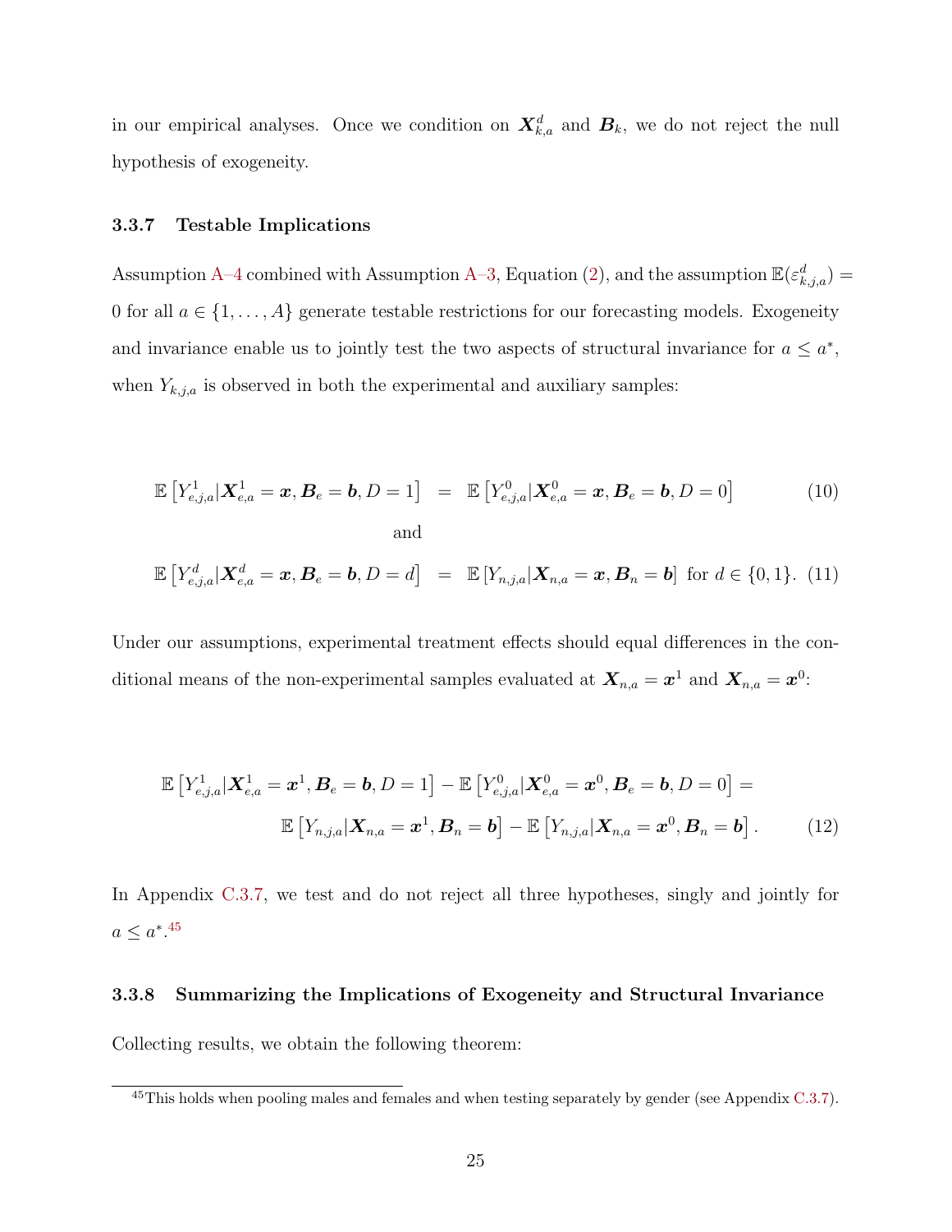in our empirical analyses. Once we condition on $\boldsymbol{X}_{k,a}^{d}$ and $\boldsymbol{B}_{k}$, we do not reject the null hypothesis of exogeneity.

### 3.3.7 Testable Implications

Assumption A–4 combined with Assumption A–3, Equation (2), and the assumption $\mathbb{E}(\varepsilon_{k,j,a}^{d}) = 0$ for all $a \in \{1, \ldots, A\}$ generate testable restrictions for our forecasting models. Exogeneity and invariance enable us to jointly test the two aspects of structural invariance for $a \leq a^{*}$, when $Y_{k,j,a}$ is observed in both the experimental and auxiliary samples:

$$\mathbb{E}\left[Y_{e,j,a}^{1} | \boldsymbol{X}_{e,a}^{1} = \boldsymbol{x}, \boldsymbol{B}_{e} = \boldsymbol{b}, D = 1\right] = \mathbb{E}\left[Y_{e,j,a}^{0} | \boldsymbol{X}_{e,a}^{0} = \boldsymbol{x}, \boldsymbol{B}_{e} = \boldsymbol{b}, D = 0\right] \tag{10}$$

and

$$\mathbb{E}\left[Y_{e,j,a}^{d} | \boldsymbol{X}_{e,a}^{d} = \boldsymbol{x}, \boldsymbol{B}_{e} = \boldsymbol{b}, D = d\right] = \mathbb{E}\left[Y_{n,j,a} | \boldsymbol{X}_{n,a} = \boldsymbol{x}, \boldsymbol{B}_{n} = \boldsymbol{b}\right] \text{ for } d \in \{0, 1\}. \tag{11}$$

Under our assumptions, experimental treatment effects should equal differences in the conditional means of the non-experimental samples evaluated at $\boldsymbol{X}_{n,a} = \boldsymbol{x}^{1}$ and $\boldsymbol{X}_{n,a} = \boldsymbol{x}^{0}$:

$$\begin{aligned}
&\mathbb{E}\left[Y_{e,j,a}^{1} | \boldsymbol{X}_{e,a}^{1} = \boldsymbol{x}^{1}, \boldsymbol{B}_{e} = \boldsymbol{b}, D = 1\right] - \mathbb{E}\left[Y_{e,j,a}^{0} | \boldsymbol{X}_{e,a}^{0} = \boldsymbol{x}^{0}, \boldsymbol{B}_{e} = \boldsymbol{b}, D = 0\right] = \\
&\qquad \mathbb{E}\left[Y_{n,j,a} | \boldsymbol{X}_{n,a} = \boldsymbol{x}^{1}, \boldsymbol{B}_{n} = \boldsymbol{b}\right] - \mathbb{E}\left[Y_{n,j,a} | \boldsymbol{X}_{n,a} = \boldsymbol{x}^{0}, \boldsymbol{B}_{n} = \boldsymbol{b}\right].
\end{aligned} \tag{12}$$

In Appendix C.3.7, we test and do not reject all three hypotheses, singly and jointly for $a \leq a^{*}$.[45]

### 3.3.8 Summarizing the Implications of Exogeneity and Structural Invariance

Collecting results, we obtain the following theorem:

[45] This holds when pooling males and females and when testing separately by gender (see Appendix C.3.7).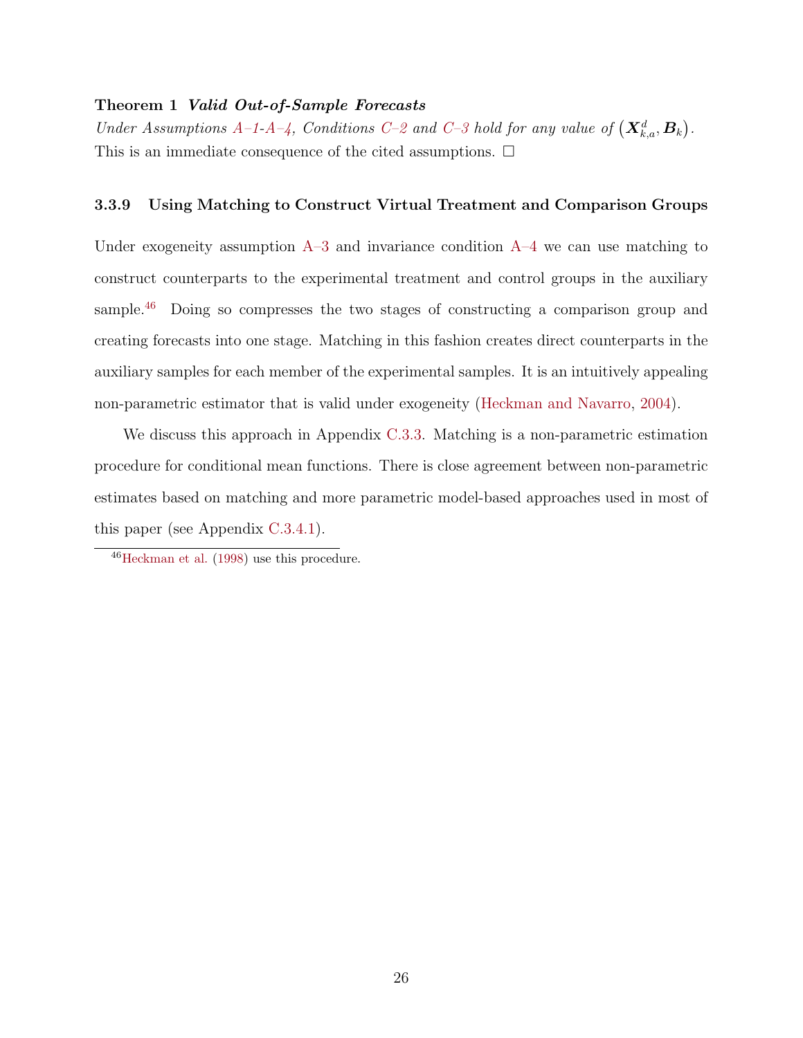**Theorem 1** ***Valid Out-of-Sample Forecasts***

*Under Assumptions A–1-A–4, Conditions C–2 and C–3 hold for any value of* $\left(\boldsymbol{X}^{d}_{k,a}, \boldsymbol{B}_{k}\right)$.
This is an immediate consequence of the cited assumptions. □

### 3.3.9 Using Matching to Construct Virtual Treatment and Comparison Groups

Under exogeneity assumption A–3 and invariance condition A–4 we can use matching to construct counterparts to the experimental treatment and control groups in the auxiliary sample.[46] Doing so compresses the two stages of constructing a comparison group and creating forecasts into one stage. Matching in this fashion creates direct counterparts in the auxiliary samples for each member of the experimental samples. It is an intuitively appealing non-parametric estimator that is valid under exogeneity (Heckman and Navarro, 2004).

We discuss this approach in Appendix C.3.3. Matching is a non-parametric estimation procedure for conditional mean functions. There is close agreement between non-parametric estimates based on matching and more parametric model-based approaches used in most of this paper (see Appendix C.3.4.1).

[46] Heckman et al. (1998) use this procedure.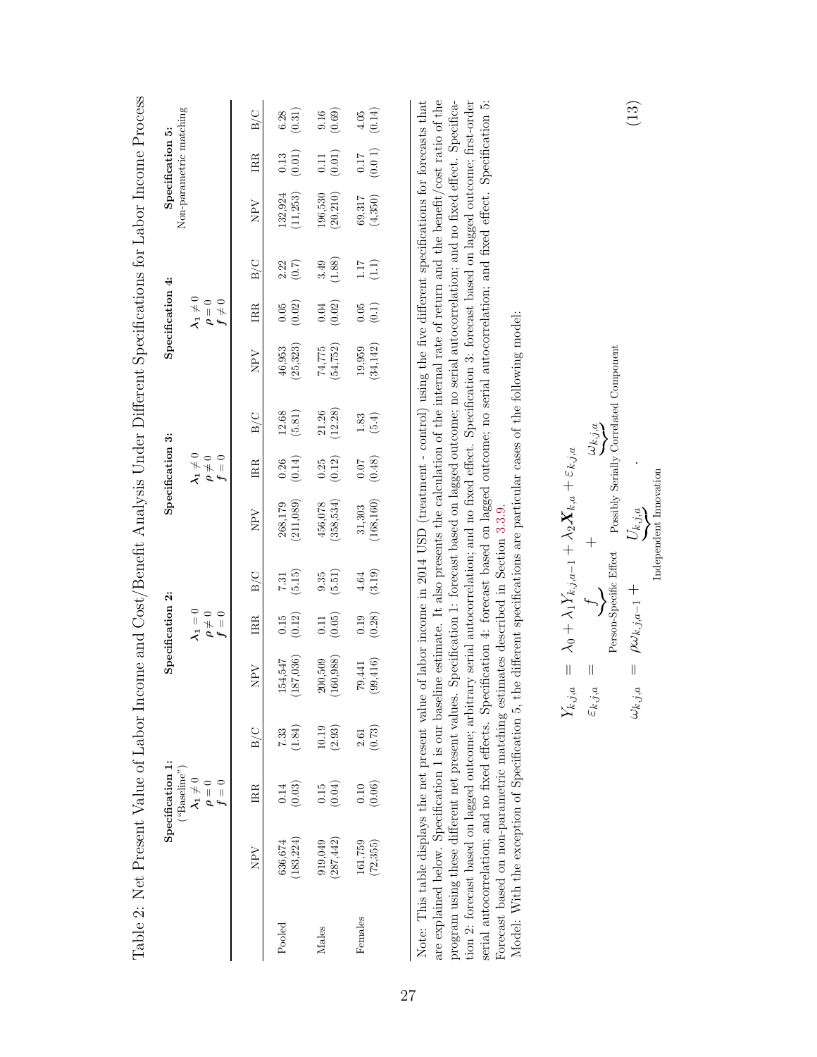Table 2: Net Present Value of Labor Income and Cost/Benefit Analysis Under Different Specifications for Labor Income Process

| | Specification 1: ("Baseline") $\lambda_1 \neq 0$, $\rho = 0$, $f = 0$ | | | Specification 2: $\lambda_1 = 0$, $\rho \neq 0$, $f = 0$ | | | Specification 3: $\lambda_1 \neq 0$, $\rho \neq 0$, $f = 0$ | | | Specification 4: $\lambda_1 \neq 0$, $\rho = 0$, $f \neq 0$ | | | Specification 5: Non-parametric matching | | |
|---|---|---|---|---|---|---|---|---|---|---|---|---|---|---|---|
| | NPV | IRR | B/C | NPV | IRR | B/C | NPV | IRR | B/C | NPV | IRR | B/C | NPV | IRR | B/C |
| Pooled | 636,674 | 0.14 | 7.33 | 154,547 | 0.15 | 7.31 | 268,179 | 0.26 | 12.68 | 46,953 | 0.05 | 2.22 | 132,924 | 0.13 | 6.28 |
| | (183,224) | (0.03) | (1.84) | (187,036) | (0.12) | (5.15) | (211,089) | (0.14) | (5.81) | (25,323) | (0.02) | (0.7) | (11,253) | (0.01) | (0.31) |
| Males | 919,049 | 0.15 | 10.19 | 200,509 | 0.11 | 9.35 | 456,078 | 0.25 | 21.26 | 74,775 | 0.04 | 3.49 | 196,530 | 0.11 | 9.16 |
| | (287,442) | (0.04) | (2.93) | (160,988) | (0.05) | (5.51) | (358,534) | (0.12) | (12.28) | (54,752) | (0.02) | (1.88) | (20,210) | (0.01) | (0.69) |
| Females | 161,759 | 0.10 | 2.61 | 79,441 | 0.19 | 4.64 | 31,303 | 0.07 | 1.83 | 19,959 | 0.05 | 1.17 | 69,317 | 0.17 | 4.05 |
| | (72,355) | (0.06) | (0.73) | (99,416) | (0.28) | (3.19) | (168,160) | (0.48) | (5.4) | (34,142) | (0.1) | (1.1) | (4,350) | (0.0 1) | (0.14) |

Note: This table displays the net present value of labor income in 2014 USD (treatment - control) using the five different specifications for forecasts that are explained below. Specification 1 is our baseline estimate. It also presents the calculation of the internal rate of return and the benefit/cost ratio of the program using these different net present values. Specification 1: forecast based on lagged outcome; no serial autocorrelation; and no fixed effect. Specification 2: forecast based on lagged outcome; arbitrary serial autocorrelation; and no fixed effect. Specification 3: forecast based on lagged outcome; first-order serial autocorrelation; and no fixed effects. Specification 4: forecast based on lagged outcome; no serial autocorrelation; and fixed effect. Specification 5: Forecast based on non-parametric matching estimates described in Section 3.3.9.
Model: With the exception of Specification 5, the different specifications are particular cases of the following model:

$$
\begin{aligned}
Y_{k,j,a} &= \lambda_0 + \lambda_1 Y_{k,j,a-1} + \lambda_2 \boldsymbol{X}_{k,a} + \varepsilon_{k,j,a} \\
\varepsilon_{k,j,a} &= \underbrace{f}_{\text{Person-Specific Effect}} + \underbrace{\omega_{k,j,a}}_{\text{Possibly Serially Correlated Component}} \\
\omega_{k,j,a} &= \rho\omega_{k,j,a-1} + \underbrace{U_{k,j,a}}_{\text{Independent Innovation}} .
\end{aligned} \tag{13}
$$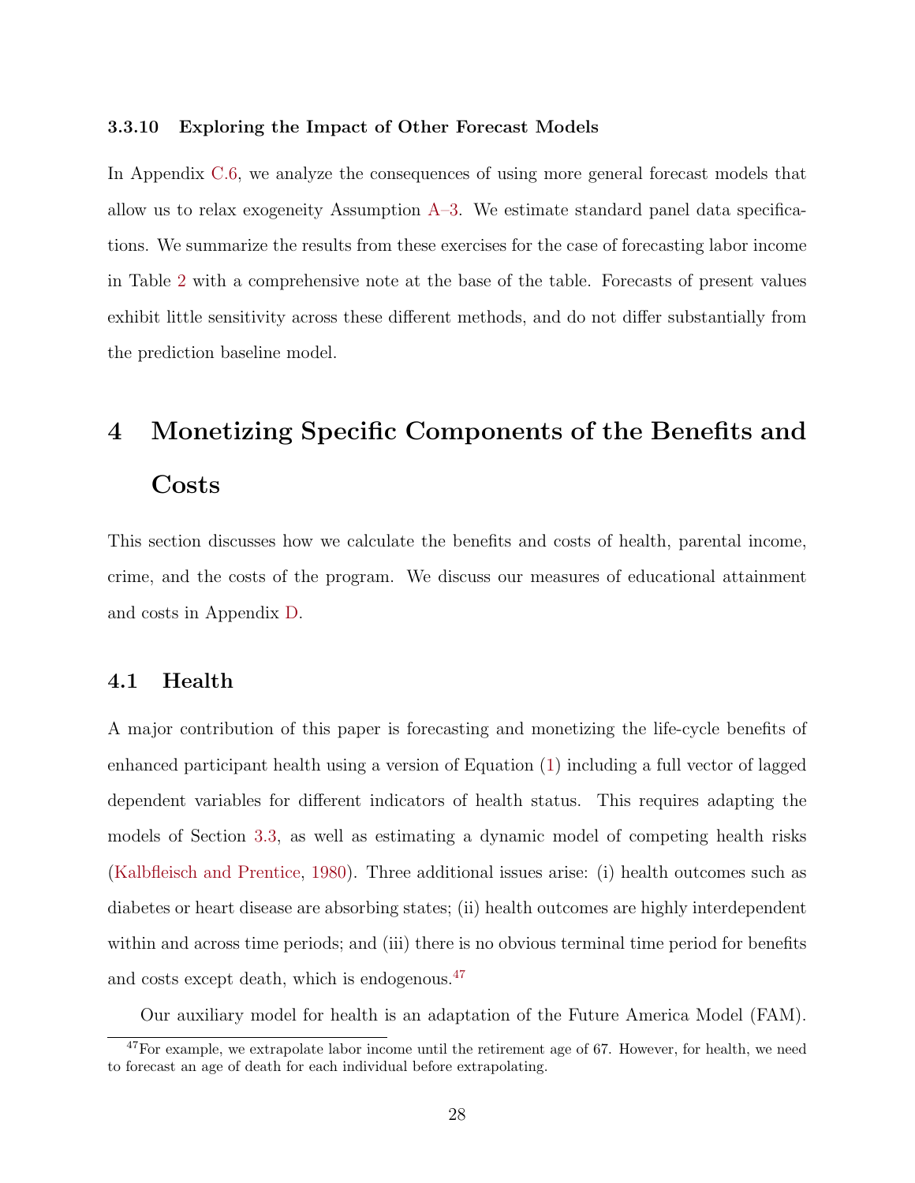#### 3.3.10 Exploring the Impact of Other Forecast Models

In Appendix C.6, we analyze the consequences of using more general forecast models that allow us to relax exogeneity Assumption A–3. We estimate standard panel data specifications. We summarize the results from these exercises for the case of forecasting labor income in Table 2 with a comprehensive note at the base of the table. Forecasts of present values exhibit little sensitivity across these different methods, and do not differ substantially from the prediction baseline model.

# 4 Monetizing Specific Components of the Benefits and Costs

This section discusses how we calculate the benefits and costs of health, parental income, crime, and the costs of the program. We discuss our measures of educational attainment and costs in Appendix D.

## 4.1 Health

A major contribution of this paper is forecasting and monetizing the life-cycle benefits of enhanced participant health using a version of Equation (1) including a full vector of lagged dependent variables for different indicators of health status. This requires adapting the models of Section 3.3, as well as estimating a dynamic model of competing health risks (Kalbfleisch and Prentice, 1980). Three additional issues arise: (i) health outcomes such as diabetes or heart disease are absorbing states; (ii) health outcomes are highly interdependent within and across time periods; and (iii) there is no obvious terminal time period for benefits and costs except death, which is endogenous.[47]

Our auxiliary model for health is an adaptation of the Future America Model (FAM).

[47] For example, we extrapolate labor income until the retirement age of 67. However, for health, we need to forecast an age of death for each individual before extrapolating.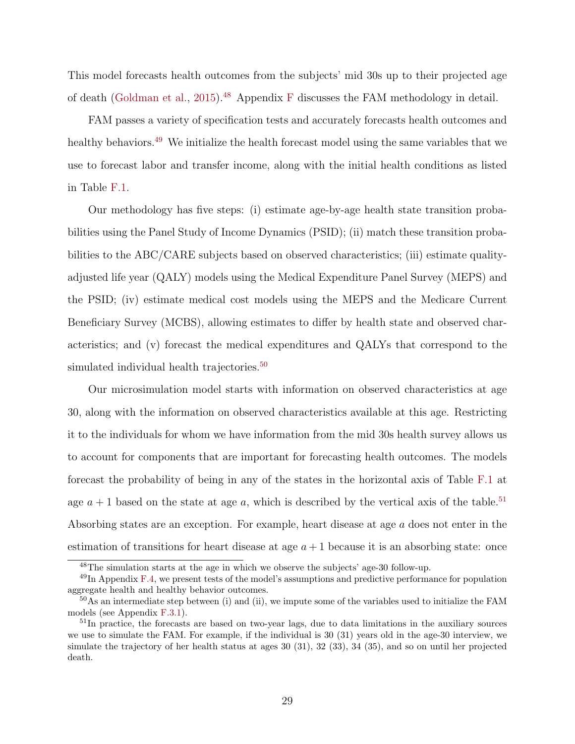This model forecasts health outcomes from the subjects' mid 30s up to their projected age of death (Goldman et al., 2015).[48] Appendix F discusses the FAM methodology in detail.

FAM passes a variety of specification tests and accurately forecasts health outcomes and healthy behaviors.[49] We initialize the health forecast model using the same variables that we use to forecast labor and transfer income, along with the initial health conditions as listed in Table F.1.

Our methodology has five steps: (i) estimate age-by-age health state transition probabilities using the Panel Study of Income Dynamics (PSID); (ii) match these transition probabilities to the ABC/CARE subjects based on observed characteristics; (iii) estimate quality-adjusted life year (QALY) models using the Medical Expenditure Panel Survey (MEPS) and the PSID; (iv) estimate medical cost models using the MEPS and the Medicare Current Beneficiary Survey (MCBS), allowing estimates to differ by health state and observed characteristics; and (v) forecast the medical expenditures and QALYs that correspond to the simulated individual health trajectories.[50]

Our microsimulation model starts with information on observed characteristics at age 30, along with the information on observed characteristics available at this age. Restricting it to the individuals for whom we have information from the mid 30s health survey allows us to account for components that are important for forecasting health outcomes. The models forecast the probability of being in any of the states in the horizontal axis of Table F.1 at age $a+1$ based on the state at age $a$, which is described by the vertical axis of the table.[51] Absorbing states are an exception. For example, heart disease at age $a$ does not enter in the estimation of transitions for heart disease at age $a+1$ because it is an absorbing state: once

---

[48] The simulation starts at the age in which we observe the subjects' age-30 follow-up.

[49] In Appendix F.4, we present tests of the model's assumptions and predictive performance for population aggregate health and healthy behavior outcomes.

[50] As an intermediate step between (i) and (ii), we impute some of the variables used to initialize the FAM models (see Appendix F.3.1).

[51] In practice, the forecasts are based on two-year lags, due to data limitations in the auxiliary sources we use to simulate the FAM. For example, if the individual is 30 (31) years old in the age-30 interview, we simulate the trajectory of her health status at ages 30 (31), 32 (33), 34 (35), and so on until her projected death.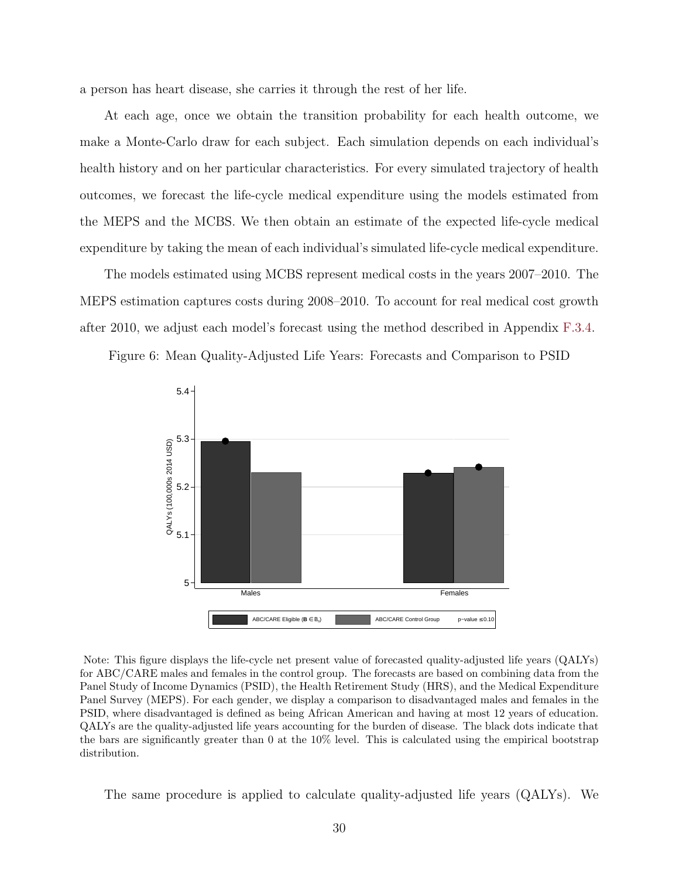a person has heart disease, she carries it through the rest of her life.

At each age, once we obtain the transition probability for each health outcome, we make a Monte-Carlo draw for each subject. Each simulation depends on each individual's health history and on her particular characteristics. For every simulated trajectory of health outcomes, we forecast the life-cycle medical expenditure using the models estimated from the MEPS and the MCBS. We then obtain an estimate of the expected life-cycle medical expenditure by taking the mean of each individual's simulated life-cycle medical expenditure.

The models estimated using MCBS represent medical costs in the years 2007–2010. The MEPS estimation captures costs during 2008–2010. To account for real medical cost growth after 2010, we adjust each model's forecast using the method described in Appendix F.3.4.

Figure 6: Mean Quality-Adjusted Life Years: Forecasts and Comparison to PSID

Note: This figure displays the life-cycle net present value of forecasted quality-adjusted life years (QALYs) for ABC/CARE males and females in the control group. The forecasts are based on combining data from the Panel Study of Income Dynamics (PSID), the Health Retirement Study (HRS), and the Medical Expenditure Panel Survey (MEPS). For each gender, we display a comparison to disadvantaged males and females in the PSID, where disadvantaged is defined as being African American and having at most 12 years of education. QALYs are the quality-adjusted life years accounting for the burden of disease. The black dots indicate that the bars are significantly greater than 0 at the 10% level. This is calculated using the empirical bootstrap distribution.

The same procedure is applied to calculate quality-adjusted life years (QALYs). We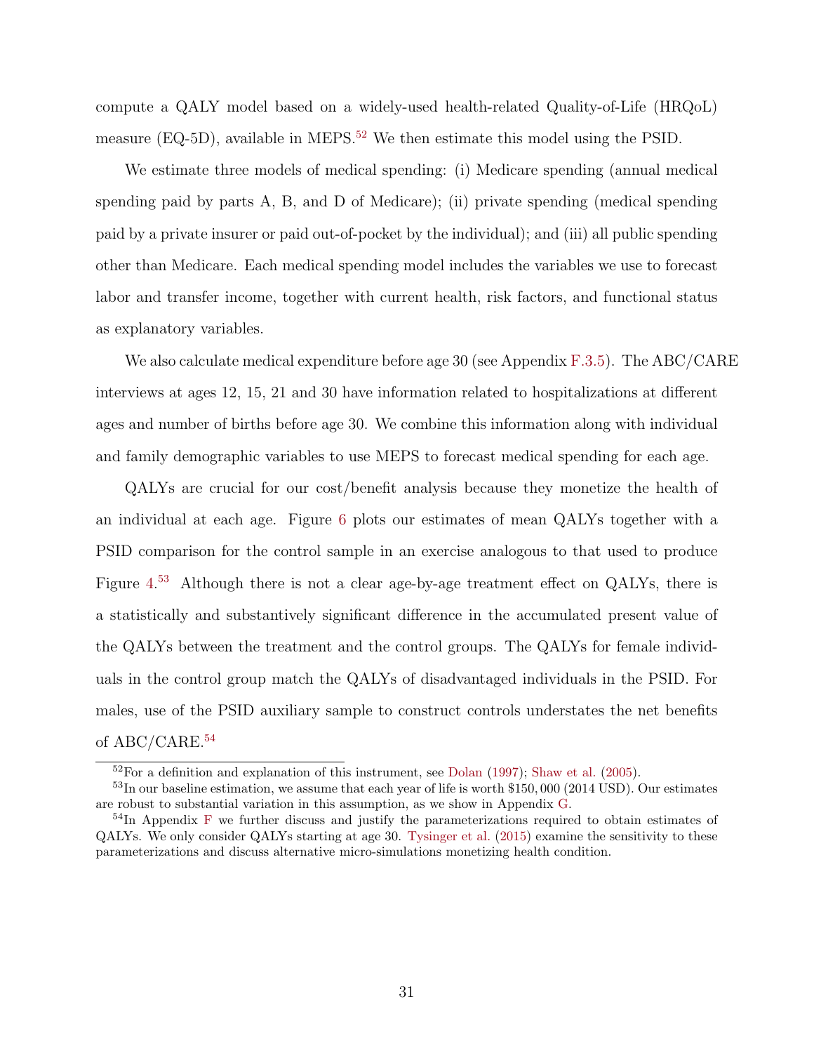compute a QALY model based on a widely-used health-related Quality-of-Life (HRQoL) measure (EQ-5D), available in MEPS.[52] We then estimate this model using the PSID.

We estimate three models of medical spending: (i) Medicare spending (annual medical spending paid by parts A, B, and D of Medicare); (ii) private spending (medical spending paid by a private insurer or paid out-of-pocket by the individual); and (iii) all public spending other than Medicare. Each medical spending model includes the variables we use to forecast labor and transfer income, together with current health, risk factors, and functional status as explanatory variables.

We also calculate medical expenditure before age 30 (see Appendix F.3.5). The ABC/CARE interviews at ages 12, 15, 21 and 30 have information related to hospitalizations at different ages and number of births before age 30. We combine this information along with individual and family demographic variables to use MEPS to forecast medical spending for each age.

QALYs are crucial for our cost/benefit analysis because they monetize the health of an individual at each age. Figure 6 plots our estimates of mean QALYs together with a PSID comparison for the control sample in an exercise analogous to that used to produce Figure 4.[53] Although there is not a clear age-by-age treatment effect on QALYs, there is a statistically and substantively significant difference in the accumulated present value of the QALYs between the treatment and the control groups. The QALYs for female individuals in the control group match the QALYs of disadvantaged individuals in the PSID. For males, use of the PSID auxiliary sample to construct controls understates the net benefits of ABC/CARE.[54]

---

[52] For a definition and explanation of this instrument, see Dolan (1997); Shaw et al. (2005).

[53] In our baseline estimation, we assume that each year of life is worth $150,000 (2014 USD). Our estimates are robust to substantial variation in this assumption, as we show in Appendix G.

[54] In Appendix F we further discuss and justify the parameterizations required to obtain estimates of QALYs. We only consider QALYs starting at age 30. Tysinger et al. (2015) examine the sensitivity to these parameterizations and discuss alternative micro-simulations monetizing health condition.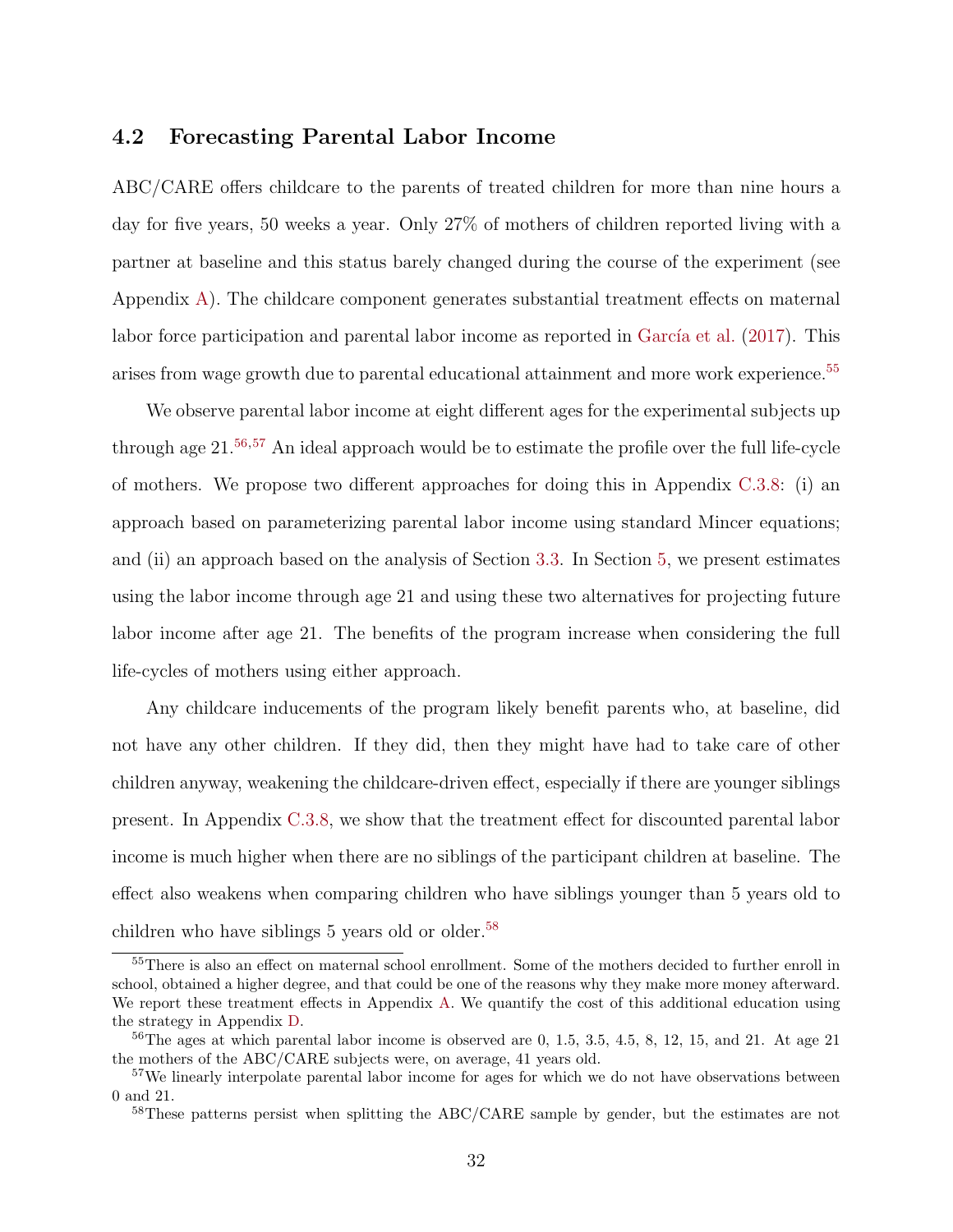### 4.2 Forecasting Parental Labor Income

ABC/CARE offers childcare to the parents of treated children for more than nine hours a day for five years, 50 weeks a year. Only 27% of mothers of children reported living with a partner at baseline and this status barely changed during the course of the experiment (see Appendix A). The childcare component generates substantial treatment effects on maternal labor force participation and parental labor income as reported in García et al. (2017). This arises from wage growth due to parental educational attainment and more work experience.[55]

We observe parental labor income at eight different ages for the experimental subjects up through age 21.[56,57] An ideal approach would be to estimate the profile over the full life-cycle of mothers. We propose two different approaches for doing this in Appendix C.3.8: (i) an approach based on parameterizing parental labor income using standard Mincer equations; and (ii) an approach based on the analysis of Section 3.3. In Section 5, we present estimates using the labor income through age 21 and using these two alternatives for projecting future labor income after age 21. The benefits of the program increase when considering the full life-cycles of mothers using either approach.

Any childcare inducements of the program likely benefit parents who, at baseline, did not have any other children. If they did, then they might have had to take care of other children anyway, weakening the childcare-driven effect, especially if there are younger siblings present. In Appendix C.3.8, we show that the treatment effect for discounted parental labor income is much higher when there are no siblings of the participant children at baseline. The effect also weakens when comparing children who have siblings younger than 5 years old to children who have siblings 5 years old or older.[58]

---

[55] There is also an effect on maternal school enrollment. Some of the mothers decided to further enroll in school, obtained a higher degree, and that could be one of the reasons why they make more money afterward. We report these treatment effects in Appendix A. We quantify the cost of this additional education using the strategy in Appendix D.

[56] The ages at which parental labor income is observed are 0, 1.5, 3.5, 4.5, 8, 12, 15, and 21. At age 21 the mothers of the ABC/CARE subjects were, on average, 41 years old.

[57] We linearly interpolate parental labor income for ages for which we do not have observations between 0 and 21.

[58] These patterns persist when splitting the ABC/CARE sample by gender, but the estimates are not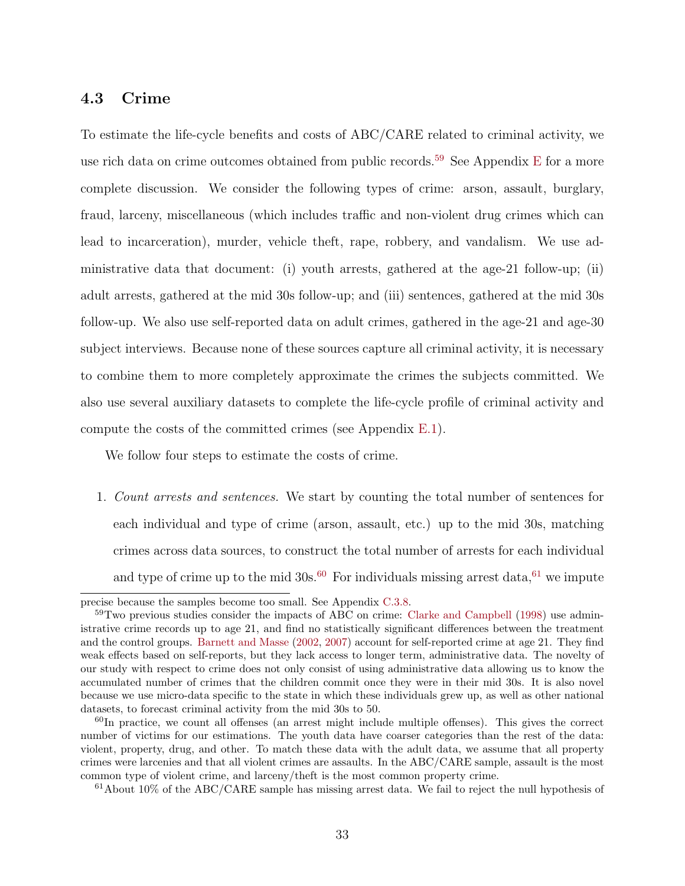### 4.3 Crime

To estimate the life-cycle benefits and costs of ABC/CARE related to criminal activity, we use rich data on crime outcomes obtained from public records.[59] See Appendix E for a more complete discussion. We consider the following types of crime: arson, assault, burglary, fraud, larceny, miscellaneous (which includes traffic and non-violent drug crimes which can lead to incarceration), murder, vehicle theft, rape, robbery, and vandalism. We use administrative data that document: (i) youth arrests, gathered at the age-21 follow-up; (ii) adult arrests, gathered at the mid 30s follow-up; and (iii) sentences, gathered at the mid 30s follow-up. We also use self-reported data on adult crimes, gathered in the age-21 and age-30 subject interviews. Because none of these sources capture all criminal activity, it is necessary to combine them to more completely approximate the crimes the subjects committed. We also use several auxiliary datasets to complete the life-cycle profile of criminal activity and compute the costs of the committed crimes (see Appendix E.1).

We follow four steps to estimate the costs of crime.

1. *Count arrests and sentences.* We start by counting the total number of sentences for each individual and type of crime (arson, assault, etc.) up to the mid 30s, matching crimes across data sources, to construct the total number of arrests for each individual and type of crime up to the mid 30s.[60] For individuals missing arrest data,[61] we impute

---

precise because the samples become too small. See Appendix C.3.8.

[59] Two previous studies consider the impacts of ABC on crime: Clarke and Campbell (1998) use administrative crime records up to age 21, and find no statistically significant differences between the treatment and the control groups. Barnett and Masse (2002, 2007) account for self-reported crime at age 21. They find weak effects based on self-reports, but they lack access to longer term, administrative data. The novelty of our study with respect to crime does not only consist of using administrative data allowing us to know the accumulated number of crimes that the children commit once they were in their mid 30s. It is also novel because we use micro-data specific to the state in which these individuals grew up, as well as other national datasets, to forecast criminal activity from the mid 30s to 50.

[60] In practice, we count all offenses (an arrest might include multiple offenses). This gives the correct number of victims for our estimations. The youth data have coarser categories than the rest of the data: violent, property, drug, and other. To match these data with the adult data, we assume that all property crimes were larcenies and that all violent crimes are assaults. In the ABC/CARE sample, assault is the most common type of violent crime, and larceny/theft is the most common property crime.

[61] About 10% of the ABC/CARE sample has missing arrest data. We fail to reject the null hypothesis of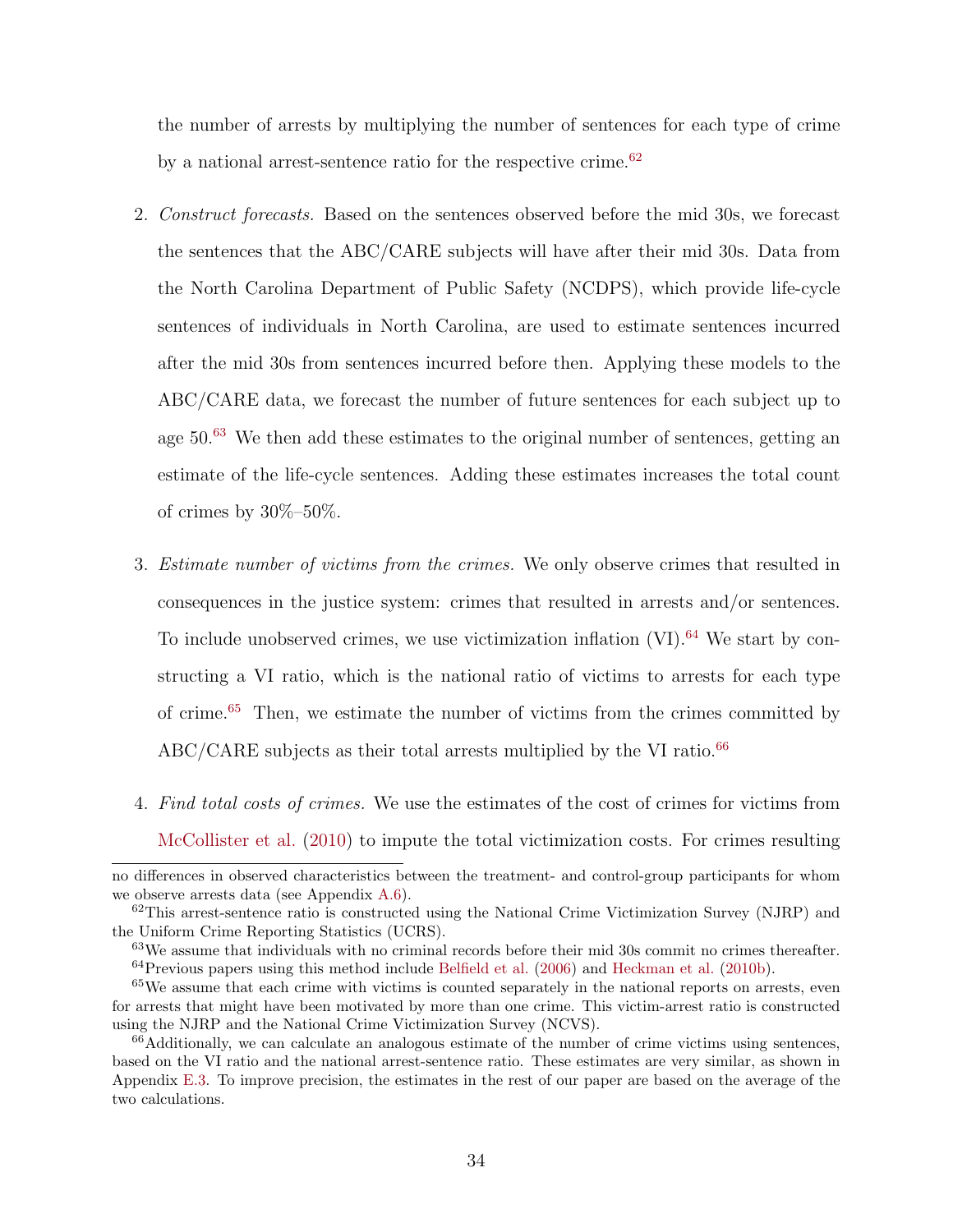the number of arrests by multiplying the number of sentences for each type of crime by a national arrest-sentence ratio for the respective crime.[62]

2. *Construct forecasts.* Based on the sentences observed before the mid 30s, we forecast the sentences that the ABC/CARE subjects will have after their mid 30s. Data from the North Carolina Department of Public Safety (NCDPS), which provide life-cycle sentences of individuals in North Carolina, are used to estimate sentences incurred after the mid 30s from sentences incurred before then. Applying these models to the ABC/CARE data, we forecast the number of future sentences for each subject up to age 50.[63] We then add these estimates to the original number of sentences, getting an estimate of the life-cycle sentences. Adding these estimates increases the total count of crimes by 30%–50%.

3. *Estimate number of victims from the crimes.* We only observe crimes that resulted in consequences in the justice system: crimes that resulted in arrests and/or sentences. To include unobserved crimes, we use victimization inflation (VI).[64] We start by constructing a VI ratio, which is the national ratio of victims to arrests for each type of crime.[65] Then, we estimate the number of victims from the crimes committed by ABC/CARE subjects as their total arrests multiplied by the VI ratio.[66]

4. *Find total costs of crimes.* We use the estimates of the cost of crimes for victims from McCollister et al. (2010) to impute the total victimization costs. For crimes resulting

---

no differences in observed characteristics between the treatment- and control-group participants for whom we observe arrests data (see Appendix A.6).

[62] This arrest-sentence ratio is constructed using the National Crime Victimization Survey (NJRP) and the Uniform Crime Reporting Statistics (UCRS).

[63] We assume that individuals with no criminal records before their mid 30s commit no crimes thereafter.

[64] Previous papers using this method include Belfield et al. (2006) and Heckman et al. (2010b).

[65] We assume that each crime with victims is counted separately in the national reports on arrests, even for arrests that might have been motivated by more than one crime. This victim-arrest ratio is constructed using the NJRP and the National Crime Victimization Survey (NCVS).

[66] Additionally, we can calculate an analogous estimate of the number of crime victims using sentences, based on the VI ratio and the national arrest-sentence ratio. These estimates are very similar, as shown in Appendix E.3. To improve precision, the estimates in the rest of our paper are based on the average of the two calculations.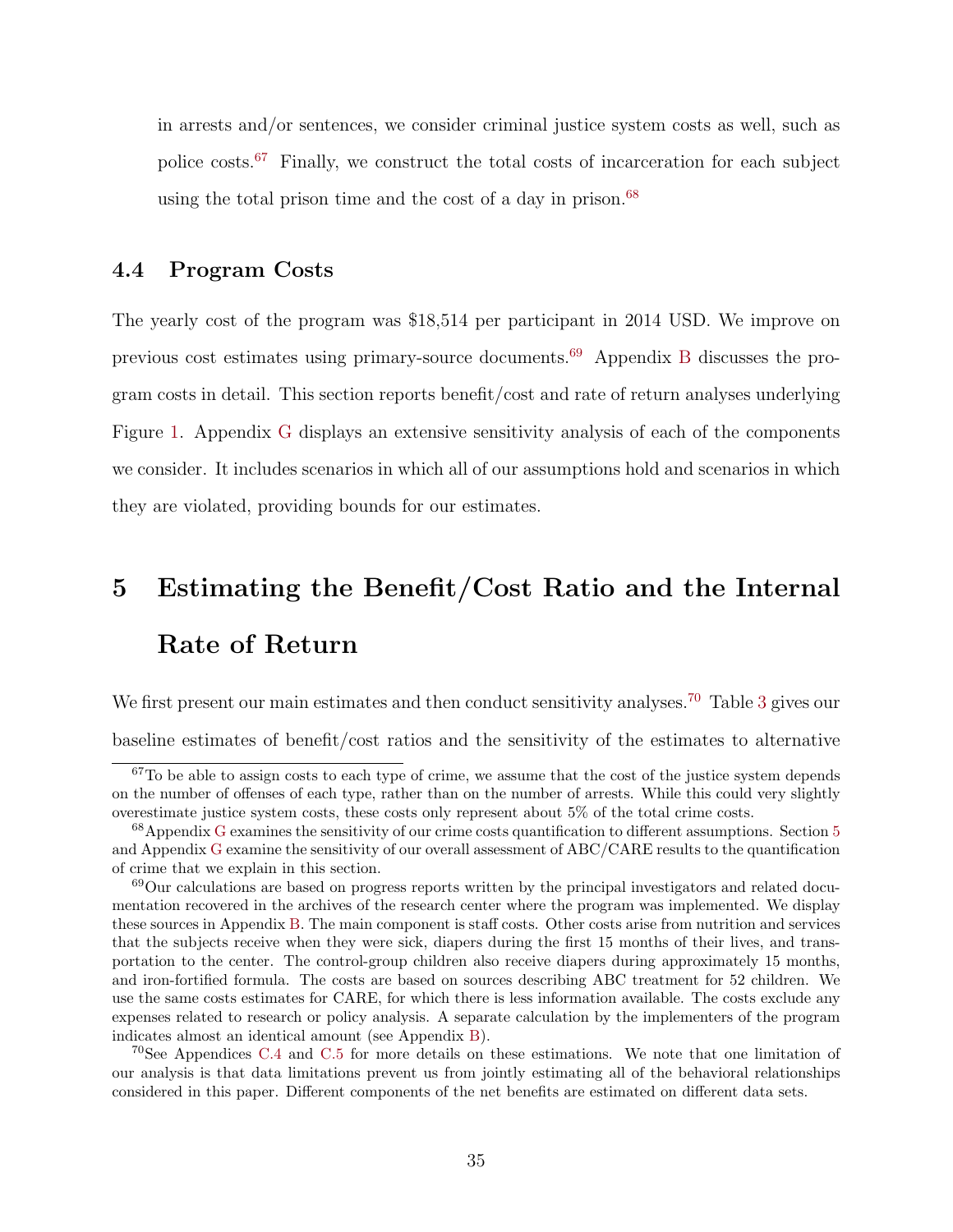in arrests and/or sentences, we consider criminal justice system costs as well, such as police costs.[67] Finally, we construct the total costs of incarceration for each subject using the total prison time and the cost of a day in prison.[68]

### 4.4 Program Costs

The yearly cost of the program was $18,514 per participant in 2014 USD. We improve on previous cost estimates using primary-source documents.[69] Appendix B discusses the program costs in detail. This section reports benefit/cost and rate of return analyses underlying Figure 1. Appendix G displays an extensive sensitivity analysis of each of the components we consider. It includes scenarios in which all of our assumptions hold and scenarios in which they are violated, providing bounds for our estimates.

## 5 Estimating the Benefit/Cost Ratio and the Internal Rate of Return

We first present our main estimates and then conduct sensitivity analyses.[70] Table 3 gives our baseline estimates of benefit/cost ratios and the sensitivity of the estimates to alternative

---

[67]To be able to assign costs to each type of crime, we assume that the cost of the justice system depends on the number of offenses of each type, rather than on the number of arrests. While this could very slightly overestimate justice system costs, these costs only represent about 5% of the total crime costs.

[68]Appendix G examines the sensitivity of our crime costs quantification to different assumptions. Section 5 and Appendix G examine the sensitivity of our overall assessment of ABC/CARE results to the quantification of crime that we explain in this section.

[69]Our calculations are based on progress reports written by the principal investigators and related documentation recovered in the archives of the research center where the program was implemented. We display these sources in Appendix B. The main component is staff costs. Other costs arise from nutrition and services that the subjects receive when they were sick, diapers during the first 15 months of their lives, and transportation to the center. The control-group children also receive diapers during approximately 15 months, and iron-fortified formula. The costs are based on sources describing ABC treatment for 52 children. We use the same costs estimates for CARE, for which there is less information available. The costs exclude any expenses related to research or policy analysis. A separate calculation by the implementers of the program indicates almost an identical amount (see Appendix B).

[70]See Appendices C.4 and C.5 for more details on these estimations. We note that one limitation of our analysis is that data limitations prevent us from jointly estimating all of the behavioral relationships considered in this paper. Different components of the net benefits are estimated on different data sets.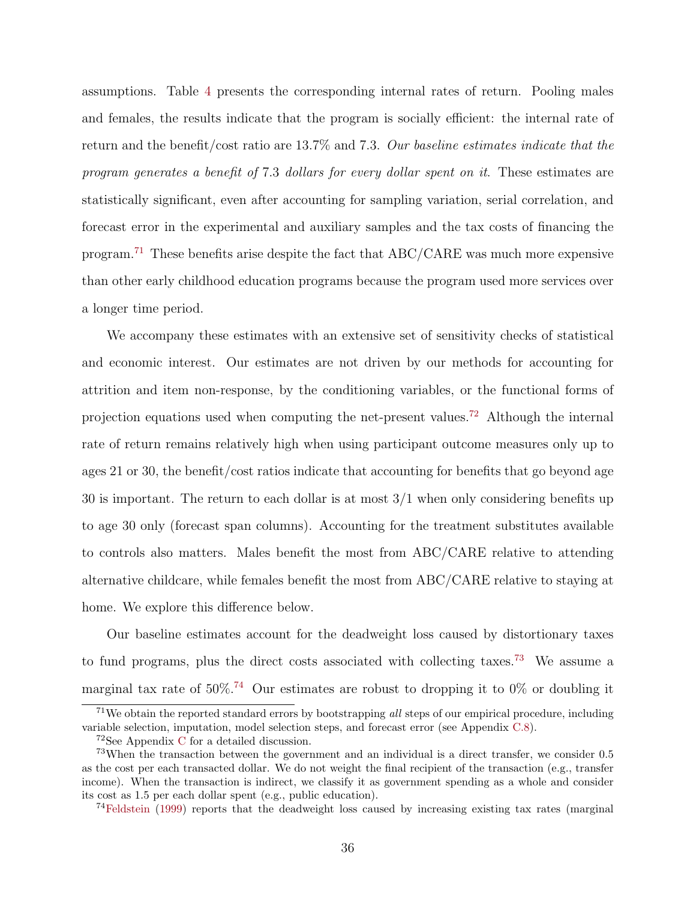assumptions. Table 4 presents the corresponding internal rates of return. Pooling males and females, the results indicate that the program is socially efficient: the internal rate of return and the benefit/cost ratio are 13.7% and 7.3. *Our baseline estimates indicate that the program generates a benefit of* 7.3 *dollars for every dollar spent on it*. These estimates are statistically significant, even after accounting for sampling variation, serial correlation, and forecast error in the experimental and auxiliary samples and the tax costs of financing the program.[71] These benefits arise despite the fact that ABC/CARE was much more expensive than other early childhood education programs because the program used more services over a longer time period.

We accompany these estimates with an extensive set of sensitivity checks of statistical and economic interest. Our estimates are not driven by our methods for accounting for attrition and item non-response, by the conditioning variables, or the functional forms of projection equations used when computing the net-present values.[72] Although the internal rate of return remains relatively high when using participant outcome measures only up to ages 21 or 30, the benefit/cost ratios indicate that accounting for benefits that go beyond age 30 is important. The return to each dollar is at most 3/1 when only considering benefits up to age 30 only (forecast span columns). Accounting for the treatment substitutes available to controls also matters. Males benefit the most from ABC/CARE relative to attending alternative childcare, while females benefit the most from ABC/CARE relative to staying at home. We explore this difference below.

Our baseline estimates account for the deadweight loss caused by distortionary taxes to fund programs, plus the direct costs associated with collecting taxes.[73] We assume a marginal tax rate of 50%.[74] Our estimates are robust to dropping it to 0% or doubling it

---

[71] We obtain the reported standard errors by bootstrapping *all* steps of our empirical procedure, including variable selection, imputation, model selection steps, and forecast error (see Appendix C.8).

[72] See Appendix C for a detailed discussion.

[73] When the transaction between the government and an individual is a direct transfer, we consider 0.5 as the cost per each transacted dollar. We do not weight the final recipient of the transaction (e.g., transfer income). When the transaction is indirect, we classify it as government spending as a whole and consider its cost as 1.5 per each dollar spent (e.g., public education).

[74] Feldstein (1999) reports that the deadweight loss caused by increasing existing tax rates (marginal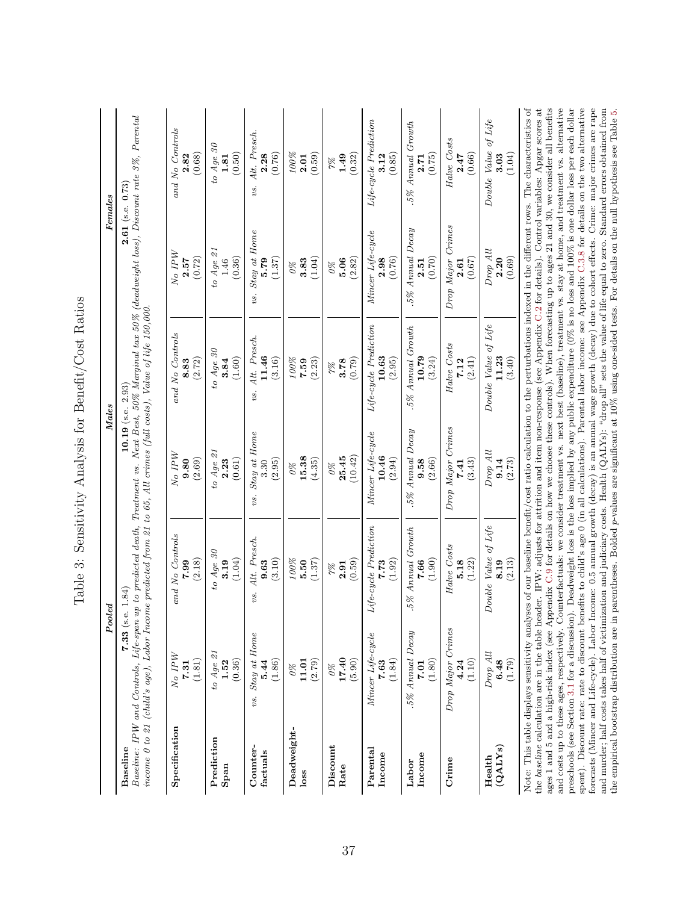# Table 3: Sensitivity Analysis for Benefit/Cost Ratios

| | Pooled | | | Males | | | Females | | |
|---|---|---|---|---|---|---|---|---|---|
| **Baseline** | **7.33** (s.e. 1.84) | | | **10.19** (s.e. 2.93) | | | **2.61** (s.e. 0.73) | | |

*Baseline: IPW and Controls, Life-span up to predicted death, Treatment vs. Next Best, 50% Marginal tax 50% (deadweight loss), Discount rate 3%, Parental income 0 to 21 (child's age), Labor Income predicted from 21 to 65, All crimes (full costs), Value of life 150,000.*

| | Pooled | | | Males | | | Females | | |
|---|---|---|---|---|---|---|---|---|---|
| **Specification** | *No IPW* **7.31** (1.81) | | *and No Controls* **7.99** (2.18) | *No IPW* **9.80** (2.69) | | *and No Controls* **8.83** (2.72) | *No IPW* **2.57** (0.72) | | *and No Controls* **2.82** (0.68) |
| **Prediction Span** | *to Age 21* **1.52** (0.36) | | *to Age 30* **3.19** (1.04) | *to Age 21* **2.23** (0.61) | | *to Age 30* **3.84** (1.60) | *to Age 21* 1.46 (0.36) | | *to Age 30* **1.81** (0.50) |
| **Counter-factuals** | *vs. Stay at Home* **5.44** (1.86) | | *vs. Alt. Presch.* **9.63** (3.10) | *vs. Stay at Home* 3.30 (2.95) | | *vs. Alt. Presch.* **11.46** (3.16) | *vs. Stay at Home* **5.79** (1.37) | | *vs. Alt. Presch.* **2.28** (0.76) |
| **Deadweight-loss** | *0%* **11.01** (2.79) | | *100%* **5.50** (1.37) | *0%* **15.38** (4.35) | | *100%* **7.59** (2.23) | *0%* **3.83** (1.04) | | *100%* **2.01** (0.59) |
| **Discount Rate** | *0%* **17.40** (5.90) | | *7%* **2.91** (0.59) | *0%* **25.45** (10.42) | | *7%* **3.78** (0.79) | *0%* **5.06** (2.82) | | *7%* **1.49** (0.32) |
| **Parental Income** | *Mincer Life-cycle* **7.63** (1.84) | | *Life-cycle Prediction* **7.73** (1.92) | *Mincer Life-cycle* **10.46** (2.94) | | *Life-cycle Prediction* **10.63** (2.95) | *Mincer Life-cycle* **2.98** (0.76) | | *Life-cycle Prediction* **3.12** (0.85) |
| **Labor Income** | *.5% Annual Decay* **7.01** (1.80) | | *.5% Annual Growth* **7.66** (1.90) | *.5% Annual Decay* **9.58** (2.66) | | *.5% Annual Growth* **10.79** (3.24) | *.5% Annual Decay* **2.51** (0.70) | | *.5% Annual Growth* **2.71** (0.75) |
| **Crime** | *Drop Major Crimes* **4.24** (1.10) | | *Halve Costs* **5.18** (1.22) | *Drop Major Crimes* **7.41** (3.43) | | *Halve Costs* **7.12** (2.41) | *Drop Major Crimes* **2.61** (0.67) | | *Halve Costs* **2.47** (0.66) |
| **Health (QALYs)** | *Drop All* **6.48** (1.79) | | *Double Value of Life* **8.19** (2.13) | *Drop All* **9.14** (2.73) | | *Double Value of Life* **11.23** (3.40) | *Drop All* **2.20** (0.69) | | *Double Value of Life* **3.03** (1.04) |

Note: This table displays sensitivity analyses of our baseline benefit/cost ratio calculation to the perturbations indexed in the different rows. The characteristics of the *baseline* calculation are in the table header. IPW: adjusts for attrition and item non-response (see Appendix C.2 for details). Control variables: Apgar scores at ages 1 and 5 and a high-risk index (see Appendix C.9 for details on how we choose these controls). When forecasting up to ages 21 and 30, we consider all benefits and costs up to these ages, respectively. Counterfactuals: we consider treatment vs. next best (baseline), treatment vs. stay at home, and treatment vs. alternative preschools (see Section 3.1 for a discussion). Deadweight loss is the loss implied by any public expenditure (0% is no loss and 100% is one dollar loss per each dollar spent). Discount rate: rate to discount benefits to child's age 0 (in all calculations). Parental labor income: see Appendix C.3.8 for details on the two alternative forecasts (Mincer and Life-cycle). Labor Income: 0.5 annual growth (decay) is an annual wage growth (decay) due to cohort effects. Crime: major crimes are rape and murder; half costs takes half of victimization and judiciary costs. Health (QALYs): "drop all" sets the value of life equal to zero. Standard errors obtained from the empirical bootstrap distribution are in parentheses. Bolded *p*-values are significant at 10% using one-sided tests. For details on the null hypothesis see Table 5.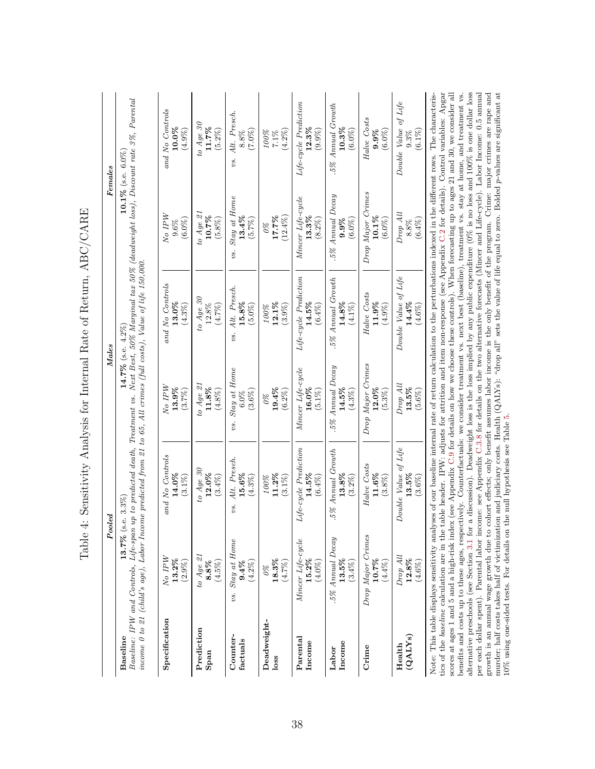# Table 4: Sensitivity Analysis for Internal Rate of Return, ABC/CARE

| | *Pooled* | | *Males* | | *Females* | |
|---|---|---|---|---|---|---|
| **Baseline** | **13.7%** (s.e. 3.3%) | | **14.7%** (s.e. 4.2%) | | **10.1%** (s.e. 6.0%) | |
| *Baseline: IPW and Controls, Life-span up to predicted death, Treatment vs. Next Best, 50% Marginal tax 50% (deadweight loss), Discount rate 3%, Parental income 0 to 21 (child's age), Labor Income predicted from 21 to 65, All crimes (full costs), Value of life 150,000.* | | | | | | |
| **Specification** | *No IPW* **13.2%** (2.9%) | *and No Controls* **14.0%** (3.1%) | *No IPW* **13.9%** (3.7%) | *and No Controls* **13.0%** (4.3%) | *No IPW* 9.6% (6.0%) | *and No Controls* **10.0%** (4.9%) |
| **Prediction Span** | *to Age 21* **8.8%** (4.5%) | *to Age 30* **12.0%** (3.4%) | *to Age 21* **11.8%** (4.8%) | *to Age 30* 12.8% (4.7%) | *to Age 21* **10.7%** (5.8%) | *to Age 30* **11.7%** (5.2%) |
| **Counter-factuals** | *vs. Stay at Home* **9.4%** (4.2%) | *vs. Alt. Presch.* **15.6%** (4.3%) | *vs. Stay at Home* 6.0% (3.6%) | *vs. Alt. Presch.* **15.8%** (5.0%) | *vs. Stay at Home* **13.4%** (5.7%) | *vs. Alt. Presch.* 8.8% (7.0%) |
| **Deadweight-loss** | *0%* **18.3%** (4.7%) | *100%* **11.2%** (3.1%) | *0%* **19.4%** (6.2%) | *100%* **12.1%** (3.9%) | *0%* **17.7%** (12.4%) | *100%* 7.1% (4.2%) |
| **Parental Income** | *Mincer Life-cycle* **15.2%** (4.0%) | *Life-cycle Prediction* **14.5%** (6.4%) | *Mincer Life-cycle* **16.0%** (5.1%) | *Life-cycle Prediction* **14.5%** (6.4%) | *Mincer Life-cycle* **13.3%** (8.2%) | *Life-cycle Prediction* **12.3%** (9.9%) |
| **Labor Income** | *.5% Annual Decay* **13.5%** (3.4%) | *.5% Annual Growth* **13.8%** (3.2%) | *.5% Annual Decay* **14.5%** (4.3%) | *.5% Annual Growth* **14.8%** (4.1%) | *.5% Annual Decay* **9.9%** (6.0%) | *.5% Annual Growth* **10.3%** (6.0%) |
| **Crime** | *Drop Major Crimes* **10.7%** (4.4%) | *Halve Costs* **11.6%** (3.8%) | *Drop Major Crimes* **12.0%** (5.3%) | *Halve Costs* **11.9%** (4.9%) | *Drop Major Crimes* **10.1%** (6.0%) | *Halve Costs* **9.9%** (6.0%) |
| **Health (QALYs)** | *Drop All* **12.8%** (4.6%) | *Double Value of Life* **13.5%** (3.6%) | *Drop All* **13.5%** (5.6%) | *Double Value of Life* **14.4%** (4.6%) | *Drop All* 8.8% (6.4%) | *Double Value of Life* 9.3% (6.1%) |

Note: This table displays sensitivity analyses of our baseline internal rate of return calculation to the perturbations indexed in the different rows. The characteristics of the *baseline* calculation are in the table header. IPW: adjusts for attrition and item non-response (see Appendix C.2 for details). Control variables: Apgar scores at ages 1 and 5 and a high-risk index (see Appendix C.9 for details on how we choose these controls). When forecasting up to ages 21 and 30, we consider all benefits and costs up to these ages, respectively. Counterfactuals: we consider treatment vs. next best (baseline), treatment vs. stay at home, and treatment vs. alternative preschools (see Section 3.1 for a discussion). Deadweight loss is the loss implied by any public expenditure (0% is no loss and 100% is one dollar loss per each dollar spent). Parental labor income: see Appendix C.3.8 for details on the two alternative forecasts (Mincer and Life-cycle). Labor Income: 0.5 annual growth is an annual wage growth due to cohort effects; only benefit assumes labor income is the only benefit of the program. Crime: major crimes are rape and murder; half costs takes half of victimization and judiciary costs. Health (QALYs): "drop all" sets the value of life equal to zero. Bolded *p*-values are significant at 10% using one-sided tests. For details on the null hypothesis see Table 5.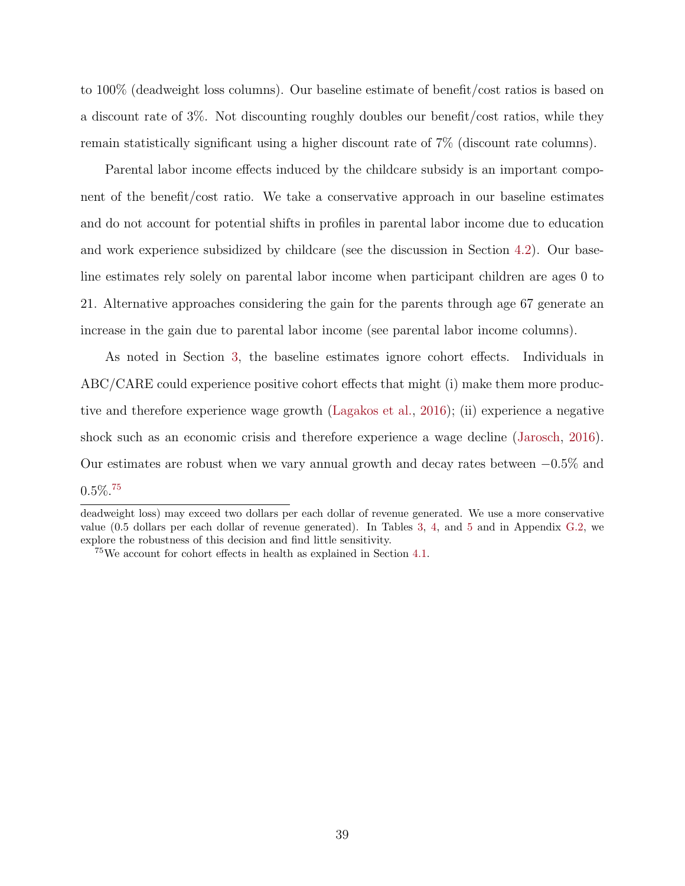to 100% (deadweight loss columns). Our baseline estimate of benefit/cost ratios is based on a discount rate of 3%. Not discounting roughly doubles our benefit/cost ratios, while they remain statistically significant using a higher discount rate of 7% (discount rate columns).

Parental labor income effects induced by the childcare subsidy is an important component of the benefit/cost ratio. We take a conservative approach in our baseline estimates and do not account for potential shifts in profiles in parental labor income due to education and work experience subsidized by childcare (see the discussion in Section 4.2). Our baseline estimates rely solely on parental labor income when participant children are ages 0 to 21. Alternative approaches considering the gain for the parents through age 67 generate an increase in the gain due to parental labor income (see parental labor income columns).

As noted in Section 3, the baseline estimates ignore cohort effects. Individuals in ABC/CARE could experience positive cohort effects that might (i) make them more productive and therefore experience wage growth (Lagakos et al., 2016); (ii) experience a negative shock such as an economic crisis and therefore experience a wage decline (Jarosch, 2016). Our estimates are robust when we vary annual growth and decay rates between −0.5% and 0.5%.[75]

---

deadweight loss) may exceed two dollars per each dollar of revenue generated. We use a more conservative value (0.5 dollars per each dollar of revenue generated). In Tables 3, 4, and 5 and in Appendix G.2, we explore the robustness of this decision and find little sensitivity.

[75] We account for cohort effects in health as explained in Section 4.1.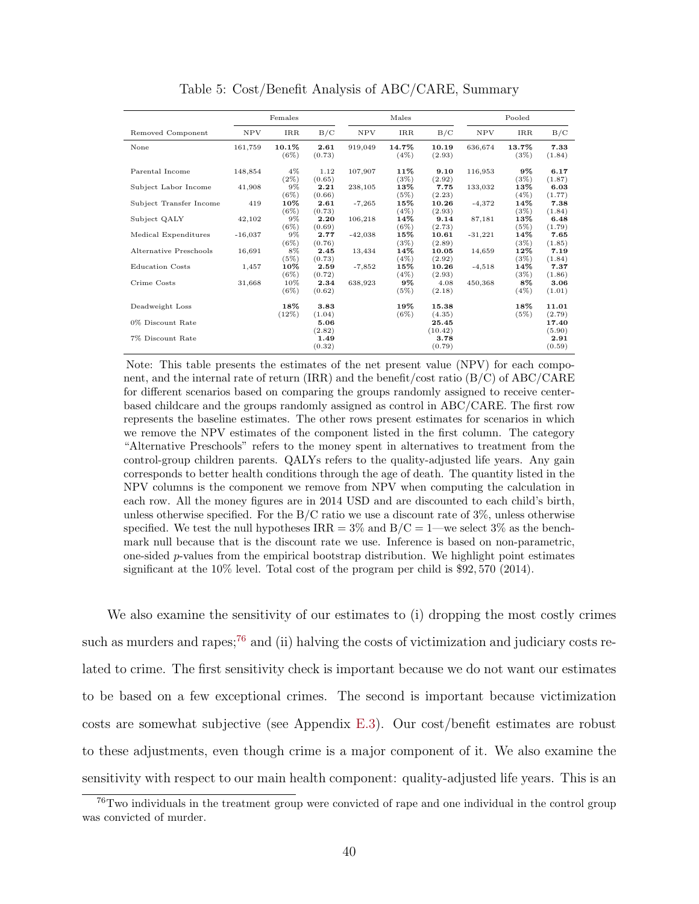Table 5: Cost/Benefit Analysis of ABC/CARE, Summary

| | Females | | | Males | | | Pooled | | |
|---|---|---|---|---|---|---|---|---|---|
| Removed Component | NPV | IRR | B/C | NPV | IRR | B/C | NPV | IRR | B/C |
| None | 161,759 | **10.1%** (6%) | **2.61** (0.73) | 919,049 | **14.7%** (4%) | **10.19** (2.93) | 636,674 | **13.7%** (3%) | **7.33** (1.84) |
| Parental Income | 148,854 | 4% (2%) | 1.12 (0.65) | 107,907 | **11%** (3%) | **9.10** (2.92) | 116,953 | **9%** (3%) | **6.17** (1.87) |
| Subject Labor Income | 41,908 | 9% (6%) | **2.21** (0.66) | 238,105 | **13%** (5%) | **7.75** (2.23) | 133,032 | **13%** (4%) | **6.03** (1.77) |
| Subject Transfer Income | 419 | **10%** (6%) | **2.61** (0.73) | -7,265 | **15%** (4%) | **10.26** (2.93) | -4,372 | **14%** (3%) | **7.38** (1.84) |
| Subject QALY | 42,102 | 9% (6%) | **2.20** (0.69) | 106,218 | **14%** (6%) | **9.14** (2.73) | 87,181 | **13%** (5%) | **6.48** (1.79) |
| Medical Expenditures | -16,037 | 9% (6%) | **2.77** (0.76) | -42,038 | **15%** (3%) | **10.61** (2.89) | -31,221 | **14%** (3%) | **7.65** (1.85) |
| Alternative Preschools | 16,691 | 8% (5%) | **2.45** (0.73) | 13,434 | **14%** (4%) | **10.05** (2.92) | 14,659 | **12%** (3%) | **7.19** (1.84) |
| Education Costs | 1,457 | **10%** (6%) | **2.59** (0.72) | -7,852 | **15%** (4%) | **10.26** (2.93) | -4,518 | **14%** (3%) | **7.37** (1.86) |
| Crime Costs | 31,668 | 10% (6%) | **2.34** (0.62) | 638,923 | **9%** (5%) | 4.08 (2.18) | 450,368 | **8%** (4%) | **3.06** (1.01) |
| Deadweight Loss | | **18%** (12%) | **3.83** (1.04) | | **19%** (6%) | **15.38** (4.35) | | **18%** (5%) | **11.01** (2.79) |
| 0% Discount Rate | | | **5.06** (2.82) | | | **25.45** (10.42) | | | **17.40** (5.90) |
| 7% Discount Rate | | | **1.49** (0.32) | | | **3.78** (0.79) | | | **2.91** (0.59) |

Note: This table presents the estimates of the net present value (NPV) for each component, and the internal rate of return (IRR) and the benefit/cost ratio (B/C) of ABC/CARE for different scenarios based on comparing the groups randomly assigned to receive center-based childcare and the groups randomly assigned as control in ABC/CARE. The first row represents the baseline estimates. The other rows present estimates for scenarios in which we remove the NPV estimates of the component listed in the first column. The category "Alternative Preschools" refers to the money spent in alternatives to treatment from the control-group children parents. QALYs refers to the quality-adjusted life years. Any gain corresponds to better health conditions through the age of death. The quantity listed in the NPV columns is the component we remove from NPV when computing the calculation in each row. All the money figures are in 2014 USD and are discounted to each child's birth, unless otherwise specified. For the B/C ratio we use a discount rate of 3%, unless otherwise specified. We test the null hypotheses IRR = 3% and B/C = 1—we select 3% as the benchmark null because that is the discount rate we use. Inference is based on non-parametric, one-sided $p$-values from the empirical bootstrap distribution. We highlight point estimates significant at the 10% level. Total cost of the program per child is $92,570 (2014).

We also examine the sensitivity of our estimates to (i) dropping the most costly crimes such as murders and rapes;[76] and (ii) halving the costs of victimization and judiciary costs related to crime. The first sensitivity check is important because we do not want our estimates to be based on a few exceptional crimes. The second is important because victimization costs are somewhat subjective (see Appendix E.3). Our cost/benefit estimates are robust to these adjustments, even though crime is a major component of it. We also examine the sensitivity with respect to our main health component: quality-adjusted life years. This is an

[76] Two individuals in the treatment group were convicted of rape and one individual in the control group was convicted of murder.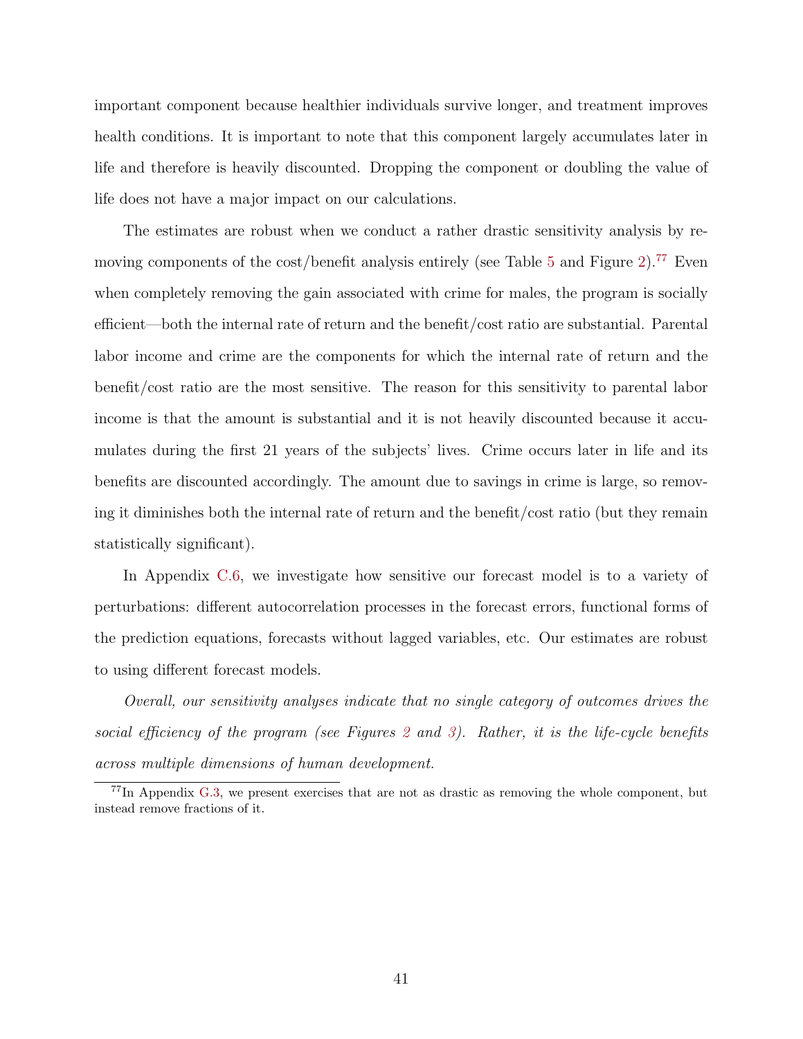important component because healthier individuals survive longer, and treatment improves health conditions. It is important to note that this component largely accumulates later in life and therefore is heavily discounted. Dropping the component or doubling the value of life does not have a major impact on our calculations.

The estimates are robust when we conduct a rather drastic sensitivity analysis by removing components of the cost/benefit analysis entirely (see Table 5 and Figure 2).[77] Even when completely removing the gain associated with crime for males, the program is socially efficient—both the internal rate of return and the benefit/cost ratio are substantial. Parental labor income and crime are the components for which the internal rate of return and the benefit/cost ratio are the most sensitive. The reason for this sensitivity to parental labor income is that the amount is substantial and it is not heavily discounted because it accumulates during the first 21 years of the subjects' lives. Crime occurs later in life and its benefits are discounted accordingly. The amount due to savings in crime is large, so removing it diminishes both the internal rate of return and the benefit/cost ratio (but they remain statistically significant).

In Appendix C.6, we investigate how sensitive our forecast model is to a variety of perturbations: different autocorrelation processes in the forecast errors, functional forms of the prediction equations, forecasts without lagged variables, etc. Our estimates are robust to using different forecast models.

*Overall, our sensitivity analyses indicate that no single category of outcomes drives the social efficiency of the program (see Figures 2 and 3). Rather, it is the life-cycle benefits across multiple dimensions of human development.*

[77] In Appendix G.3, we present exercises that are not as drastic as removing the whole component, but instead remove fractions of it.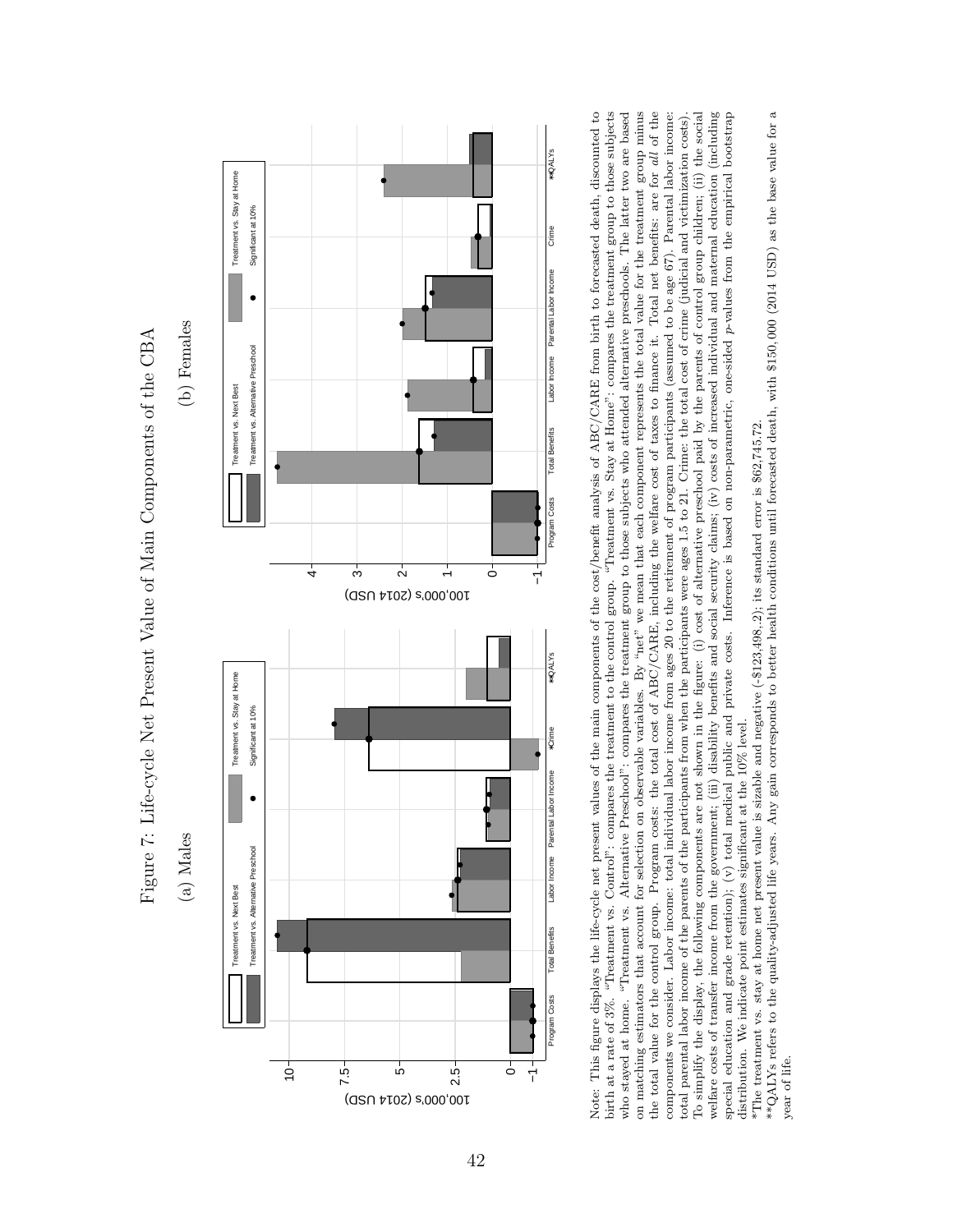# Figure 7: Life-cycle Net Present Value of Main Components of the CBA

(a) Males

(b) Females

Note: This figure displays the life-cycle net present values of the main components of the cost/benefit analysis of ABC/CARE from birth to forecasted death, discounted to birth at a rate of 3%. "Treatment vs. Control": compares the treatment to the control group. "Treatment vs. Stay at Home": compares the treatment group to those subjects who stayed at home. "Treatment vs. Alternative Preschool": compares the treatment group to those subjects who attended alternative preschools. The latter two are based on matching estimators that account for selection on observable variables. By "net" we mean that each component represents the total value for the treatment group minus the total value for the control group. Program costs: the total cost of ABC/CARE, including the welfare cost of taxes to finance it. Total net benefits: are for *all* of the components we consider. Labor income: total individual labor income from ages 20 to the retirement of program participants (assumed to be age 67). Parental labor income: total parental labor income of the parents of the participants from when the participants were ages 1.5 to 21. Crime: the total cost of crime (judicial and victimization costs). To simplify the display, the following components are not shown in the figure: (i) cost of alternative preschool paid by the parents of control group children; (ii) the social welfare costs of transfer income from the government; (iii) disability benefits and social security claims; (iv) costs of increased individual and maternal education (including special education and grade retention); (v) total medical public and private costs. Inference is based on non-parametric, one-sided $p$-values from the empirical bootstrap distribution. We indicate point estimates significant at the 10% level.

*The treatment vs. stay at home net present value is sizable and negative (-\$123,498.2); its standard error is \$62,745.72.

**QALYs refers to the quality-adjusted life years. Any gain corresponds to better health conditions until forecasted death, with \$150,000 (2014 USD) as the base value for a year of life.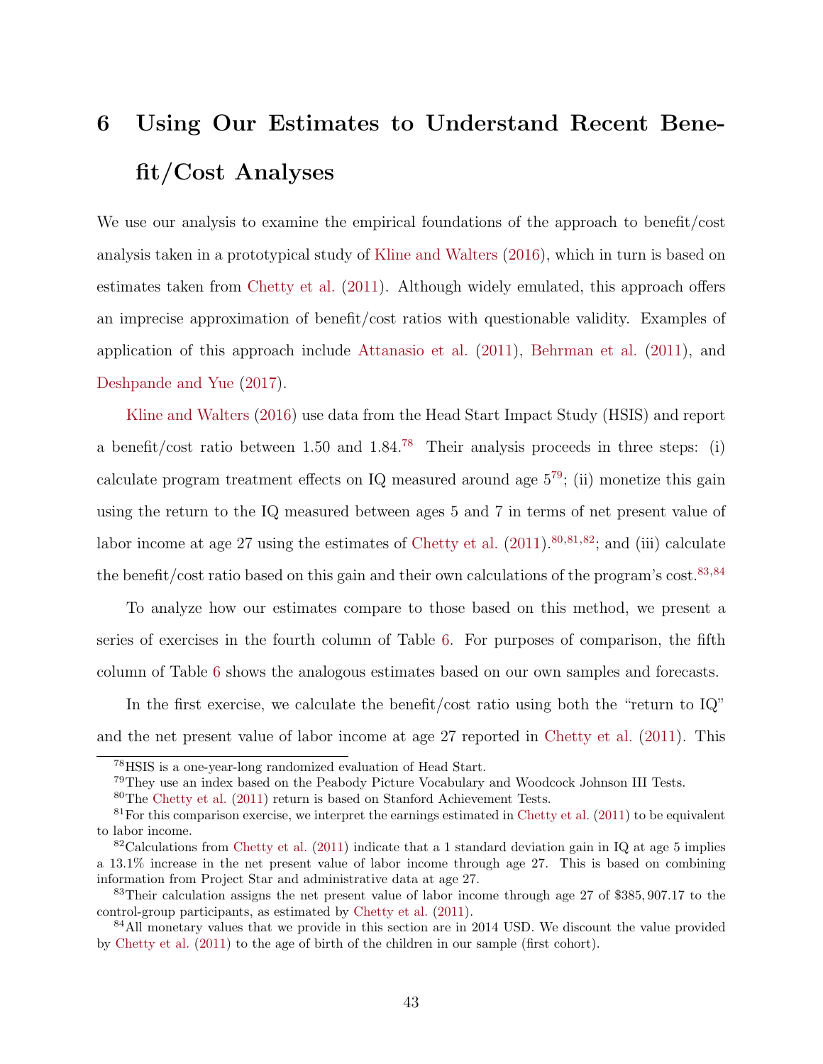# 6 Using Our Estimates to Understand Recent Benefit/Cost Analyses

We use our analysis to examine the empirical foundations of the approach to benefit/cost analysis taken in a prototypical study of Kline and Walters (2016), which in turn is based on estimates taken from Chetty et al. (2011). Although widely emulated, this approach offers an imprecise approximation of benefit/cost ratios with questionable validity. Examples of application of this approach include Attanasio et al. (2011), Behrman et al. (2011), and Deshpande and Yue (2017).

Kline and Walters (2016) use data from the Head Start Impact Study (HSIS) and report a benefit/cost ratio between 1.50 and 1.84.[78] Their analysis proceeds in three steps: (i) calculate program treatment effects on IQ measured around age 5[79]; (ii) monetize this gain using the return to the IQ measured between ages 5 and 7 in terms of net present value of labor income at age 27 using the estimates of Chetty et al. (2011).[80,81,82]; and (iii) calculate the benefit/cost ratio based on this gain and their own calculations of the program's cost.[83,84]

To analyze how our estimates compare to those based on this method, we present a series of exercises in the fourth column of Table 6. For purposes of comparison, the fifth column of Table 6 shows the analogous estimates based on our own samples and forecasts.

In the first exercise, we calculate the benefit/cost ratio using both the "return to IQ" and the net present value of labor income at age 27 reported in Chetty et al. (2011). This

[78] HSIS is a one-year-long randomized evaluation of Head Start.

[79] They use an index based on the Peabody Picture Vocabulary and Woodcock Johnson III Tests.

[80] The Chetty et al. (2011) return is based on Stanford Achievement Tests.

[81] For this comparison exercise, we interpret the earnings estimated in Chetty et al. (2011) to be equivalent to labor income.

[82] Calculations from Chetty et al. (2011) indicate that a 1 standard deviation gain in IQ at age 5 implies a 13.1% increase in the net present value of labor income through age 27. This is based on combining information from Project Star and administrative data at age 27.

[83] Their calculation assigns the net present value of labor income through age 27 of $385,907.17 to the control-group participants, as estimated by Chetty et al. (2011).

[84] All monetary values that we provide in this section are in 2014 USD. We discount the value provided by Chetty et al. (2011) to the age of birth of the children in our sample (first cohort).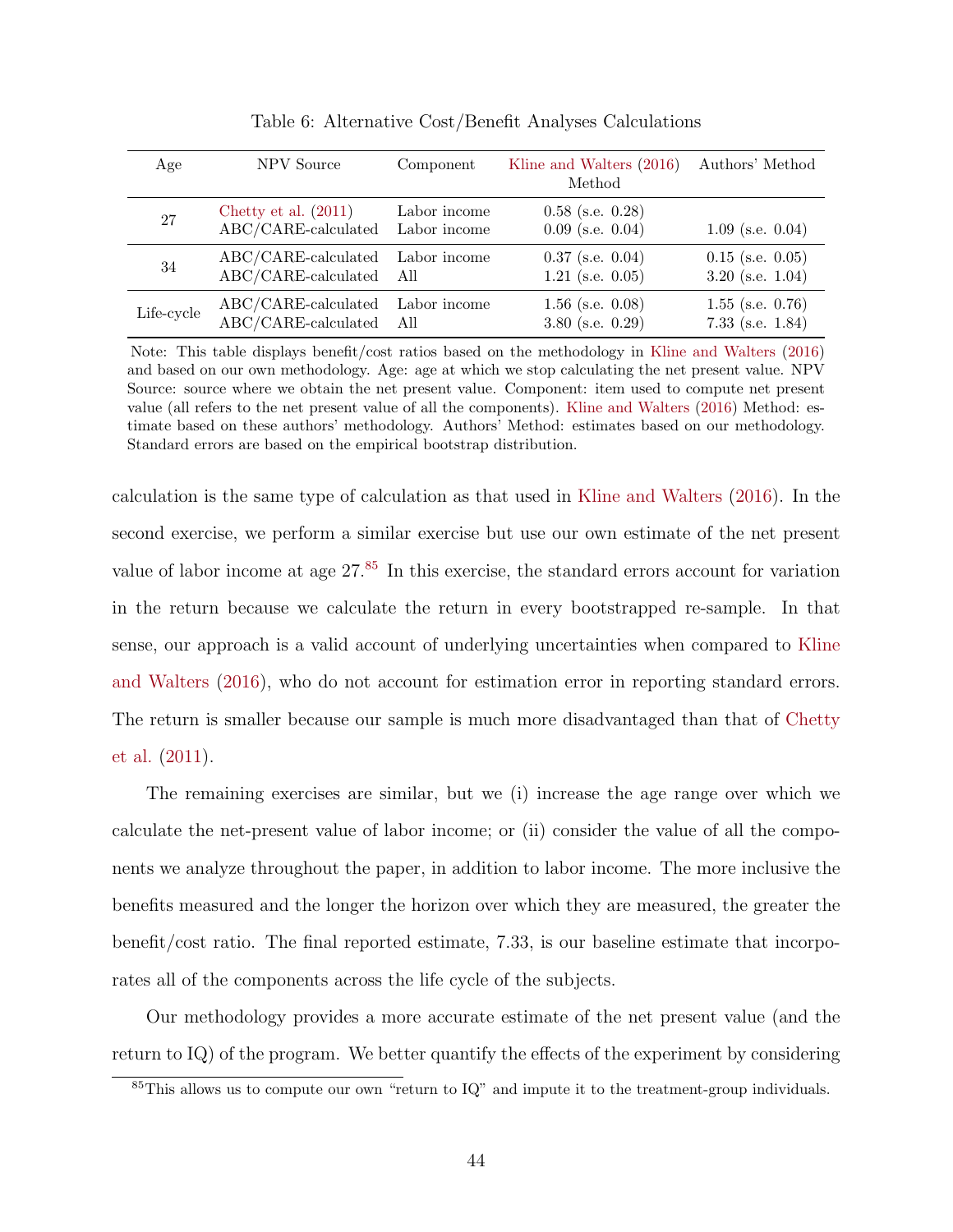Table 6: Alternative Cost/Benefit Analyses Calculations

| Age | NPV Source | Component | Kline and Walters (2016) Method | Authors' Method |
|---|---|---|---|---|
| 27 | Chetty et al. (2011) | Labor income | 0.58 (s.e. 0.28) | |
| | ABC/CARE-calculated | Labor income | 0.09 (s.e. 0.04) | 1.09 (s.e. 0.04) |
| 34 | ABC/CARE-calculated | Labor income | 0.37 (s.e. 0.04) | 0.15 (s.e. 0.05) |
| | ABC/CARE-calculated | All | 1.21 (s.e. 0.05) | 3.20 (s.e. 1.04) |
| Life-cycle | ABC/CARE-calculated | Labor income | 1.56 (s.e. 0.08) | 1.55 (s.e. 0.76) |
| | ABC/CARE-calculated | All | 3.80 (s.e. 0.29) | 7.33 (s.e. 1.84) |

Note: This table displays benefit/cost ratios based on the methodology in Kline and Walters (2016) and based on our own methodology. Age: age at which we stop calculating the net present value. NPV Source: source where we obtain the net present value. Component: item used to compute net present value (all refers to the net present value of all the components). Kline and Walters (2016) Method: estimate based on these authors' methodology. Authors' Method: estimates based on our methodology. Standard errors are based on the empirical bootstrap distribution.

calculation is the same type of calculation as that used in Kline and Walters (2016). In the second exercise, we perform a similar exercise but use our own estimate of the net present value of labor income at age 27.[85] In this exercise, the standard errors account for variation in the return because we calculate the return in every bootstrapped re-sample. In that sense, our approach is a valid account of underlying uncertainties when compared to Kline and Walters (2016), who do not account for estimation error in reporting standard errors. The return is smaller because our sample is much more disadvantaged than that of Chetty et al. (2011).

The remaining exercises are similar, but we (i) increase the age range over which we calculate the net-present value of labor income; or (ii) consider the value of all the components we analyze throughout the paper, in addition to labor income. The more inclusive the benefits measured and the longer the horizon over which they are measured, the greater the benefit/cost ratio. The final reported estimate, 7.33, is our baseline estimate that incorporates all of the components across the life cycle of the subjects.

Our methodology provides a more accurate estimate of the net present value (and the return to IQ) of the program. We better quantify the effects of the experiment by considering

[85] This allows us to compute our own "return to IQ" and impute it to the treatment-group individuals.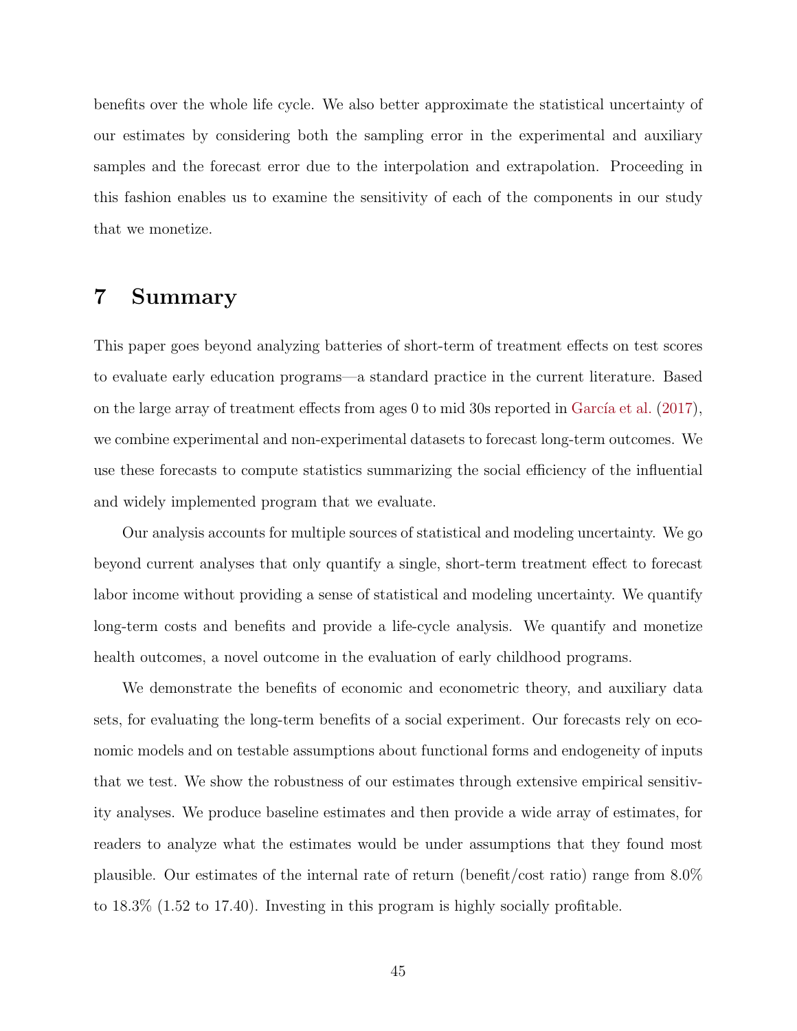benefits over the whole life cycle. We also better approximate the statistical uncertainty of our estimates by considering both the sampling error in the experimental and auxiliary samples and the forecast error due to the interpolation and extrapolation. Proceeding in this fashion enables us to examine the sensitivity of each of the components in our study that we monetize.

# 7 Summary

This paper goes beyond analyzing batteries of short-term of treatment effects on test scores to evaluate early education programs—a standard practice in the current literature. Based on the large array of treatment effects from ages 0 to mid 30s reported in García et al. (2017), we combine experimental and non-experimental datasets to forecast long-term outcomes. We use these forecasts to compute statistics summarizing the social efficiency of the influential and widely implemented program that we evaluate.

Our analysis accounts for multiple sources of statistical and modeling uncertainty. We go beyond current analyses that only quantify a single, short-term treatment effect to forecast labor income without providing a sense of statistical and modeling uncertainty. We quantify long-term costs and benefits and provide a life-cycle analysis. We quantify and monetize health outcomes, a novel outcome in the evaluation of early childhood programs.

We demonstrate the benefits of economic and econometric theory, and auxiliary data sets, for evaluating the long-term benefits of a social experiment. Our forecasts rely on economic models and on testable assumptions about functional forms and endogeneity of inputs that we test. We show the robustness of our estimates through extensive empirical sensitivity analyses. We produce baseline estimates and then provide a wide array of estimates, for readers to analyze what the estimates would be under assumptions that they found most plausible. Our estimates of the internal rate of return (benefit/cost ratio) range from 8.0% to 18.3% (1.52 to 17.40). Investing in this program is highly socially profitable.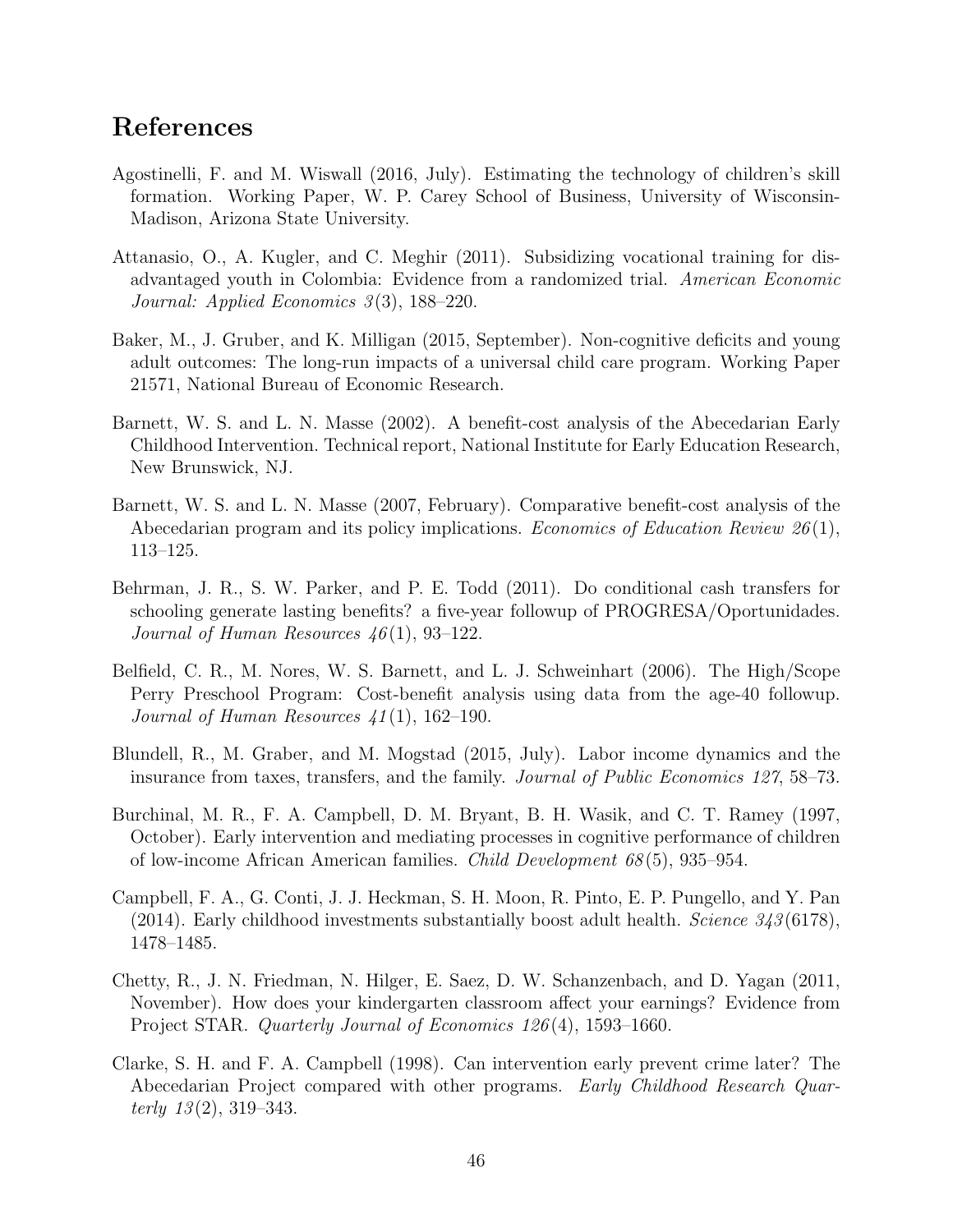## References

Agostinelli, F. and M. Wiswall (2016, July). Estimating the technology of children's skill formation. Working Paper, W. P. Carey School of Business, University of Wisconsin-Madison, Arizona State University.

Attanasio, O., A. Kugler, and C. Meghir (2011). Subsidizing vocational training for disadvantaged youth in Colombia: Evidence from a randomized trial. *American Economic Journal: Applied Economics 3*(3), 188–220.

Baker, M., J. Gruber, and K. Milligan (2015, September). Non-cognitive deficits and young adult outcomes: The long-run impacts of a universal child care program. Working Paper 21571, National Bureau of Economic Research.

Barnett, W. S. and L. N. Masse (2002). A benefit-cost analysis of the Abecedarian Early Childhood Intervention. Technical report, National Institute for Early Education Research, New Brunswick, NJ.

Barnett, W. S. and L. N. Masse (2007, February). Comparative benefit-cost analysis of the Abecedarian program and its policy implications. *Economics of Education Review 26*(1), 113–125.

Behrman, J. R., S. W. Parker, and P. E. Todd (2011). Do conditional cash transfers for schooling generate lasting benefits? a five-year followup of PROGRESA/Oportunidades. *Journal of Human Resources 46*(1), 93–122.

Belfield, C. R., M. Nores, W. S. Barnett, and L. J. Schweinhart (2006). The High/Scope Perry Preschool Program: Cost-benefit analysis using data from the age-40 followup. *Journal of Human Resources 41*(1), 162–190.

Blundell, R., M. Graber, and M. Mogstad (2015, July). Labor income dynamics and the insurance from taxes, transfers, and the family. *Journal of Public Economics 127*, 58–73.

Burchinal, M. R., F. A. Campbell, D. M. Bryant, B. H. Wasik, and C. T. Ramey (1997, October). Early intervention and mediating processes in cognitive performance of children of low-income African American families. *Child Development 68*(5), 935–954.

Campbell, F. A., G. Conti, J. J. Heckman, S. H. Moon, R. Pinto, E. P. Pungello, and Y. Pan (2014). Early childhood investments substantially boost adult health. *Science 343*(6178), 1478–1485.

Chetty, R., J. N. Friedman, N. Hilger, E. Saez, D. W. Schanzenbach, and D. Yagan (2011, November). How does your kindergarten classroom affect your earnings? Evidence from Project STAR. *Quarterly Journal of Economics 126*(4), 1593–1660.

Clarke, S. H. and F. A. Campbell (1998). Can intervention early prevent crime later? The Abecedarian Project compared with other programs. *Early Childhood Research Quarterly 13*(2), 319–343.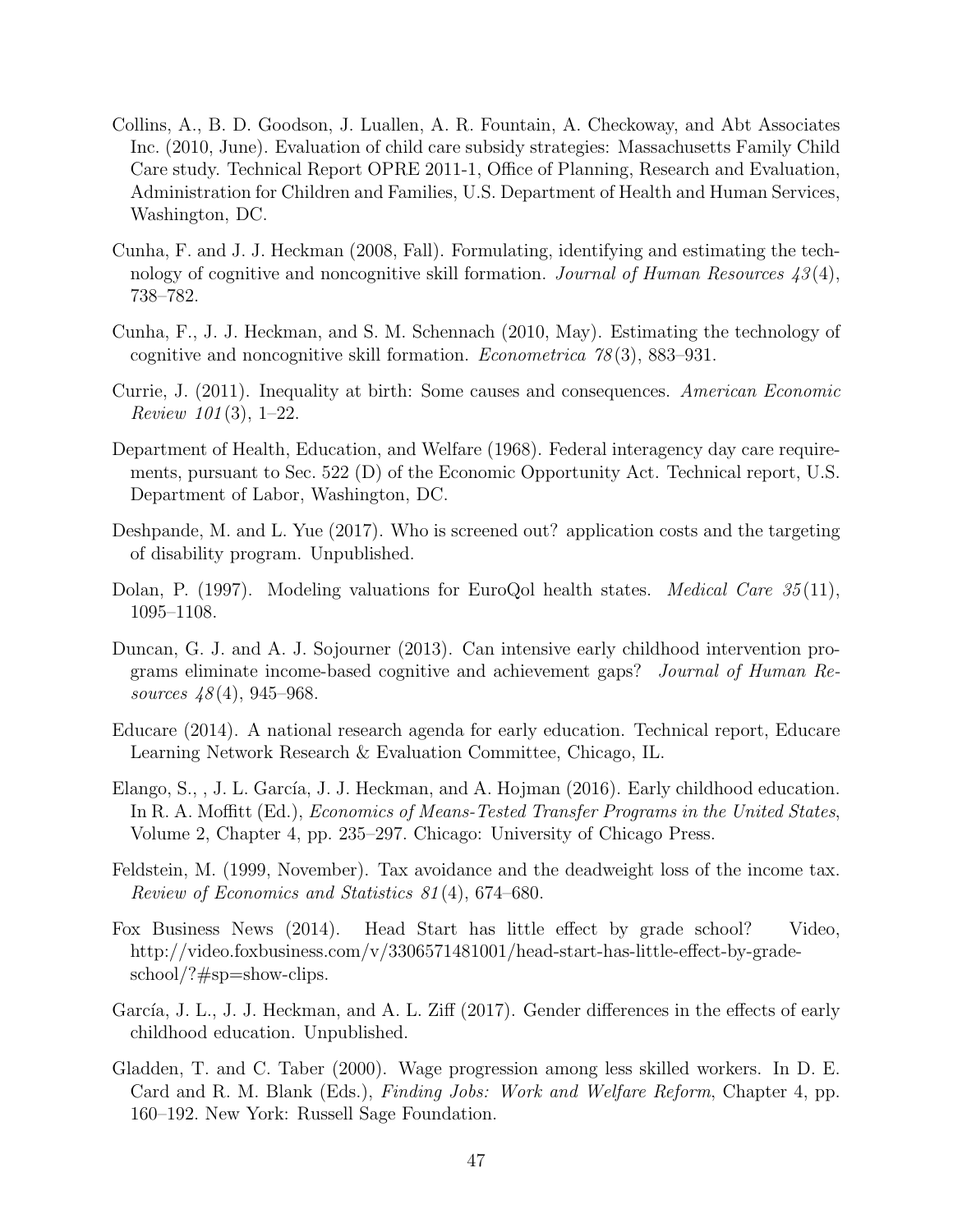Collins, A., B. D. Goodson, J. Luallen, A. R. Fountain, A. Checkoway, and Abt Associates Inc. (2010, June). Evaluation of child care subsidy strategies: Massachusetts Family Child Care study. Technical Report OPRE 2011-1, Office of Planning, Research and Evaluation, Administration for Children and Families, U.S. Department of Health and Human Services, Washington, DC.

Cunha, F. and J. J. Heckman (2008, Fall). Formulating, identifying and estimating the technology of cognitive and noncognitive skill formation. *Journal of Human Resources 43*(4), 738–782.

Cunha, F., J. J. Heckman, and S. M. Schennach (2010, May). Estimating the technology of cognitive and noncognitive skill formation. *Econometrica 78*(3), 883–931.

Currie, J. (2011). Inequality at birth: Some causes and consequences. *American Economic Review 101*(3), 1–22.

Department of Health, Education, and Welfare (1968). Federal interagency day care requirements, pursuant to Sec. 522 (D) of the Economic Opportunity Act. Technical report, U.S. Department of Labor, Washington, DC.

Deshpande, M. and L. Yue (2017). Who is screened out? application costs and the targeting of disability program. Unpublished.

Dolan, P. (1997). Modeling valuations for EuroQol health states. *Medical Care 35*(11), 1095–1108.

Duncan, G. J. and A. J. Sojourner (2013). Can intensive early childhood intervention programs eliminate income-based cognitive and achievement gaps? *Journal of Human Resources 48*(4), 945–968.

Educare (2014). A national research agenda for early education. Technical report, Educare Learning Network Research & Evaluation Committee, Chicago, IL.

Elango, S., , J. L. García, J. J. Heckman, and A. Hojman (2016). Early childhood education. In R. A. Moffitt (Ed.), *Economics of Means-Tested Transfer Programs in the United States*, Volume 2, Chapter 4, pp. 235–297. Chicago: University of Chicago Press.

Feldstein, M. (1999, November). Tax avoidance and the deadweight loss of the income tax. *Review of Economics and Statistics 81*(4), 674–680.

Fox Business News (2014). Head Start has little effect by grade school? Video, http://video.foxbusiness.com/v/3306571481001/head-start-has-little-effect-by-grade-school/?#sp=show-clips.

García, J. L., J. J. Heckman, and A. L. Ziff (2017). Gender differences in the effects of early childhood education. Unpublished.

Gladden, T. and C. Taber (2000). Wage progression among less skilled workers. In D. E. Card and R. M. Blank (Eds.), *Finding Jobs: Work and Welfare Reform*, Chapter 4, pp. 160–192. New York: Russell Sage Foundation.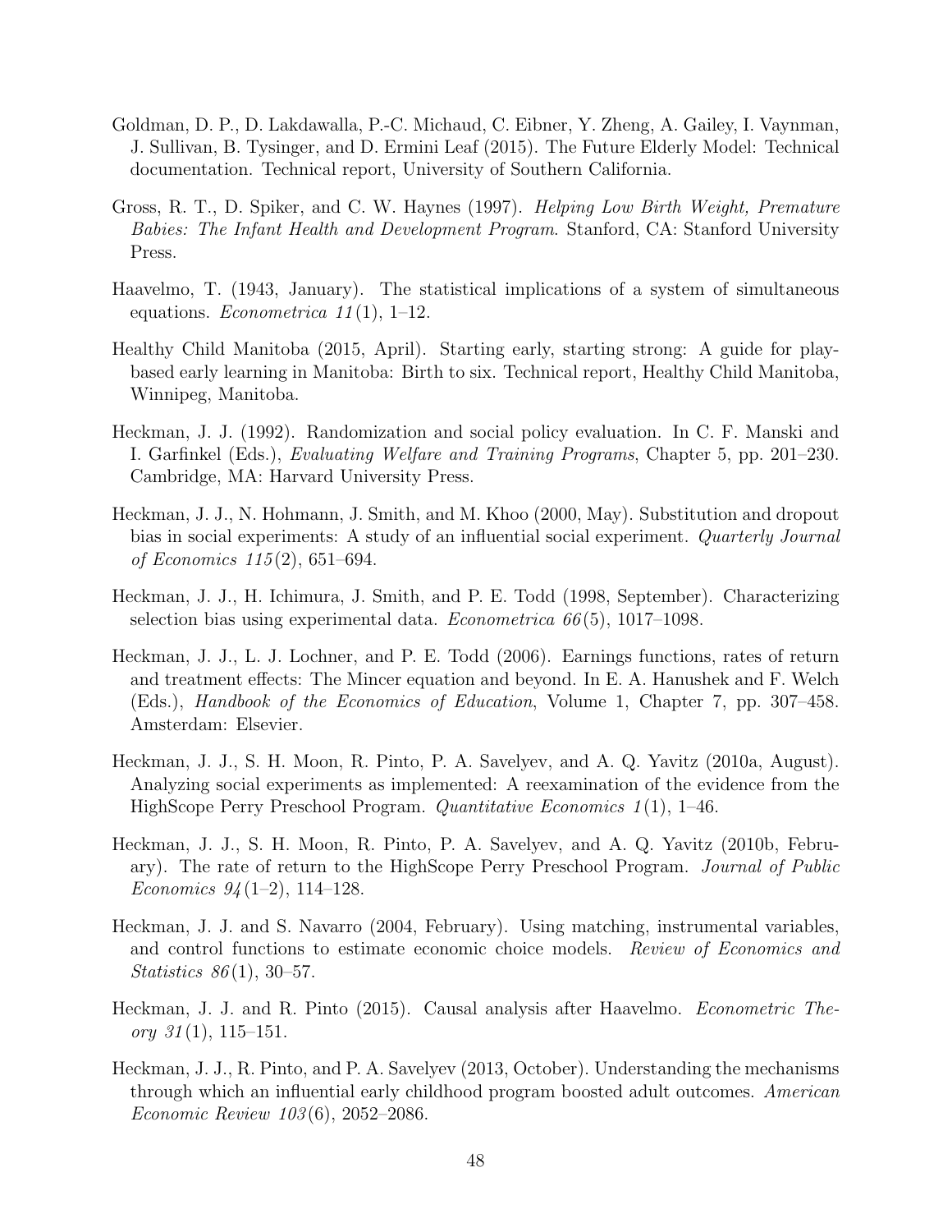Goldman, D. P., D. Lakdawalla, P.-C. Michaud, C. Eibner, Y. Zheng, A. Gailey, I. Vaynman, J. Sullivan, B. Tysinger, and D. Ermini Leaf (2015). The Future Elderly Model: Technical documentation. Technical report, University of Southern California.

Gross, R. T., D. Spiker, and C. W. Haynes (1997). *Helping Low Birth Weight, Premature Babies: The Infant Health and Development Program*. Stanford, CA: Stanford University Press.

Haavelmo, T. (1943, January). The statistical implications of a system of simultaneous equations. *Econometrica 11*(1), 1–12.

Healthy Child Manitoba (2015, April). Starting early, starting strong: A guide for play-based early learning in Manitoba: Birth to six. Technical report, Healthy Child Manitoba, Winnipeg, Manitoba.

Heckman, J. J. (1992). Randomization and social policy evaluation. In C. F. Manski and I. Garfinkel (Eds.), *Evaluating Welfare and Training Programs*, Chapter 5, pp. 201–230. Cambridge, MA: Harvard University Press.

Heckman, J. J., N. Hohmann, J. Smith, and M. Khoo (2000, May). Substitution and dropout bias in social experiments: A study of an influential social experiment. *Quarterly Journal of Economics 115*(2), 651–694.

Heckman, J. J., H. Ichimura, J. Smith, and P. E. Todd (1998, September). Characterizing selection bias using experimental data. *Econometrica 66*(5), 1017–1098.

Heckman, J. J., L. J. Lochner, and P. E. Todd (2006). Earnings functions, rates of return and treatment effects: The Mincer equation and beyond. In E. A. Hanushek and F. Welch (Eds.), *Handbook of the Economics of Education*, Volume 1, Chapter 7, pp. 307–458. Amsterdam: Elsevier.

Heckman, J. J., S. H. Moon, R. Pinto, P. A. Savelyev, and A. Q. Yavitz (2010a, August). Analyzing social experiments as implemented: A reexamination of the evidence from the HighScope Perry Preschool Program. *Quantitative Economics 1*(1), 1–46.

Heckman, J. J., S. H. Moon, R. Pinto, P. A. Savelyev, and A. Q. Yavitz (2010b, February). The rate of return to the HighScope Perry Preschool Program. *Journal of Public Economics 94*(1–2), 114–128.

Heckman, J. J. and S. Navarro (2004, February). Using matching, instrumental variables, and control functions to estimate economic choice models. *Review of Economics and Statistics 86*(1), 30–57.

Heckman, J. J. and R. Pinto (2015). Causal analysis after Haavelmo. *Econometric Theory 31*(1), 115–151.

Heckman, J. J., R. Pinto, and P. A. Savelyev (2013, October). Understanding the mechanisms through which an influential early childhood program boosted adult outcomes. *American Economic Review 103*(6), 2052–2086.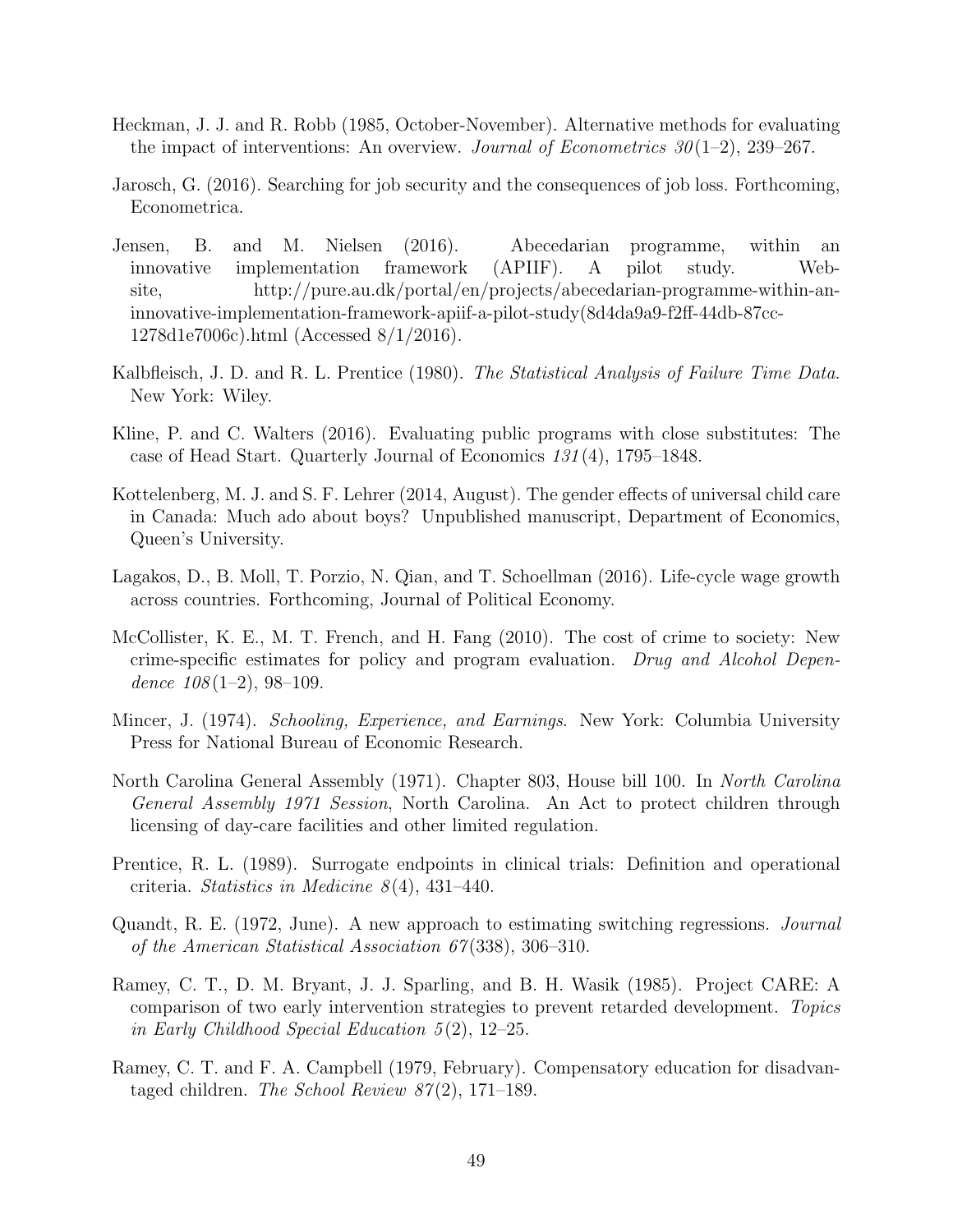Heckman, J. J. and R. Robb (1985, October-November). Alternative methods for evaluating the impact of interventions: An overview. *Journal of Econometrics 30*(1–2), 239–267.

Jarosch, G. (2016). Searching for job security and the consequences of job loss. Forthcoming, Econometrica.

Jensen, B. and M. Nielsen (2016). Abecedarian programme, within an innovative implementation framework (APIIF). A pilot study. Website, http://pure.au.dk/portal/en/projects/abecedarian-programme-within-an-innovative-implementation-framework-apiif-a-pilot-study(8d4da9a9-f2ff-44db-87cc-1278d1e7006c).html (Accessed 8/1/2016).

Kalbfleisch, J. D. and R. L. Prentice (1980). *The Statistical Analysis of Failure Time Data*. New York: Wiley.

Kline, P. and C. Walters (2016). Evaluating public programs with close substitutes: The case of Head Start. Quarterly Journal of Economics *131*(4), 1795–1848.

Kottelenberg, M. J. and S. F. Lehrer (2014, August). The gender effects of universal child care in Canada: Much ado about boys? Unpublished manuscript, Department of Economics, Queen's University.

Lagakos, D., B. Moll, T. Porzio, N. Qian, and T. Schoellman (2016). Life-cycle wage growth across countries. Forthcoming, Journal of Political Economy.

McCollister, K. E., M. T. French, and H. Fang (2010). The cost of crime to society: New crime-specific estimates for policy and program evaluation. *Drug and Alcohol Dependence 108*(1–2), 98–109.

Mincer, J. (1974). *Schooling, Experience, and Earnings*. New York: Columbia University Press for National Bureau of Economic Research.

North Carolina General Assembly (1971). Chapter 803, House bill 100. In *North Carolina General Assembly 1971 Session*, North Carolina. An Act to protect children through licensing of day-care facilities and other limited regulation.

Prentice, R. L. (1989). Surrogate endpoints in clinical trials: Definition and operational criteria. *Statistics in Medicine 8*(4), 431–440.

Quandt, R. E. (1972, June). A new approach to estimating switching regressions. *Journal of the American Statistical Association 67*(338), 306–310.

Ramey, C. T., D. M. Bryant, J. J. Sparling, and B. H. Wasik (1985). Project CARE: A comparison of two early intervention strategies to prevent retarded development. *Topics in Early Childhood Special Education 5*(2), 12–25.

Ramey, C. T. and F. A. Campbell (1979, February). Compensatory education for disadvantaged children. *The School Review 87*(2), 171–189.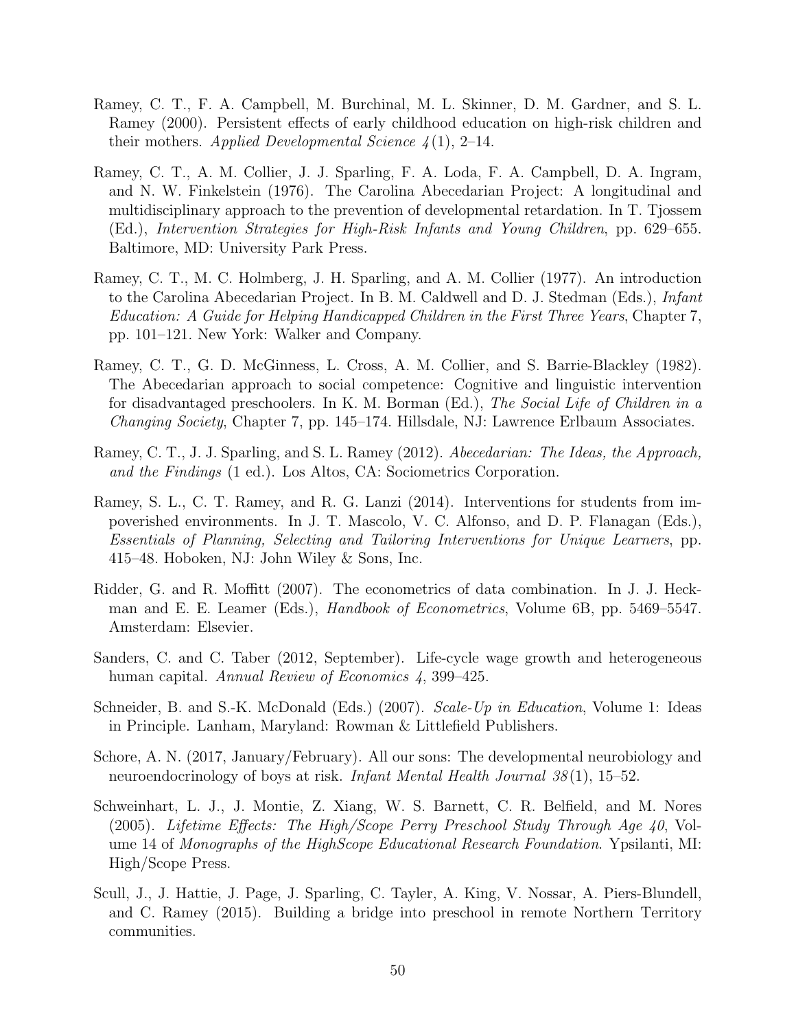Ramey, C. T., F. A. Campbell, M. Burchinal, M. L. Skinner, D. M. Gardner, and S. L. Ramey (2000). Persistent effects of early childhood education on high-risk children and their mothers. *Applied Developmental Science 4*(1), 2–14.

Ramey, C. T., A. M. Collier, J. J. Sparling, F. A. Loda, F. A. Campbell, D. A. Ingram, and N. W. Finkelstein (1976). The Carolina Abecedarian Project: A longitudinal and multidisciplinary approach to the prevention of developmental retardation. In T. Tjossem (Ed.), *Intervention Strategies for High-Risk Infants and Young Children*, pp. 629–655. Baltimore, MD: University Park Press.

Ramey, C. T., M. C. Holmberg, J. H. Sparling, and A. M. Collier (1977). An introduction to the Carolina Abecedarian Project. In B. M. Caldwell and D. J. Stedman (Eds.), *Infant Education: A Guide for Helping Handicapped Children in the First Three Years*, Chapter 7, pp. 101–121. New York: Walker and Company.

Ramey, C. T., G. D. McGinness, L. Cross, A. M. Collier, and S. Barrie-Blackley (1982). The Abecedarian approach to social competence: Cognitive and linguistic intervention for disadvantaged preschoolers. In K. M. Borman (Ed.), *The Social Life of Children in a Changing Society*, Chapter 7, pp. 145–174. Hillsdale, NJ: Lawrence Erlbaum Associates.

Ramey, C. T., J. J. Sparling, and S. L. Ramey (2012). *Abecedarian: The Ideas, the Approach, and the Findings* (1 ed.). Los Altos, CA: Sociometrics Corporation.

Ramey, S. L., C. T. Ramey, and R. G. Lanzi (2014). Interventions for students from impoverished environments. In J. T. Mascolo, V. C. Alfonso, and D. P. Flanagan (Eds.), *Essentials of Planning, Selecting and Tailoring Interventions for Unique Learners*, pp. 415–48. Hoboken, NJ: John Wiley & Sons, Inc.

Ridder, G. and R. Moffitt (2007). The econometrics of data combination. In J. J. Heckman and E. E. Leamer (Eds.), *Handbook of Econometrics*, Volume 6B, pp. 5469–5547. Amsterdam: Elsevier.

Sanders, C. and C. Taber (2012, September). Life-cycle wage growth and heterogeneous human capital. *Annual Review of Economics 4*, 399–425.

Schneider, B. and S.-K. McDonald (Eds.) (2007). *Scale-Up in Education*, Volume 1: Ideas in Principle. Lanham, Maryland: Rowman & Littlefield Publishers.

Schore, A. N. (2017, January/February). All our sons: The developmental neurobiology and neuroendocrinology of boys at risk. *Infant Mental Health Journal 38*(1), 15–52.

Schweinhart, L. J., J. Montie, Z. Xiang, W. S. Barnett, C. R. Belfield, and M. Nores (2005). *Lifetime Effects: The High/Scope Perry Preschool Study Through Age 40*, Volume 14 of *Monographs of the HighScope Educational Research Foundation*. Ypsilanti, MI: High/Scope Press.

Scull, J., J. Hattie, J. Page, J. Sparling, C. Tayler, A. King, V. Nossar, A. Piers-Blundell, and C. Ramey (2015). Building a bridge into preschool in remote Northern Territory communities.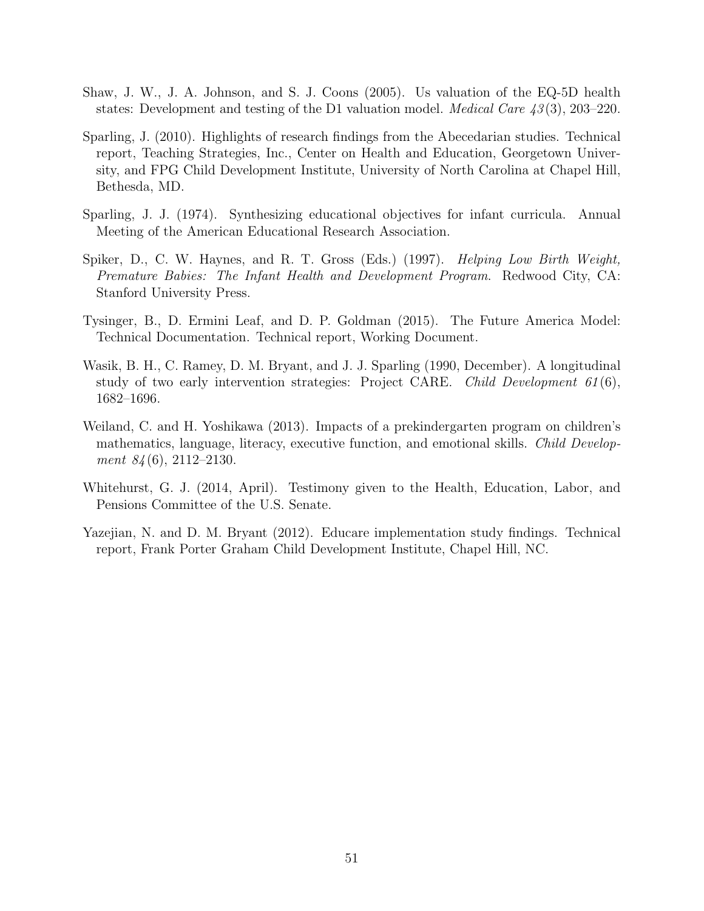Shaw, J. W., J. A. Johnson, and S. J. Coons (2005). Us valuation of the EQ-5D health states: Development and testing of the D1 valuation model. *Medical Care 43*(3), 203–220.

Sparling, J. (2010). Highlights of research findings from the Abecedarian studies. Technical report, Teaching Strategies, Inc., Center on Health and Education, Georgetown University, and FPG Child Development Institute, University of North Carolina at Chapel Hill, Bethesda, MD.

Sparling, J. J. (1974). Synthesizing educational objectives for infant curricula. Annual Meeting of the American Educational Research Association.

Spiker, D., C. W. Haynes, and R. T. Gross (Eds.) (1997). *Helping Low Birth Weight, Premature Babies: The Infant Health and Development Program*. Redwood City, CA: Stanford University Press.

Tysinger, B., D. Ermini Leaf, and D. P. Goldman (2015). The Future America Model: Technical Documentation. Technical report, Working Document.

Wasik, B. H., C. Ramey, D. M. Bryant, and J. J. Sparling (1990, December). A longitudinal study of two early intervention strategies: Project CARE. *Child Development 61*(6), 1682–1696.

Weiland, C. and H. Yoshikawa (2013). Impacts of a prekindergarten program on children's mathematics, language, literacy, executive function, and emotional skills. *Child Development 84*(6), 2112–2130.

Whitehurst, G. J. (2014, April). Testimony given to the Health, Education, Labor, and Pensions Committee of the U.S. Senate.

Yazejian, N. and D. M. Bryant (2012). Educare implementation study findings. Technical report, Frank Porter Graham Child Development Institute, Chapel Hill, NC.